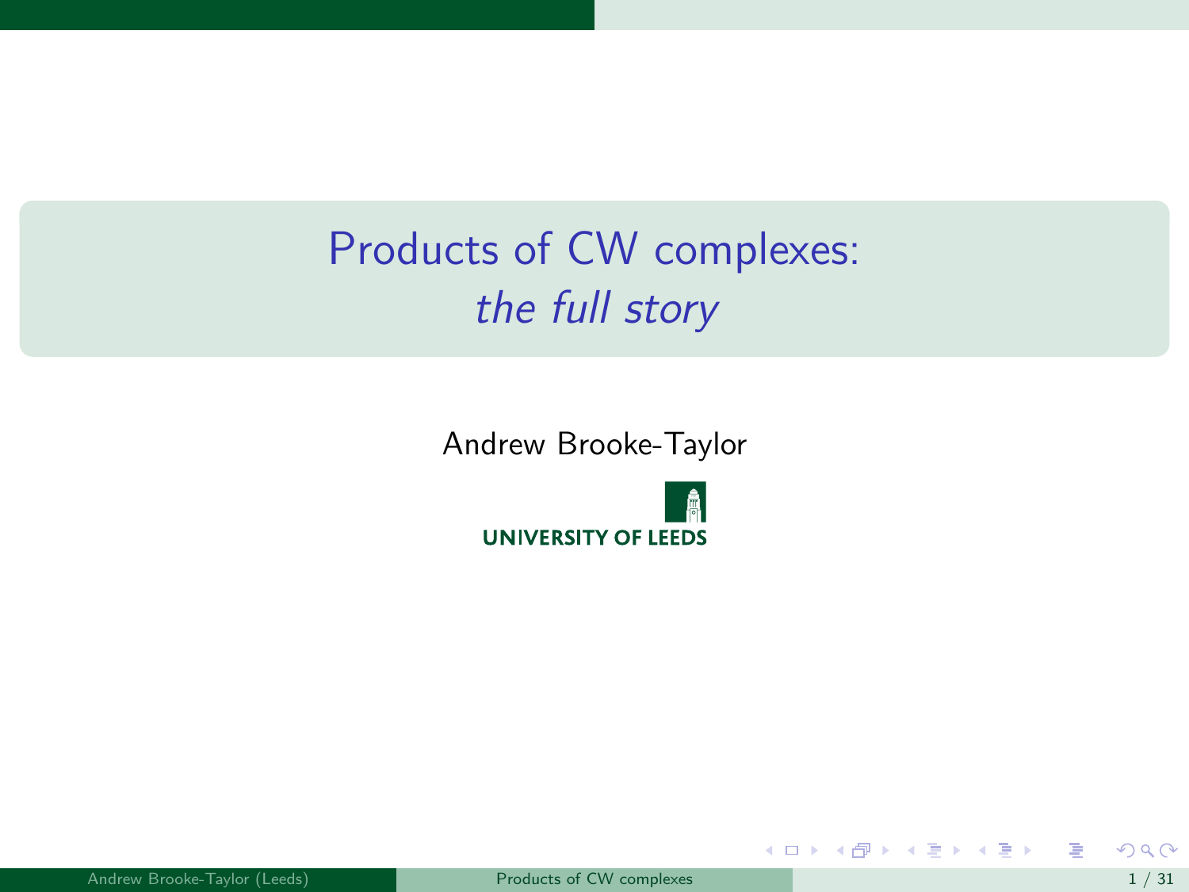# Products of CW complexes:
## *the full story*

Andrew Brooke-Taylor

UNIVERSITY OF LEEDS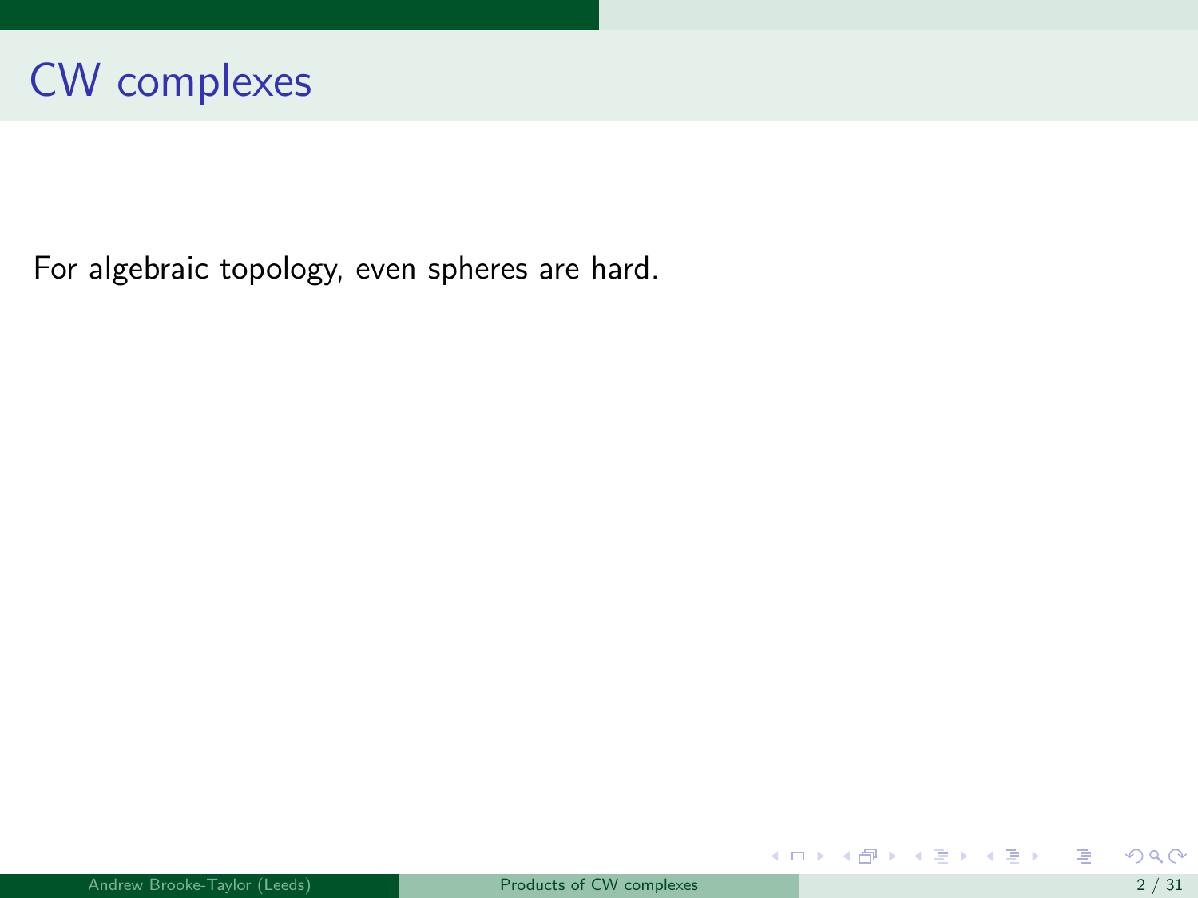# CW complexes

For algebraic topology, even spheres are hard.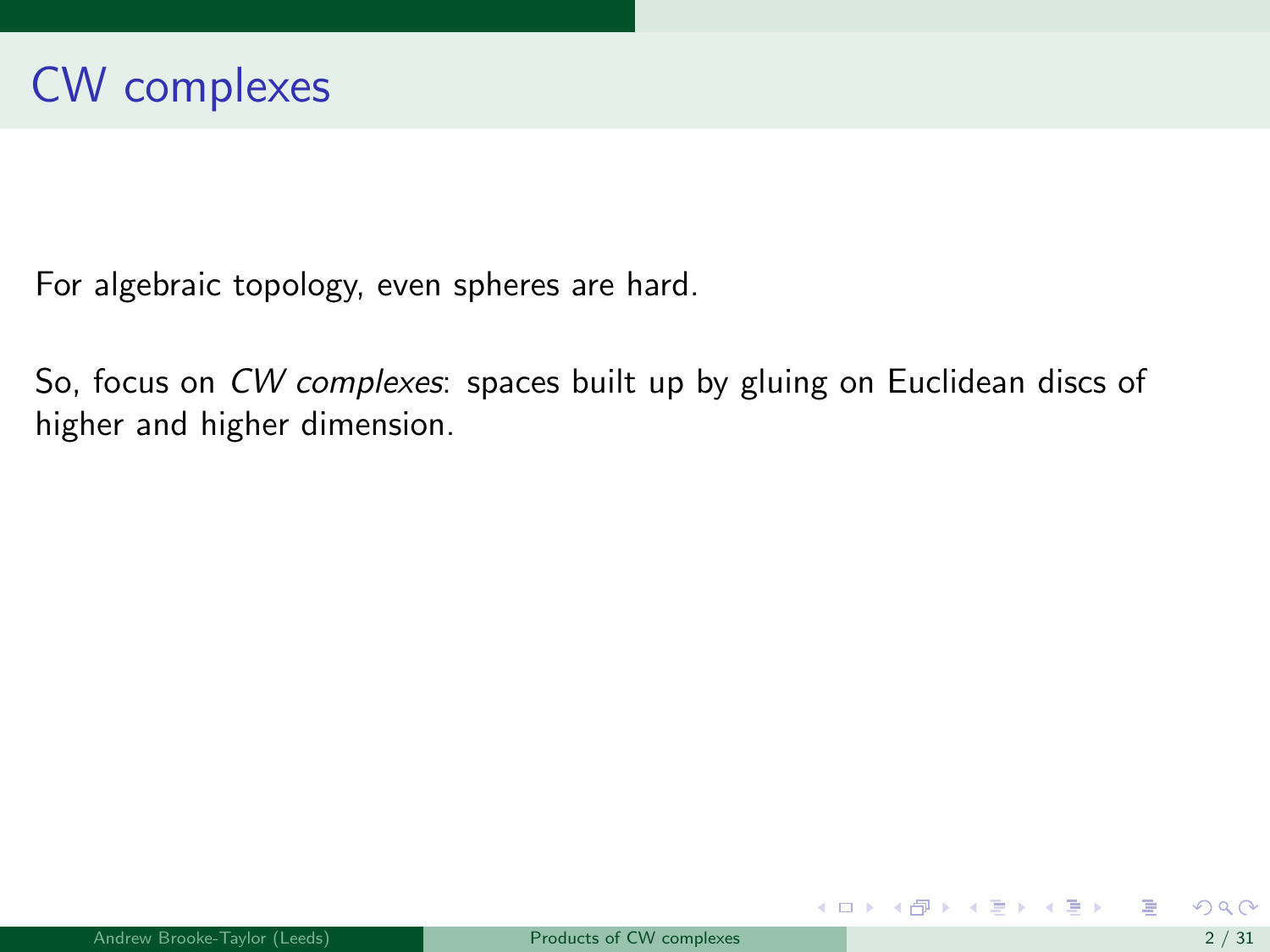# CW complexes

For algebraic topology, even spheres are hard.

So, focus on *CW complexes*: spaces built up by gluing on Euclidean discs of higher and higher dimension.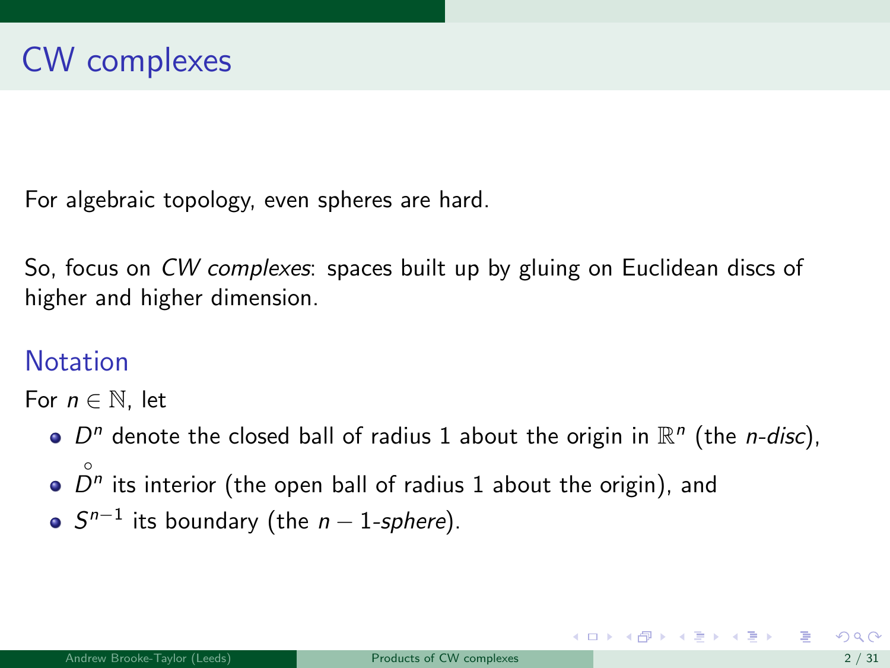# CW complexes

For algebraic topology, even spheres are hard.

So, focus on *CW complexes*: spaces built up by gluing on Euclidean discs of higher and higher dimension.

## Notation

For $n \in \mathbb{N}$, let

- $D^n$ denote the closed ball of radius 1 about the origin in $\mathbb{R}^n$ (the *n-disc*),
- $\mathring{D}^n$ its interior (the open ball of radius 1 about the origin), and
- $S^{n-1}$ its boundary (the $n-1$-*sphere*).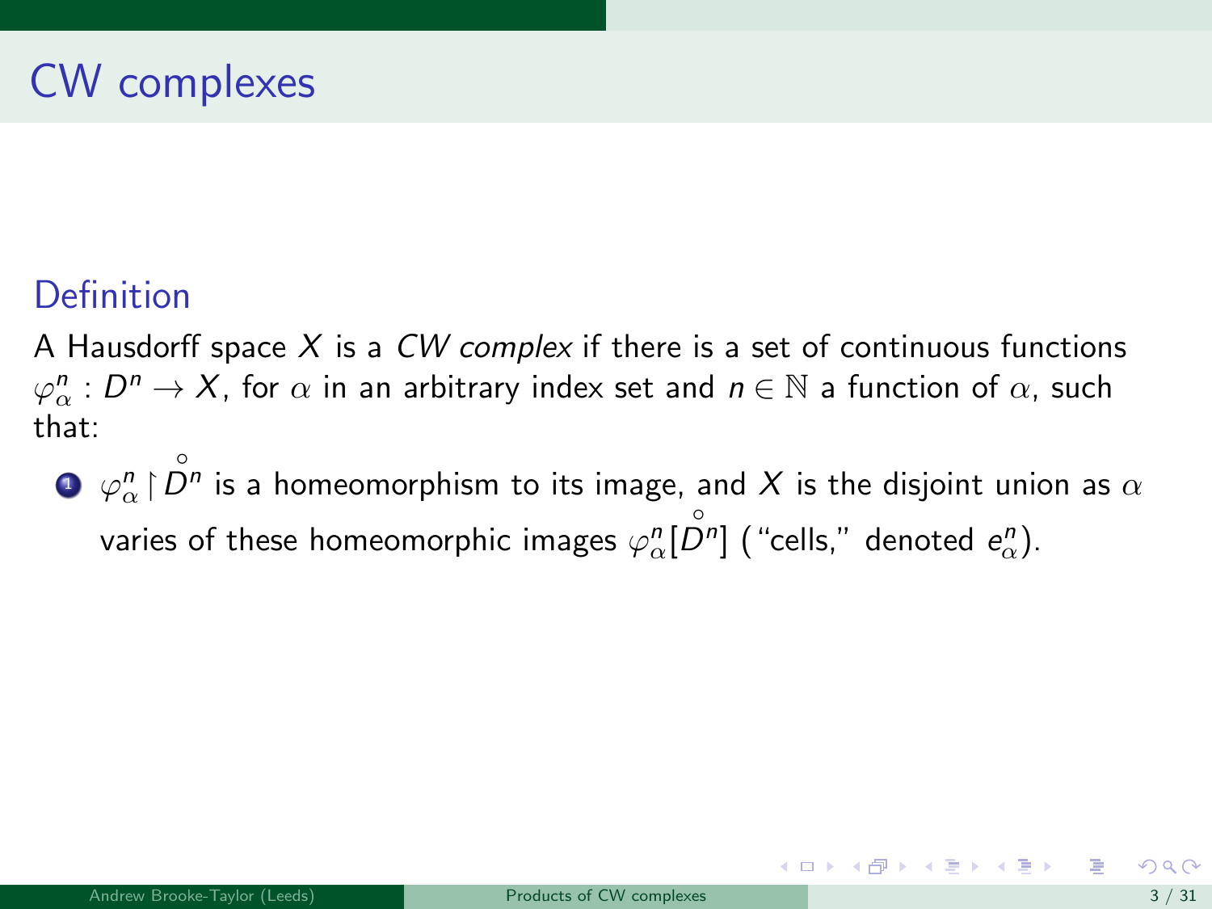# CW complexes

### Definition

A Hausdorff space $X$ is a *CW complex* if there is a set of continuous functions $\varphi^n_\alpha : D^n \to X$, for $\alpha$ in an arbitrary index set and $n \in \mathbb{N}$ a function of $\alpha$, such that:

1. $\varphi^n_\alpha \restriction \overset{\circ}{D^n}$ is a homeomorphism to its image, and $X$ is the disjoint union as $\alpha$ varies of these homeomorphic images $\varphi^n_\alpha[\overset{\circ}{D^n}]$ ("cells," denoted $e^n_\alpha$).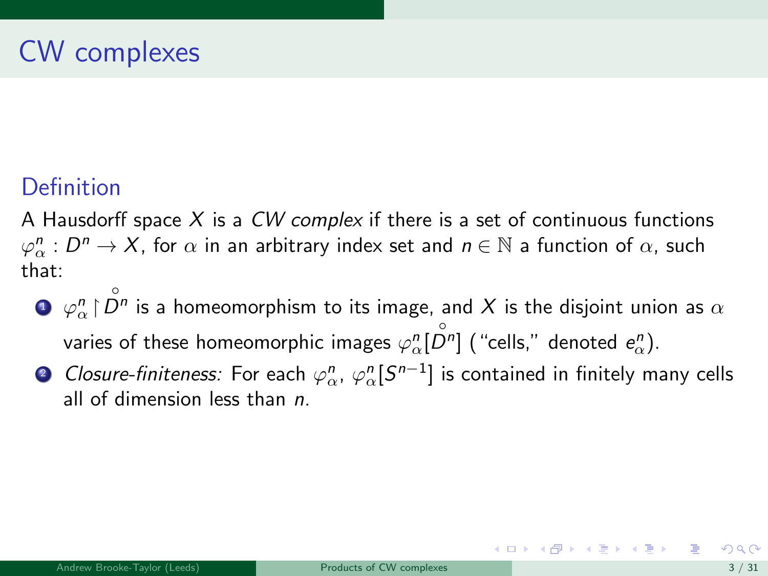# CW complexes

## Definition

A Hausdorff space $X$ is a *CW complex* if there is a set of continuous functions $\varphi_\alpha^n : D^n \to X$, for $\alpha$ in an arbitrary index set and $n \in \mathbb{N}$ a function of $\alpha$, such that:

1. $\varphi_\alpha^n \restriction \mathring{D}^n$ is a homeomorphism to its image, and $X$ is the disjoint union as $\alpha$ varies of these homeomorphic images $\varphi_\alpha^n[\mathring{D}^n]$ ("cells," denoted $e_\alpha^n$).
2. *Closure-finiteness:* For each $\varphi_\alpha^n$, $\varphi_\alpha^n[S^{n-1}]$ is contained in finitely many cells all of dimension less than $n$.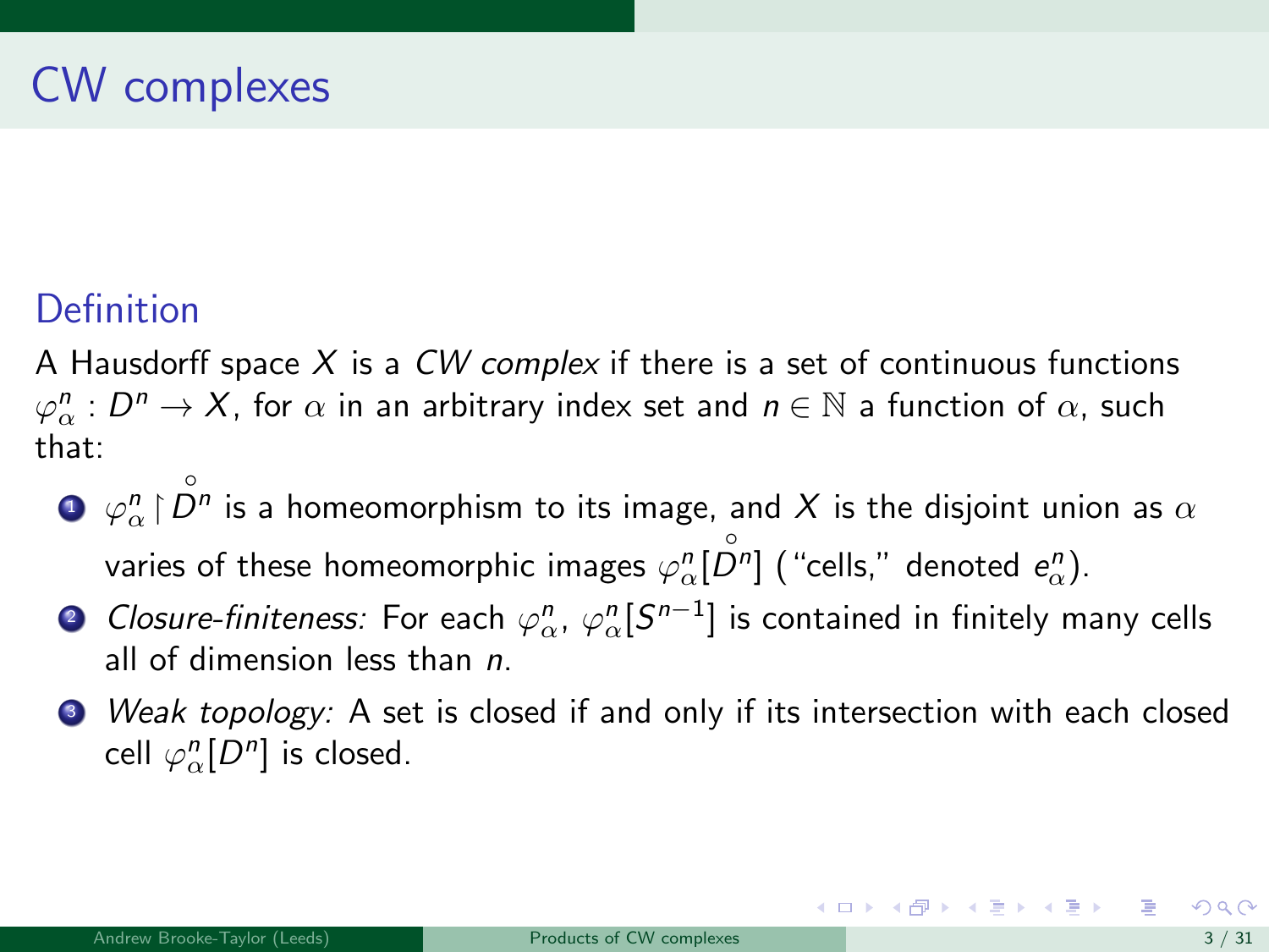# CW complexes

## Definition

A Hausdorff space $X$ is a *CW complex* if there is a set of continuous functions $\varphi^n_\alpha : D^n \to X$, for $\alpha$ in an arbitrary index set and $n \in \mathbb{N}$ a function of $\alpha$, such that:

1. $\varphi^n_\alpha \upharpoonright \mathring{D}^n$ is a homeomorphism to its image, and $X$ is the disjoint union as $\alpha$ varies of these homeomorphic images $\varphi^n_\alpha[\mathring{D}^n]$ ("cells," denoted $e^n_\alpha$).
2. *Closure-finiteness:* For each $\varphi^n_\alpha$, $\varphi^n_\alpha[S^{n-1}]$ is contained in finitely many cells all of dimension less than $n$.
3. *Weak topology:* A set is closed if and only if its intersection with each closed cell $\varphi^n_\alpha[D^n]$ is closed.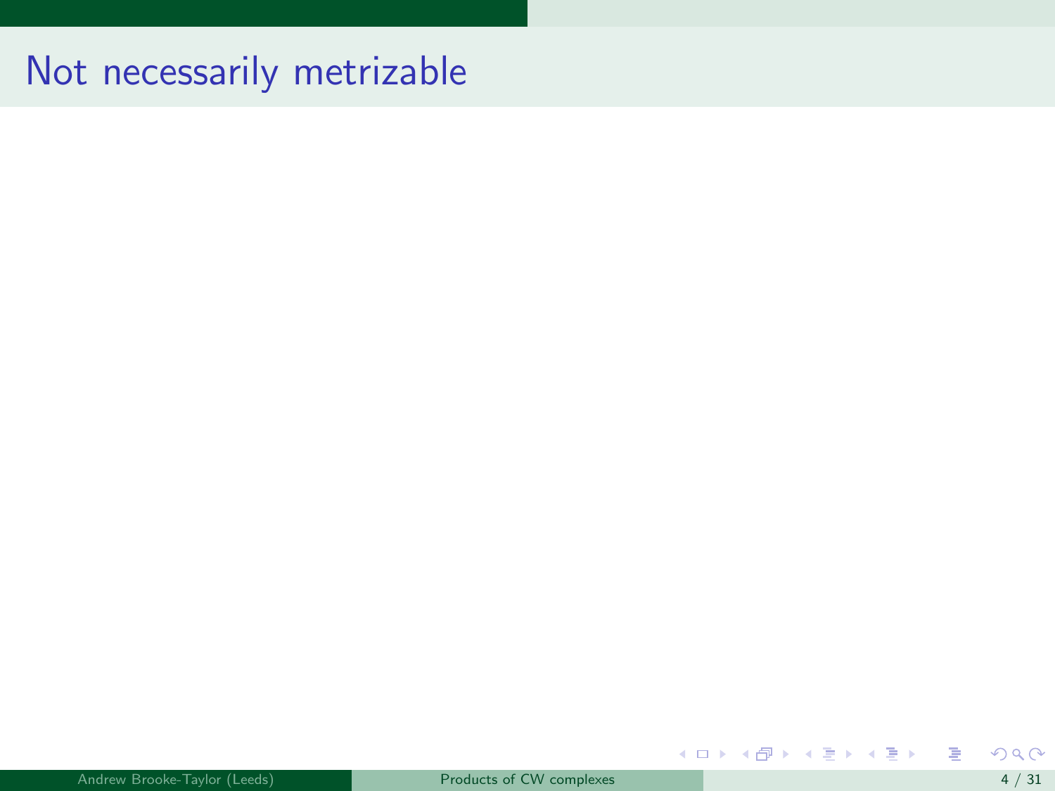# Not necessarily metrizable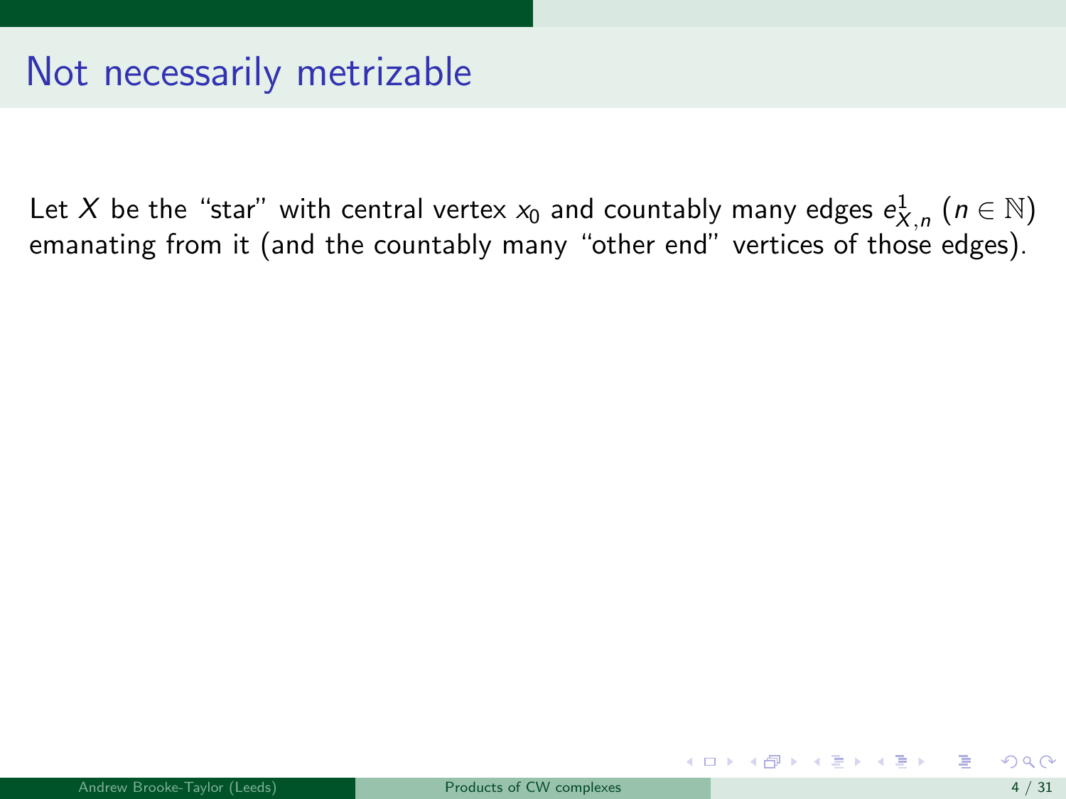# Not necessarily metrizable

Let $X$ be the "star" with central vertex $x_0$ and countably many edges $e^1_{X,n}$ ($n \in \mathbb{N}$) emanating from it (and the countably many "other end" vertices of those edges).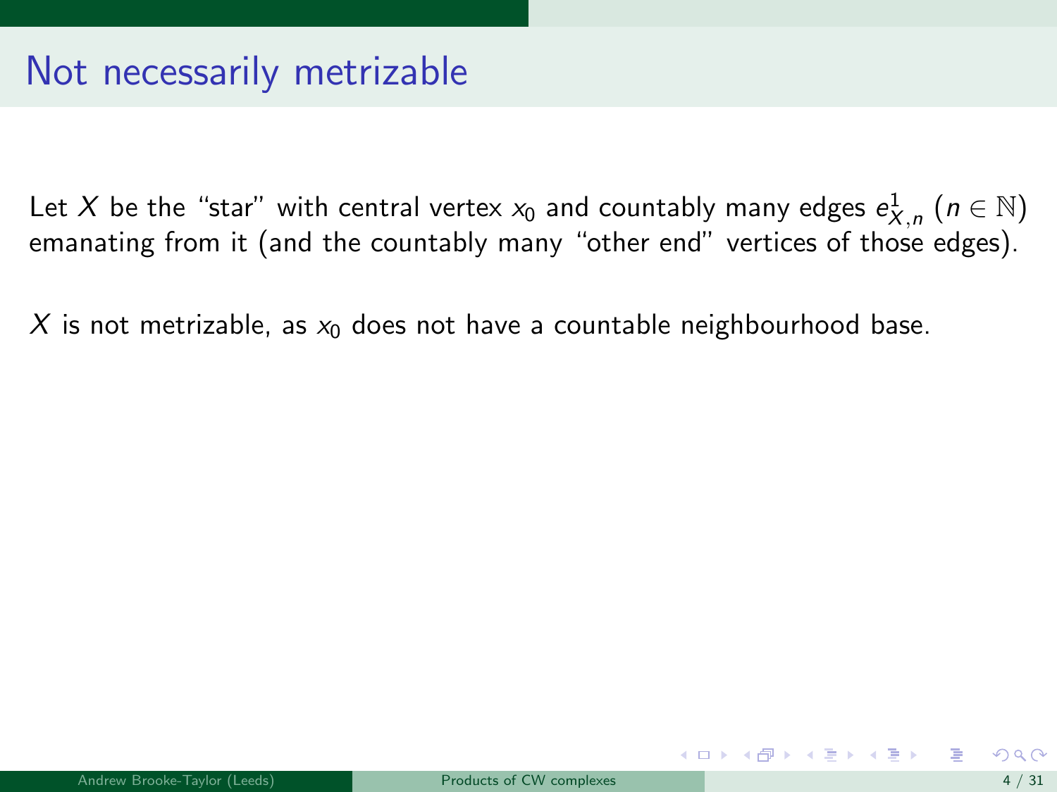# Not necessarily metrizable

Let $X$ be the "star" with central vertex $x_0$ and countably many edges $e^1_{X,n}$ ($n \in \mathbb{N}$) emanating from it (and the countably many "other end" vertices of those edges).

$X$ is not metrizable, as $x_0$ does not have a countable neighbourhood base.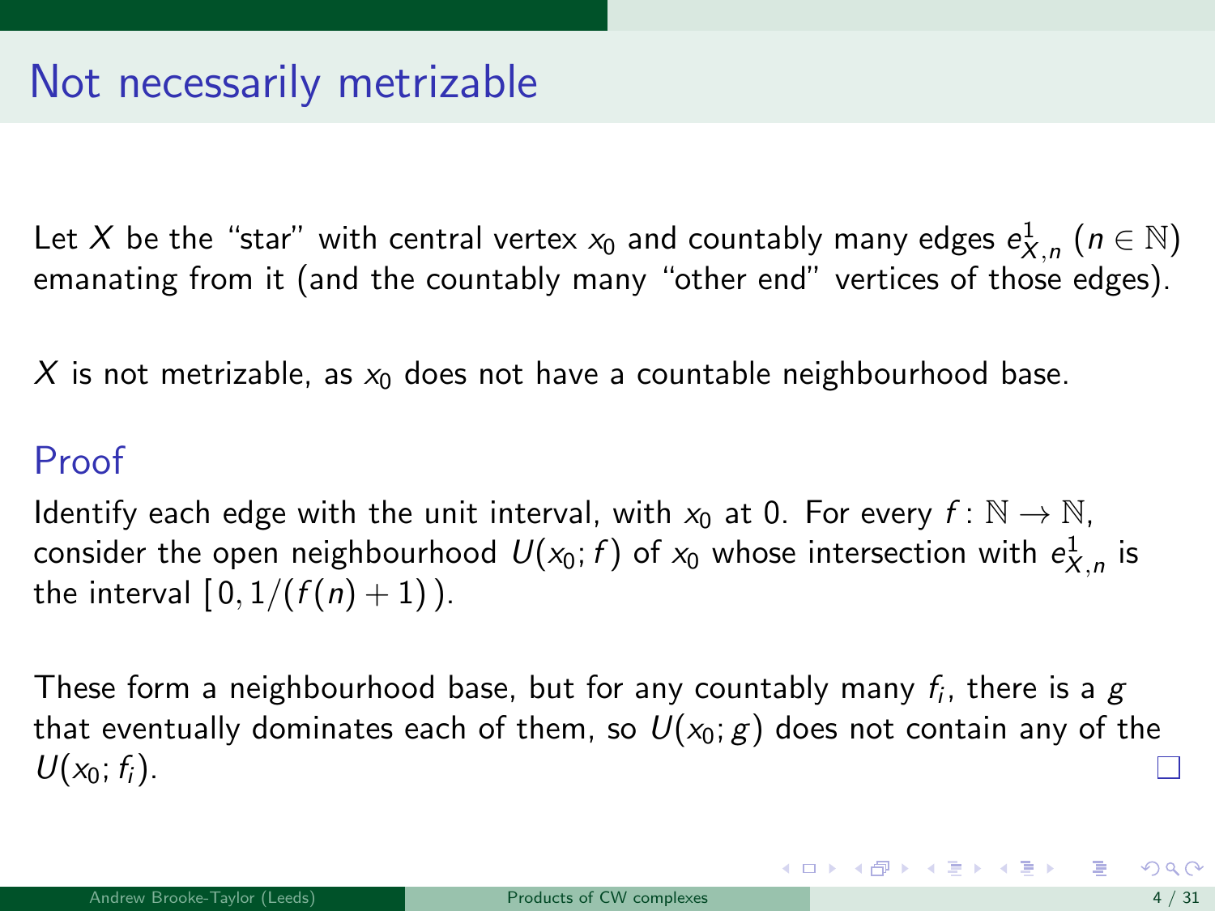# Not necessarily metrizable

Let $X$ be the "star" with central vertex $x_0$ and countably many edges $e^1_{X,n}$ ($n \in \mathbb{N}$) emanating from it (and the countably many "other end" vertices of those edges).

$X$ is not metrizable, as $x_0$ does not have a countable neighbourhood base.

## Proof

Identify each edge with the unit interval, with $x_0$ at 0. For every $f\colon \mathbb{N} \to \mathbb{N}$, consider the open neighbourhood $U(x_0; f)$ of $x_0$ whose intersection with $e^1_{X,n}$ is the interval $[\,0, 1/(f(n)+1)\,)$.

These form a neighbourhood base, but for any countably many $f_i$, there is a $g$ that eventually dominates each of them, so $U(x_0; g)$ does not contain any of the $U(x_0; f_i)$. □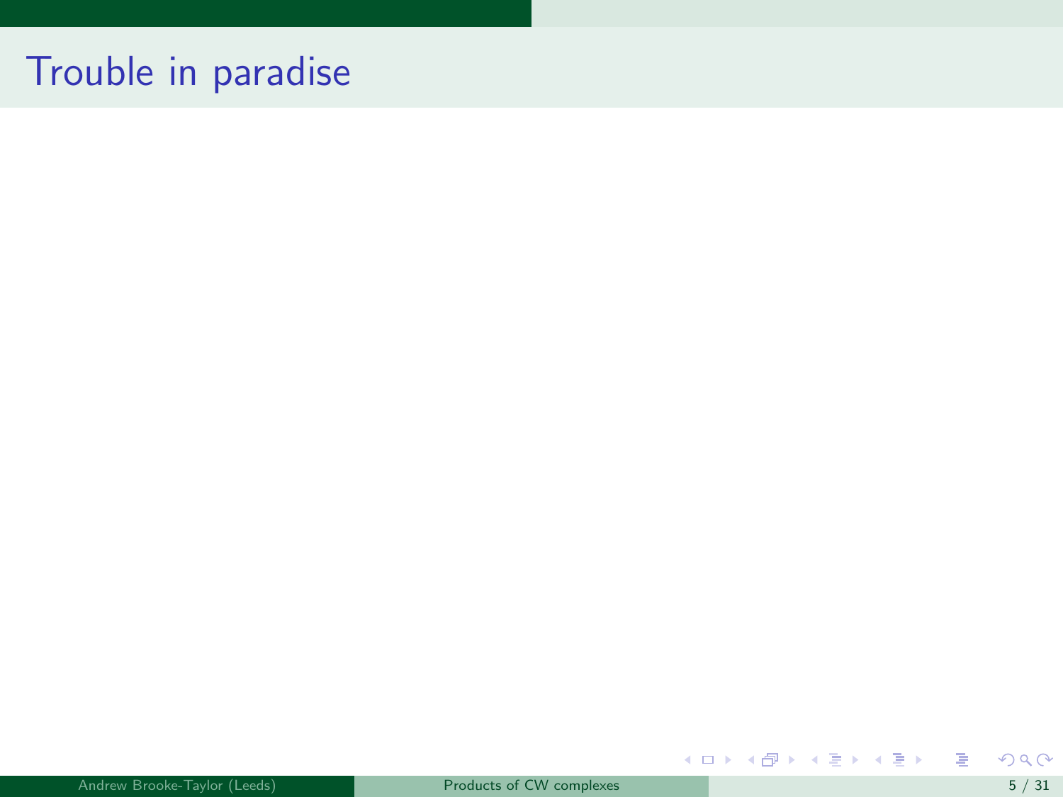# Trouble in paradise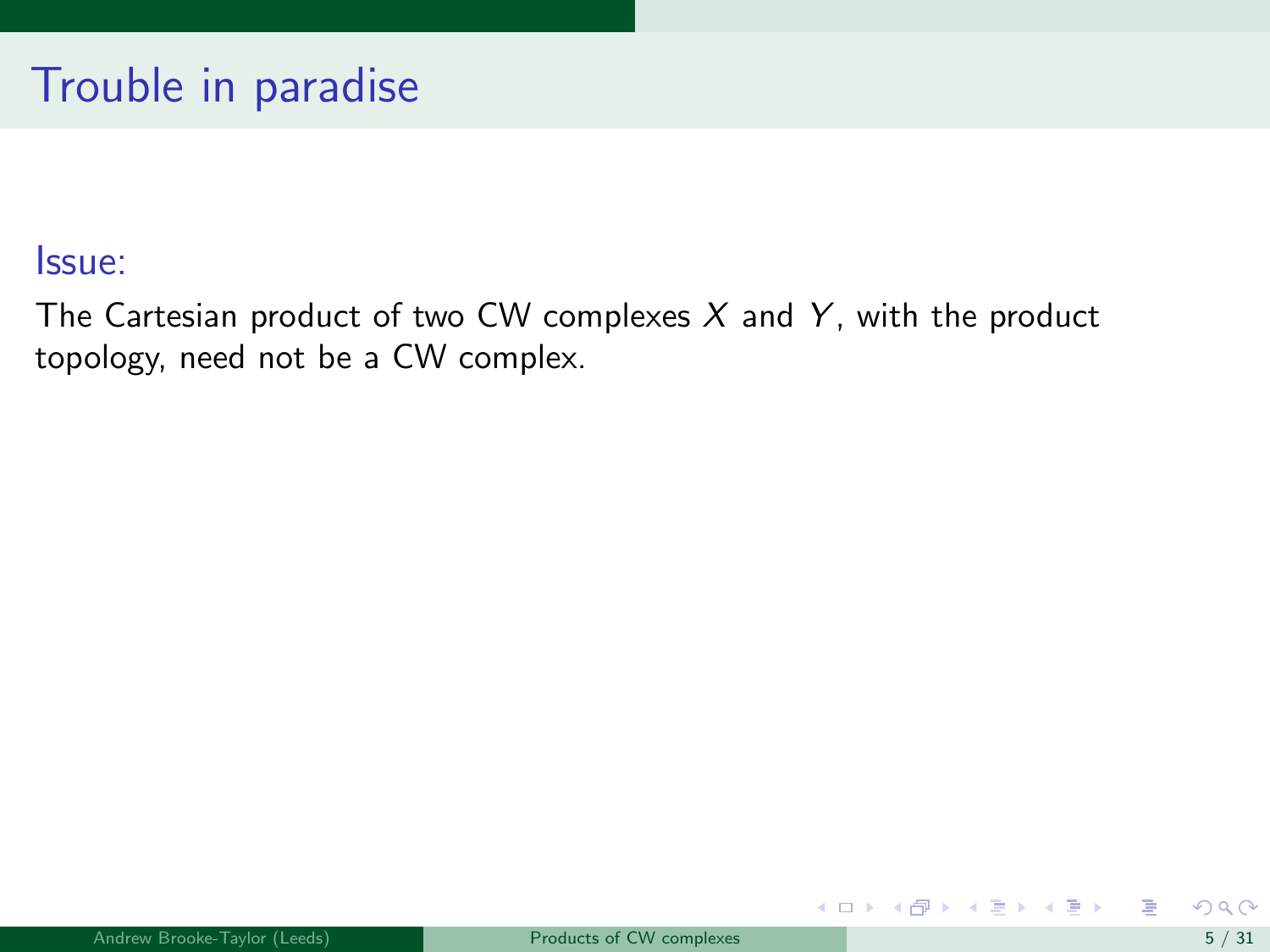# Trouble in paradise

Issue:

The Cartesian product of two CW complexes $X$ and $Y$, with the product topology, need not be a CW complex.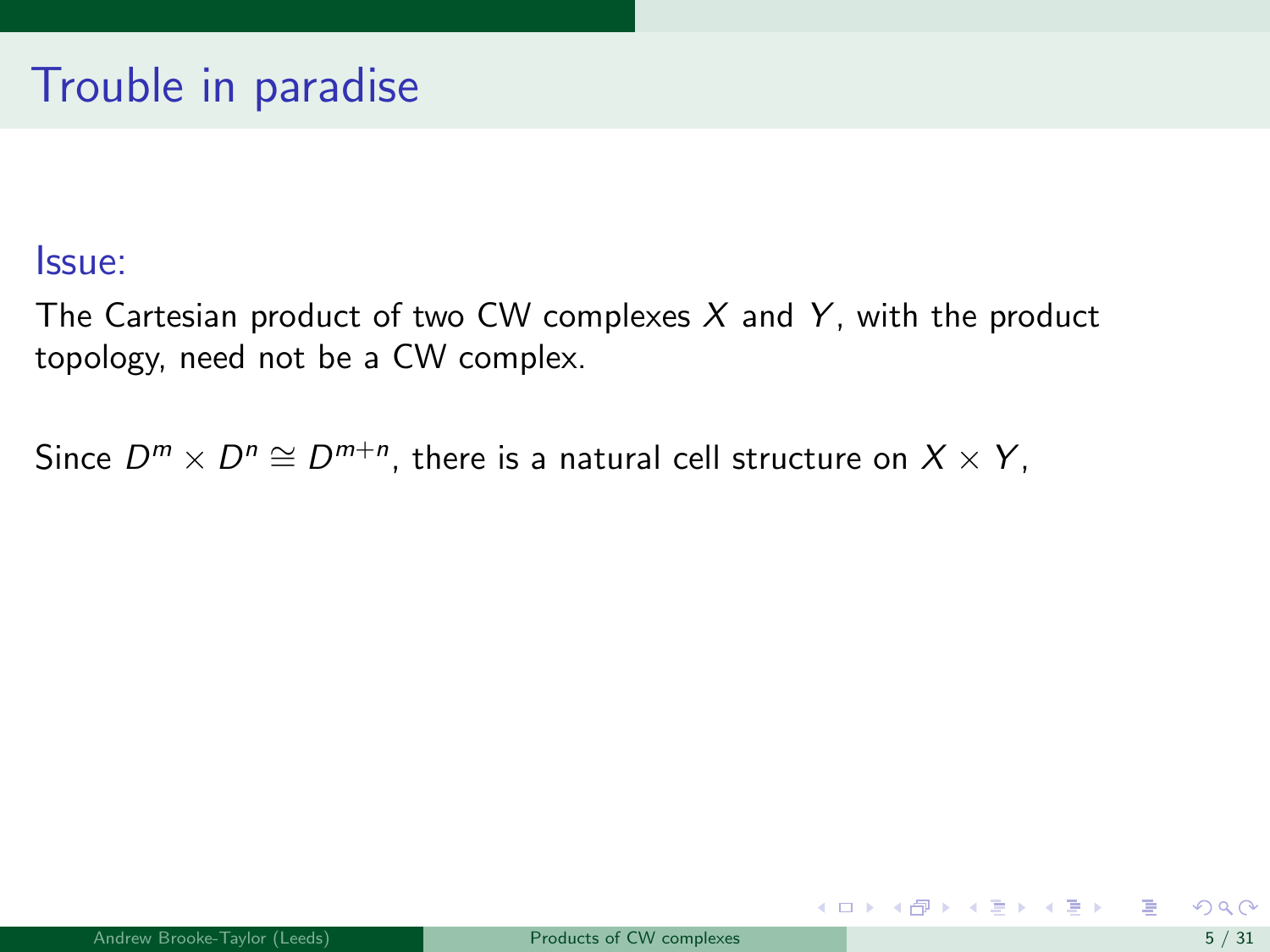# Trouble in paradise

Issue:

The Cartesian product of two CW complexes $X$ and $Y$, with the product topology, need not be a CW complex.

Since $D^m \times D^n \cong D^{m+n}$, there is a natural cell structure on $X \times Y$,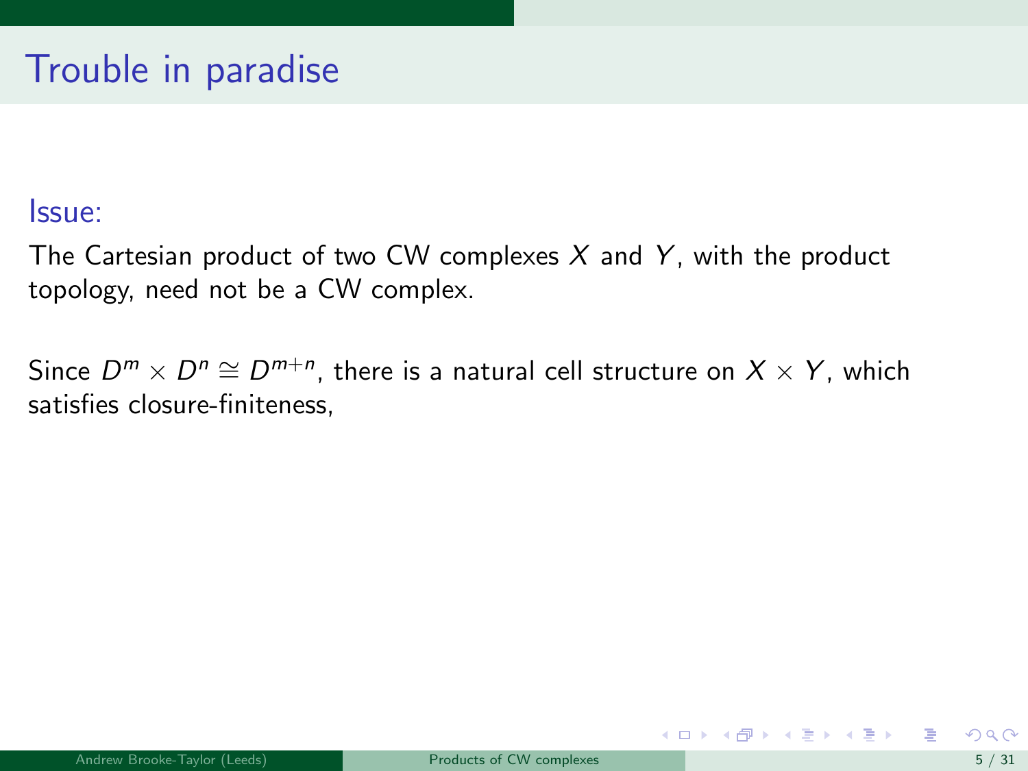# Trouble in paradise

Issue:

The Cartesian product of two CW complexes $X$ and $Y$, with the product topology, need not be a CW complex.

Since $D^m \times D^n \cong D^{m+n}$, there is a natural cell structure on $X \times Y$, which satisfies closure-finiteness,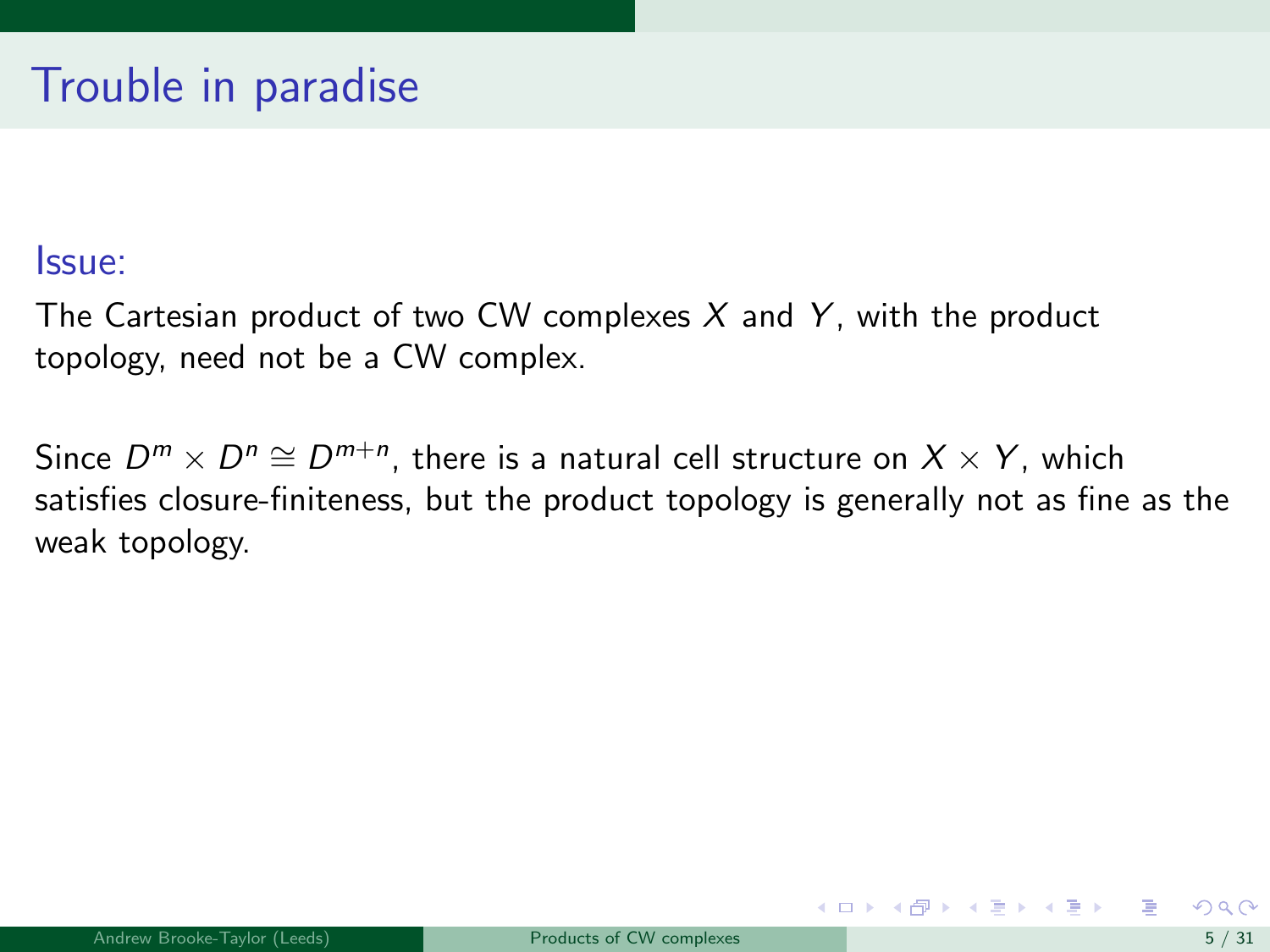# Trouble in paradise

Issue:

The Cartesian product of two CW complexes $X$ and $Y$, with the product topology, need not be a CW complex.

Since $D^m \times D^n \cong D^{m+n}$, there is a natural cell structure on $X \times Y$, which satisfies closure-finiteness, but the product topology is generally not as fine as the weak topology.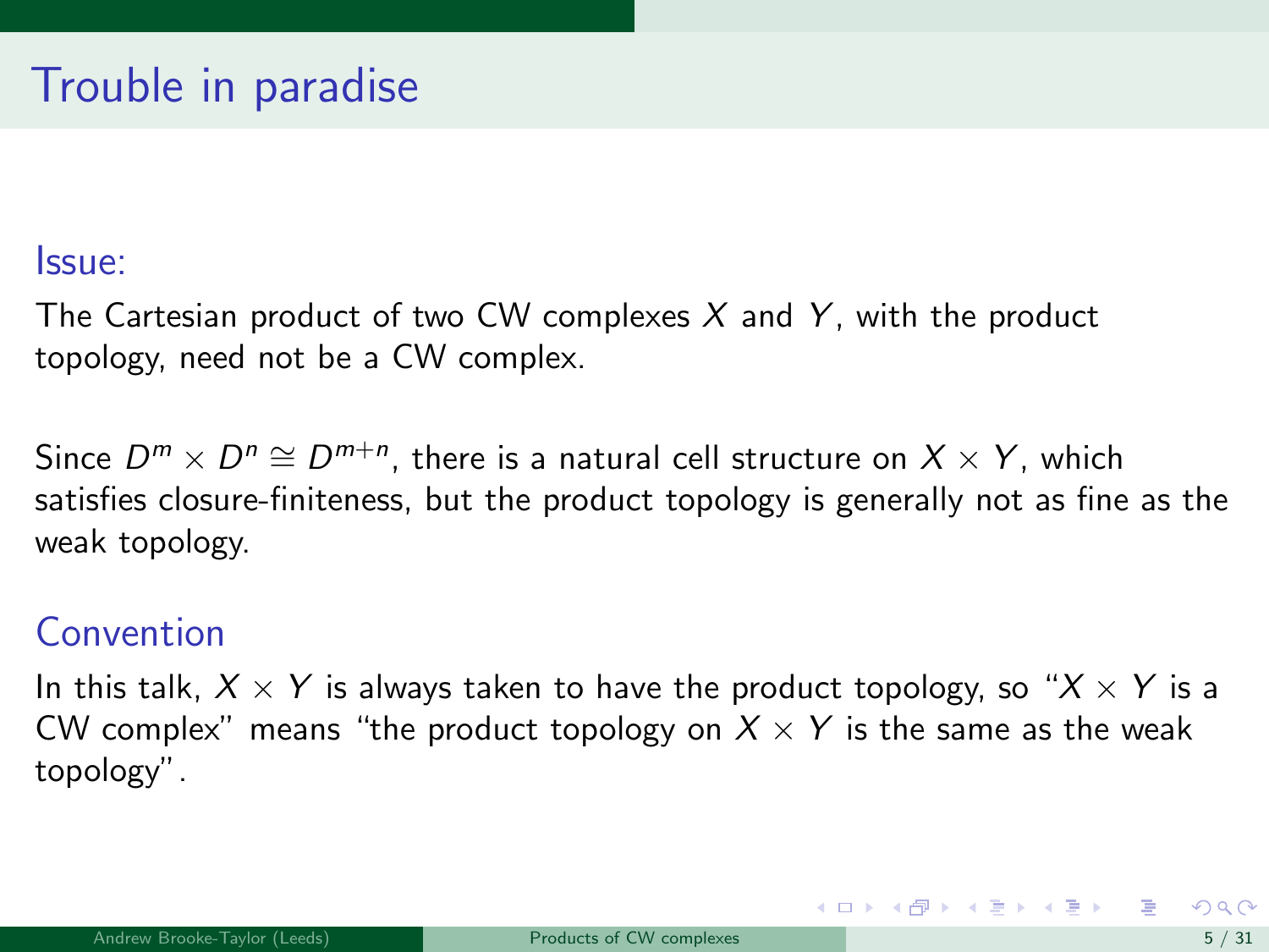# Trouble in paradise

## Issue:

The Cartesian product of two CW complexes $X$ and $Y$, with the product topology, need not be a CW complex.

Since $D^m \times D^n \cong D^{m+n}$, there is a natural cell structure on $X \times Y$, which satisfies closure-finiteness, but the product topology is generally not as fine as the weak topology.

## Convention

In this talk, $X \times Y$ is always taken to have the product topology, so "$X \times Y$ is a CW complex" means "the product topology on $X \times Y$ is the same as the weak topology".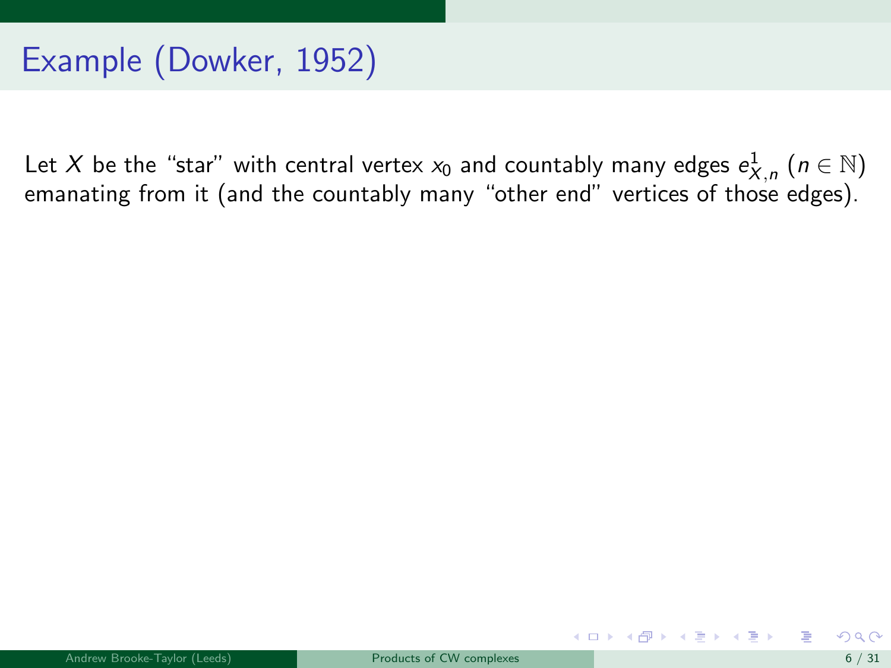# Example (Dowker, 1952)

Let $X$ be the "star" with central vertex $x_0$ and countably many edges $e^1_{X,n}$ ($n \in \mathbb{N}$) emanating from it (and the countably many "other end" vertices of those edges).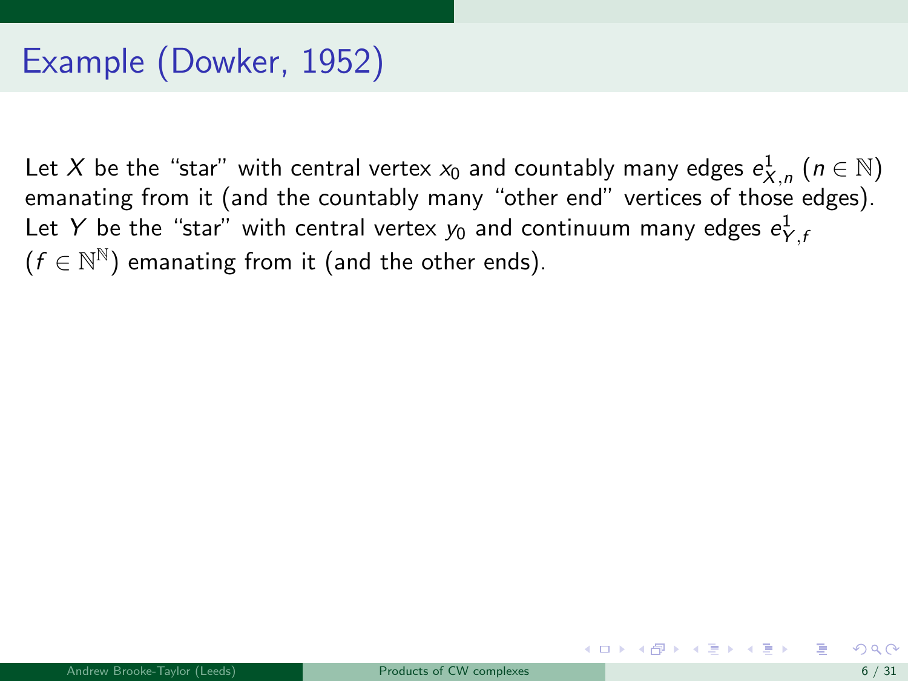# Example (Dowker, 1952)

Let $X$ be the "star" with central vertex $x_0$ and countably many edges $e^1_{X,n}$ ($n \in \mathbb{N}$) emanating from it (and the countably many "other end" vertices of those edges). Let $Y$ be the "star" with central vertex $y_0$ and continuum many edges $e^1_{Y,f}$ ($f \in \mathbb{N}^{\mathbb{N}}$) emanating from it (and the other ends).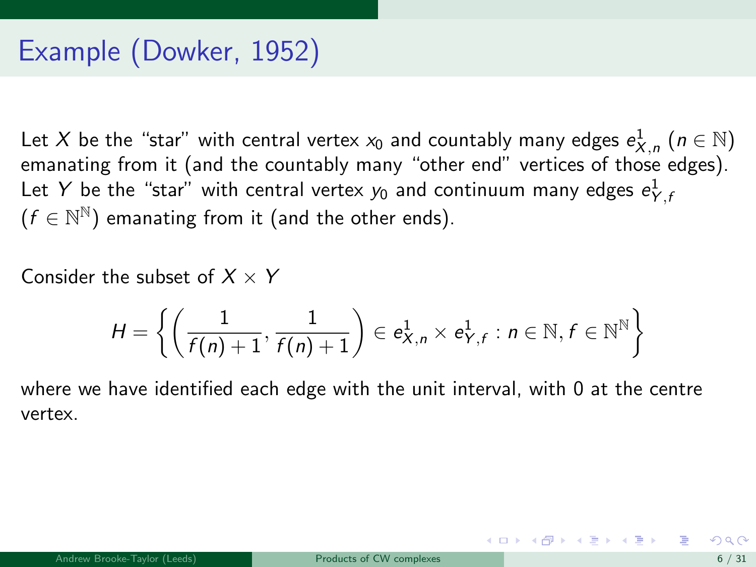# Example (Dowker, 1952)

Let $X$ be the "star" with central vertex $x_0$ and countably many edges $e^1_{X,n}$ ($n \in \mathbb{N}$) emanating from it (and the countably many "other end" vertices of those edges). Let $Y$ be the "star" with central vertex $y_0$ and continuum many edges $e^1_{Y,f}$ ($f \in \mathbb{N}^{\mathbb{N}}$) emanating from it (and the other ends).

Consider the subset of $X \times Y$

$$H = \left\{ \left( \frac{1}{f(n)+1}, \frac{1}{f(n)+1} \right) \in e^1_{X,n} \times e^1_{Y,f} : n \in \mathbb{N}, f \in \mathbb{N}^{\mathbb{N}} \right\}$$

where we have identified each edge with the unit interval, with 0 at the centre vertex.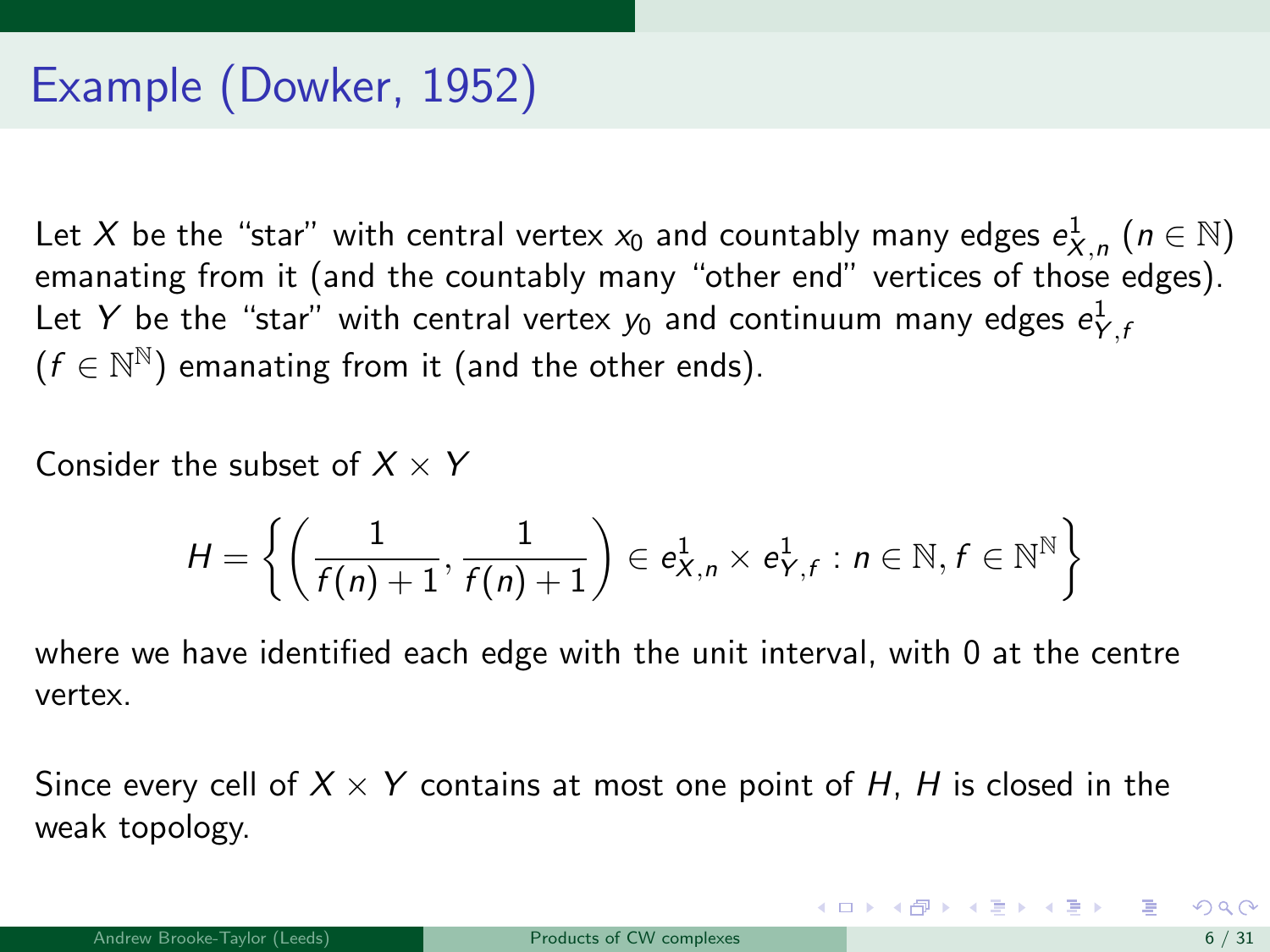# Example (Dowker, 1952)

Let $X$ be the "star" with central vertex $x_0$ and countably many edges $e^1_{X,n}$ ($n \in \mathbb{N}$) emanating from it (and the countably many "other end" vertices of those edges). Let $Y$ be the "star" with central vertex $y_0$ and continuum many edges $e^1_{Y,f}$ ($f \in \mathbb{N}^\mathbb{N}$) emanating from it (and the other ends).

Consider the subset of $X \times Y$

$$H = \left\{ \left( \frac{1}{f(n)+1}, \frac{1}{f(n)+1} \right) \in e^1_{X,n} \times e^1_{Y,f} : n \in \mathbb{N}, f \in \mathbb{N}^\mathbb{N} \right\}$$

where we have identified each edge with the unit interval, with 0 at the centre vertex.

Since every cell of $X \times Y$ contains at most one point of $H$, $H$ is closed in the weak topology.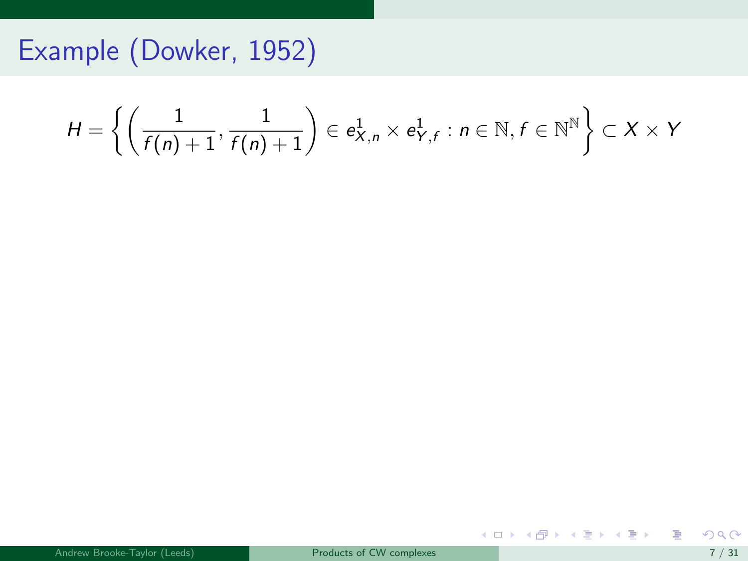# Example (Dowker, 1952)

$$H = \left\{ \left( \frac{1}{f(n)+1}, \frac{1}{f(n)+1} \right) \in e^1_{X,n} \times e^1_{Y,f} : n \in \mathbb{N}, f \in \mathbb{N}^{\mathbb{N}} \right\} \subset X \times Y$$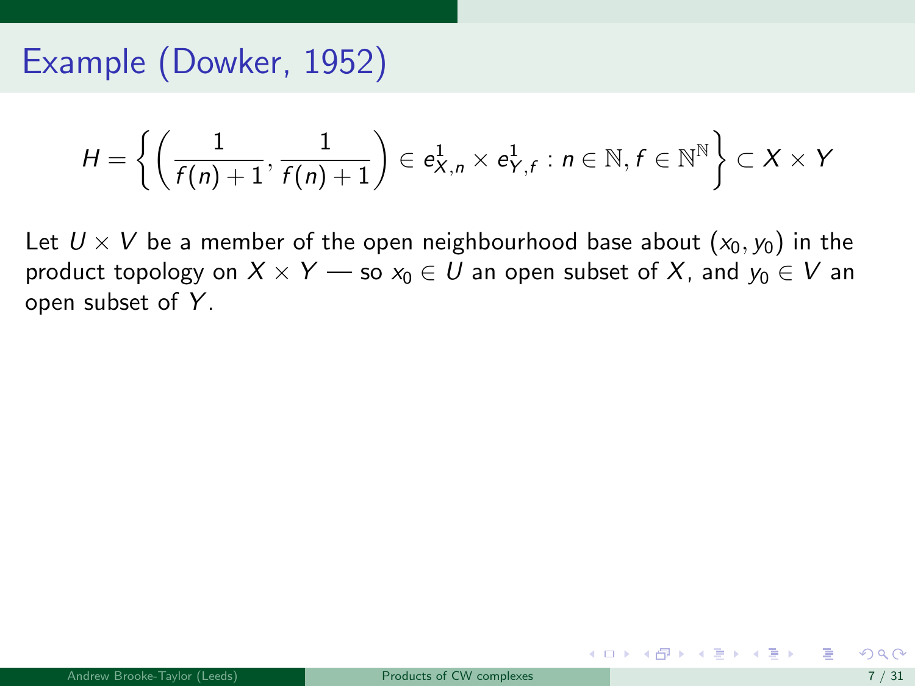# Example (Dowker, 1952)

$$H = \left\{ \left( \frac{1}{f(n)+1}, \frac{1}{f(n)+1} \right) \in e^1_{X,n} \times e^1_{Y,f} : n \in \mathbb{N}, f \in \mathbb{N}^{\mathbb{N}} \right\} \subset X \times Y$$

Let $U \times V$ be a member of the open neighbourhood base about $(x_0, y_0)$ in the product topology on $X \times Y$ — so $x_0 \in U$ an open subset of $X$, and $y_0 \in V$ an open subset of $Y$.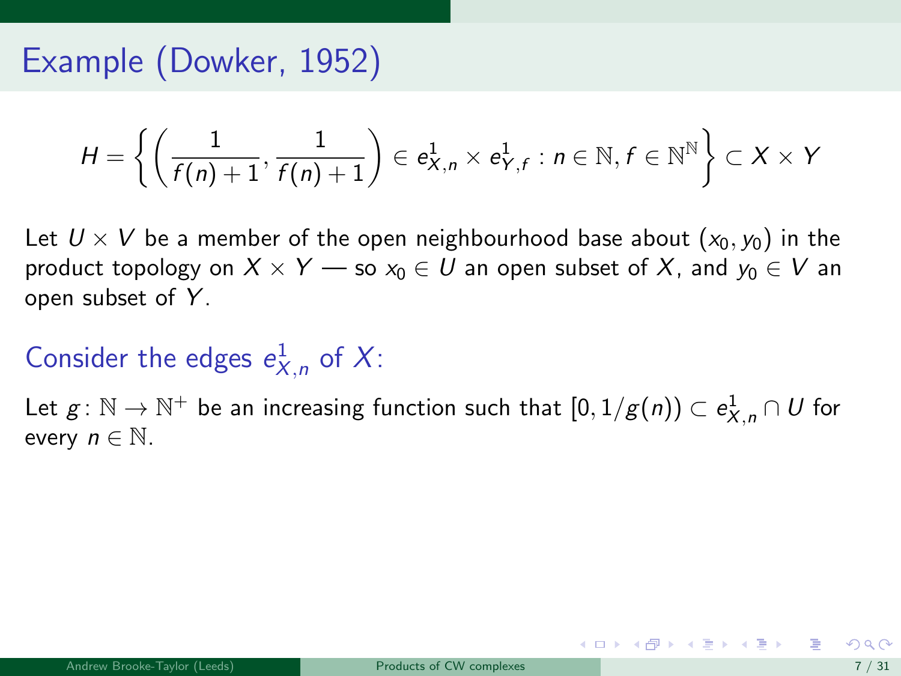# Example (Dowker, 1952)

$$H = \left\{ \left( \frac{1}{f(n)+1}, \frac{1}{f(n)+1} \right) \in e^1_{X,n} \times e^1_{Y,f} : n \in \mathbb{N}, f \in \mathbb{N}^{\mathbb{N}} \right\} \subset X \times Y$$

Let $U \times V$ be a member of the open neighbourhood base about $(x_0, y_0)$ in the product topology on $X \times Y$ — so $x_0 \in U$ an open subset of $X$, and $y_0 \in V$ an open subset of $Y$.

## Consider the edges $e^1_{X,n}$ of $X$:

Let $g \colon \mathbb{N} \to \mathbb{N}^+$ be an increasing function such that $[0, 1/g(n)) \subset e^1_{X,n} \cap U$ for every $n \in \mathbb{N}$.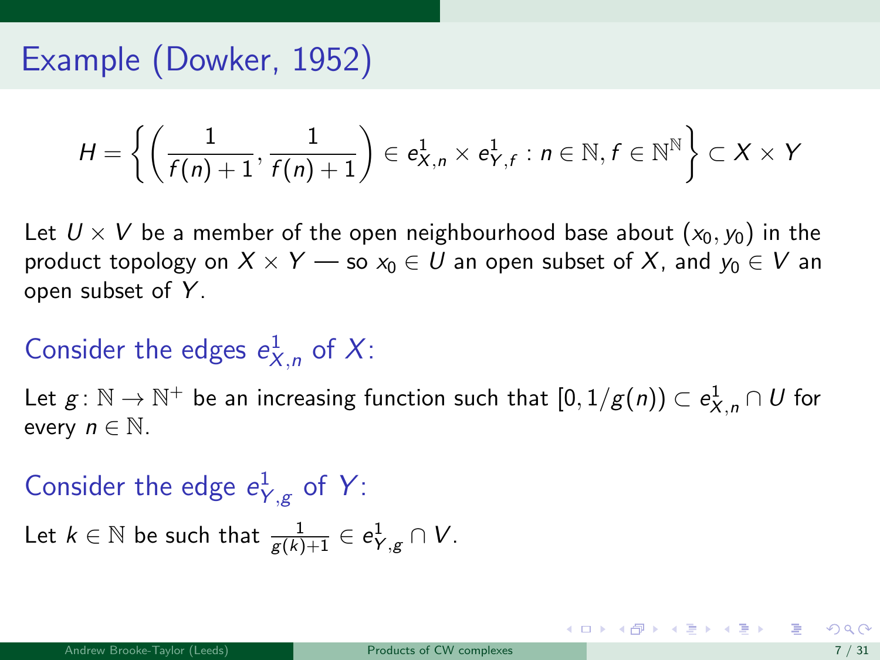# Example (Dowker, 1952)

$$H = \left\{ \left( \frac{1}{f(n)+1}, \frac{1}{f(n)+1} \right) \in e^1_{X,n} \times e^1_{Y,f} : n \in \mathbb{N}, f \in \mathbb{N}^{\mathbb{N}} \right\} \subset X \times Y$$

Let $U \times V$ be a member of the open neighbourhood base about $(x_0, y_0)$ in the product topology on $X \times Y$ — so $x_0 \in U$ an open subset of $X$, and $y_0 \in V$ an open subset of $Y$.

## Consider the edges $e^1_{X,n}$ of $X$:

Let $g \colon \mathbb{N} \to \mathbb{N}^+$ be an increasing function such that $[0, 1/g(n)) \subset e^1_{X,n} \cap U$ for every $n \in \mathbb{N}$.

## Consider the edge $e^1_{Y,g}$ of $Y$:

Let $k \in \mathbb{N}$ be such that $\frac{1}{g(k)+1} \in e^1_{Y,g} \cap V$.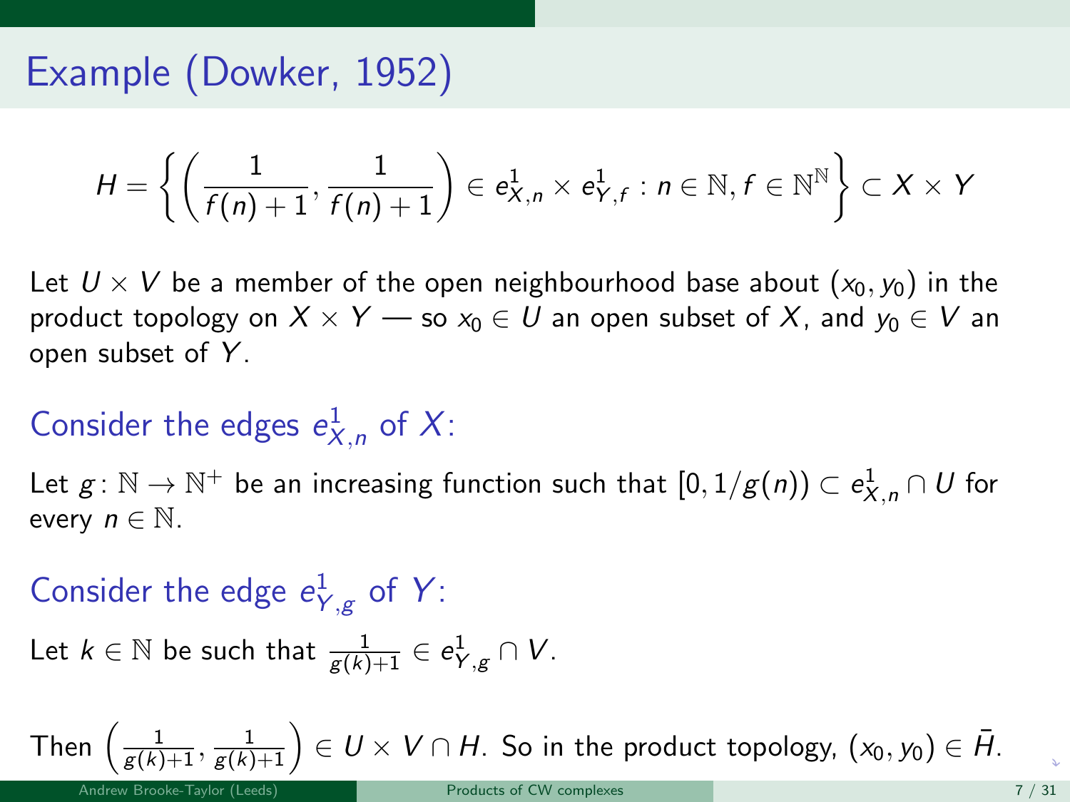# Example (Dowker, 1952)

$$H = \left\{ \left( \frac{1}{f(n)+1}, \frac{1}{f(n)+1} \right) \in e^1_{X,n} \times e^1_{Y,f} : n \in \mathbb{N}, f \in \mathbb{N}^{\mathbb{N}} \right\} \subset X \times Y$$

Let $U \times V$ be a member of the open neighbourhood base about $(x_0, y_0)$ in the product topology on $X \times Y$ — so $x_0 \in U$ an open subset of $X$, and $y_0 \in V$ an open subset of $Y$.

## Consider the edges $e^1_{X,n}$ of $X$:

Let $g\colon \mathbb{N} \to \mathbb{N}^+$ be an increasing function such that $[0, 1/g(n)) \subset e^1_{X,n} \cap U$ for every $n \in \mathbb{N}$.

## Consider the edge $e^1_{Y,g}$ of $Y$:

Let $k \in \mathbb{N}$ be such that $\frac{1}{g(k)+1} \in e^1_{Y,g} \cap V$.

Then $\left( \frac{1}{g(k)+1}, \frac{1}{g(k)+1} \right) \in U \times V \cap H$. So in the product topology, $(x_0, y_0) \in \bar{H}$.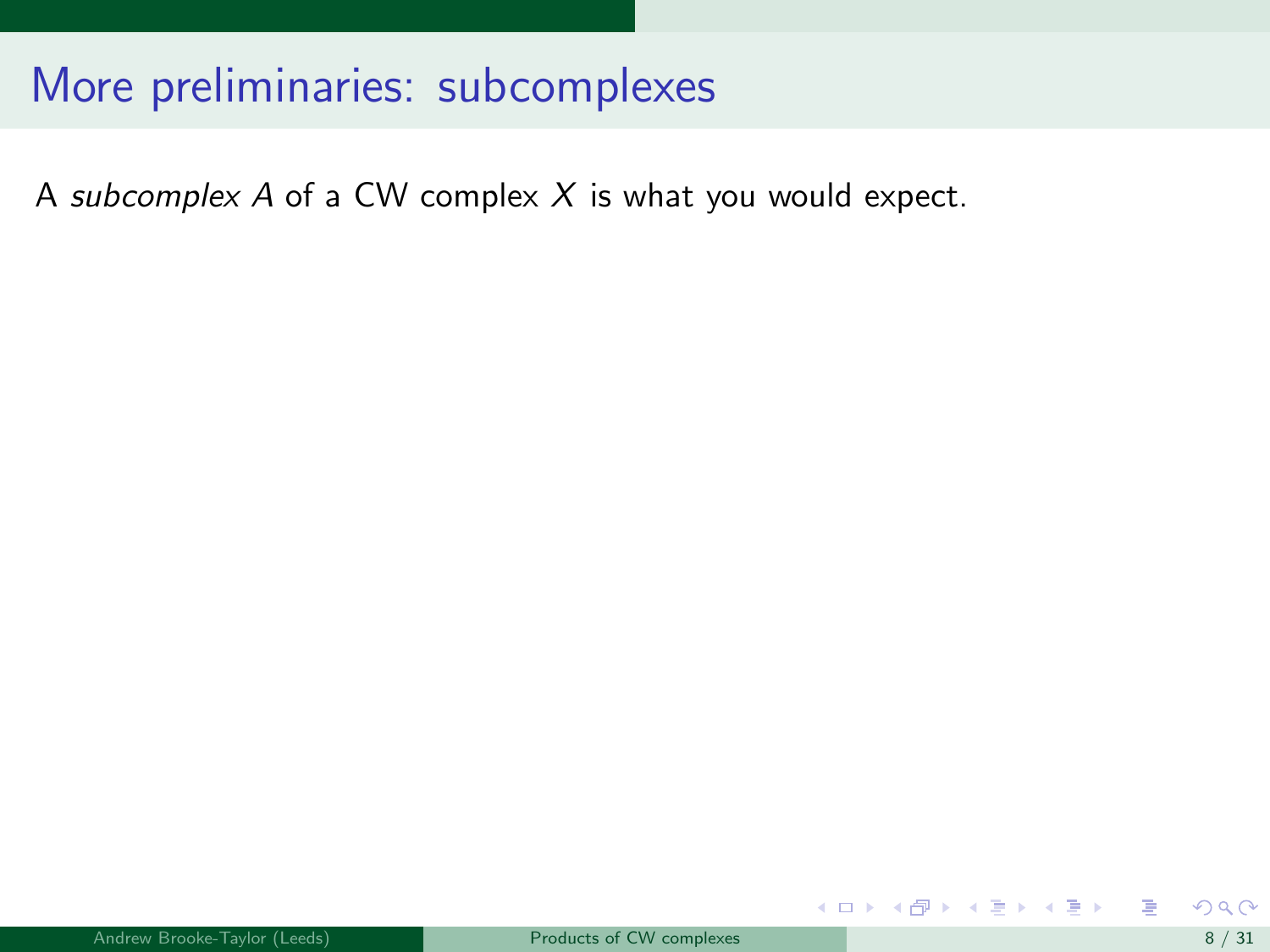# More preliminaries: subcomplexes

A *subcomplex* $A$ of a CW complex $X$ is what you would expect.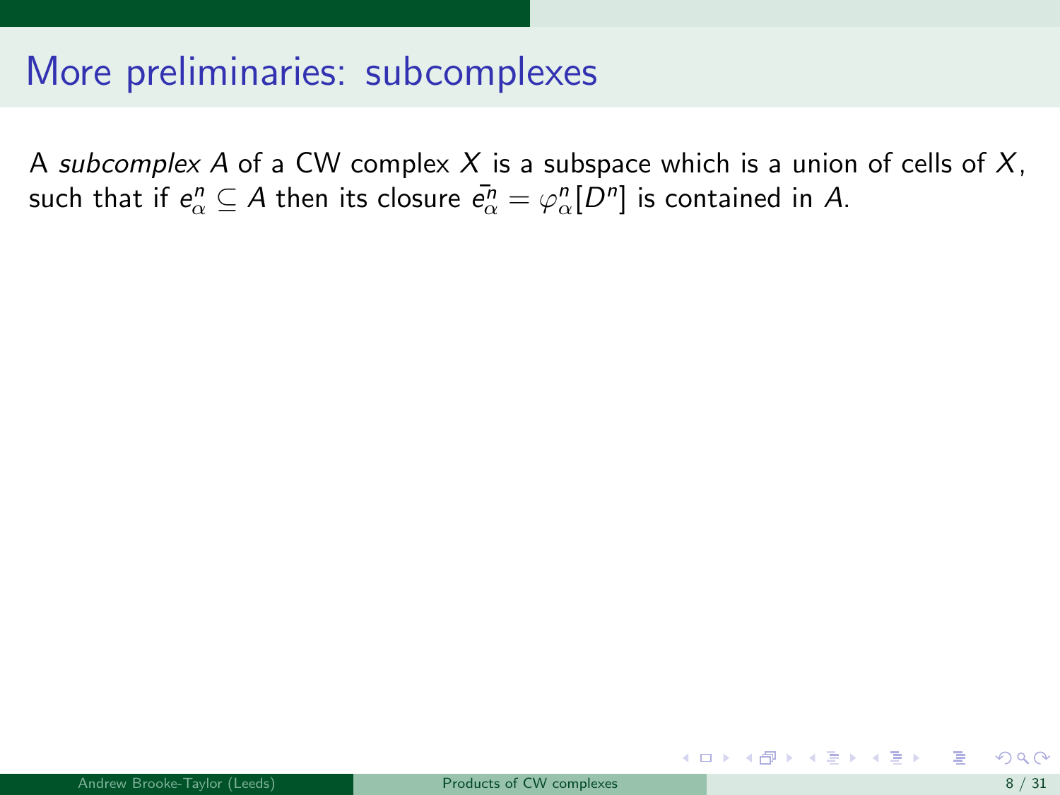# More preliminaries: subcomplexes

A *subcomplex* $A$ of a CW complex $X$ is a subspace which is a union of cells of $X$, such that if $e^n_\alpha \subseteq A$ then its closure $\bar{e^n_\alpha} = \varphi^n_\alpha[D^n]$ is contained in $A$.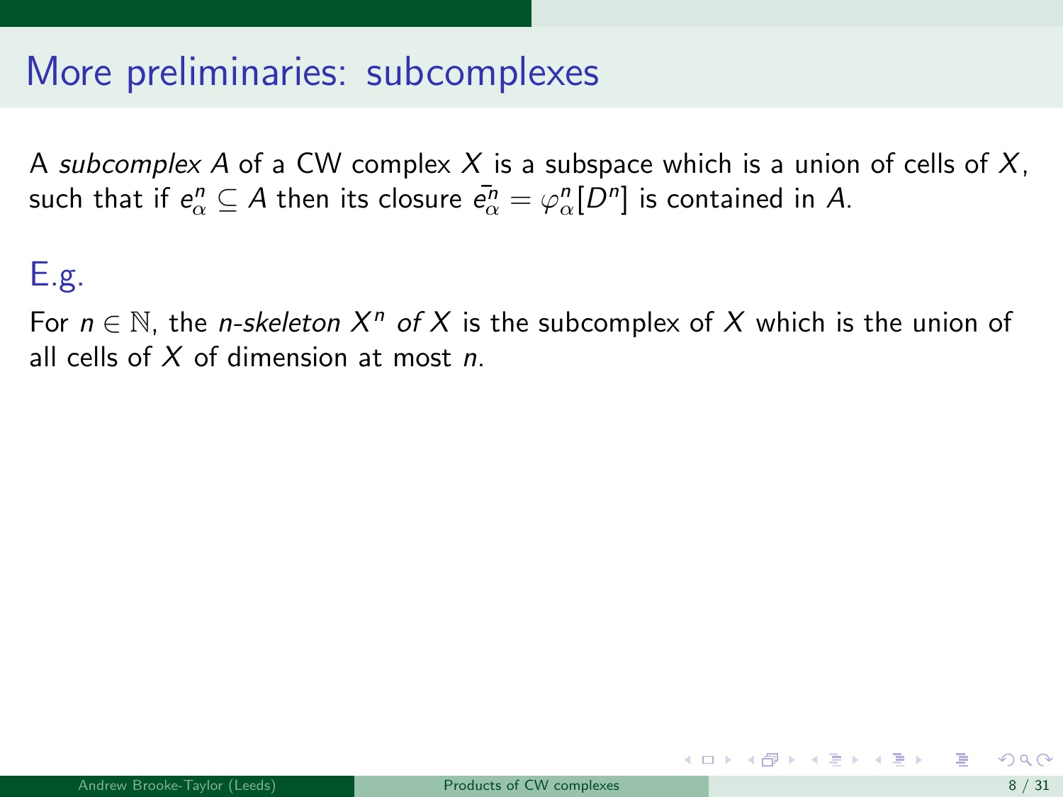# More preliminaries: subcomplexes

A *subcomplex* $A$ of a CW complex $X$ is a subspace which is a union of cells of $X$, such that if $e^n_\alpha \subseteq A$ then its closure $\bar{e^n_\alpha} = \varphi^n_\alpha[D^n]$ is contained in $A$.

## E.g.

For $n \in \mathbb{N}$, the *n-skeleton* $X^n$ *of* $X$ is the subcomplex of $X$ which is the union of all cells of $X$ of dimension at most $n$.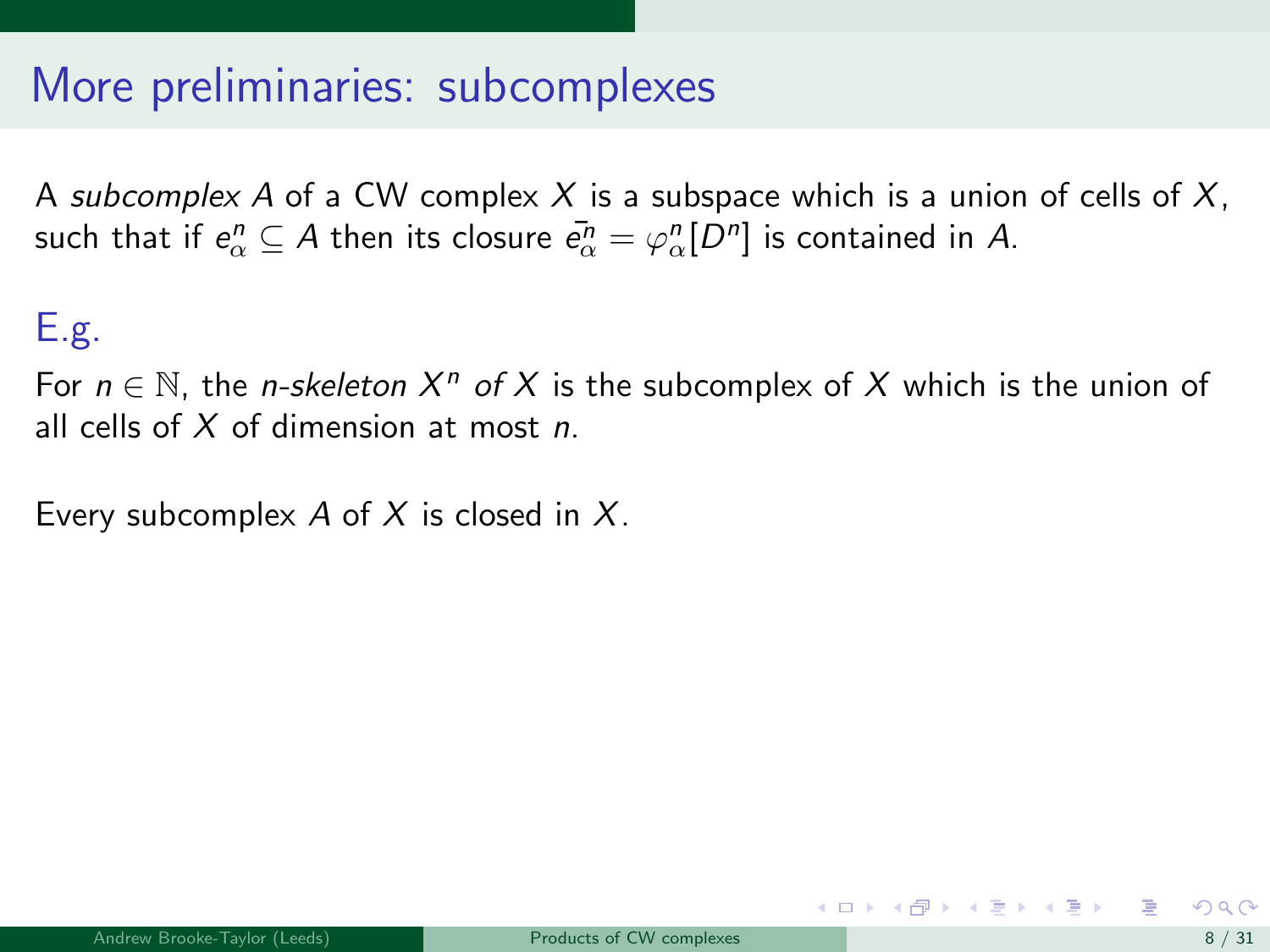# More preliminaries: subcomplexes

A *subcomplex* $A$ of a CW complex $X$ is a subspace which is a union of cells of $X$, such that if $e^n_\alpha \subseteq A$ then its closure $\bar{e^n_\alpha} = \varphi^n_\alpha[D^n]$ is contained in $A$.

## E.g.

For $n \in \mathbb{N}$, the *n-skeleton* $X^n$ *of* $X$ is the subcomplex of $X$ which is the union of all cells of $X$ of dimension at most $n$.

Every subcomplex $A$ of $X$ is closed in $X$.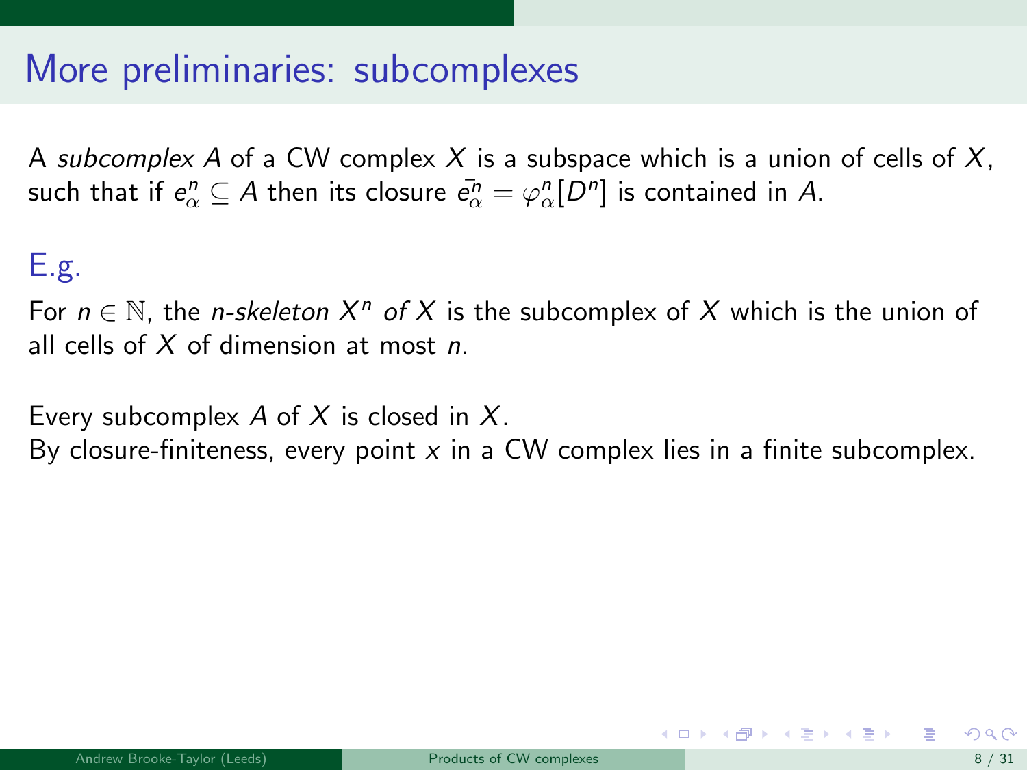# More preliminaries: subcomplexes

A *subcomplex* $A$ of a CW complex $X$ is a subspace which is a union of cells of $X$, such that if $e^n_\alpha \subseteq A$ then its closure $\bar{e^n_\alpha} = \varphi^n_\alpha[D^n]$ is contained in $A$.

## E.g.

For $n \in \mathbb{N}$, the *n-skeleton* $X^n$ *of* $X$ is the subcomplex of $X$ which is the union of all cells of $X$ of dimension at most $n$.

Every subcomplex $A$ of $X$ is closed in $X$.
By closure-finiteness, every point $x$ in a CW complex lies in a finite subcomplex.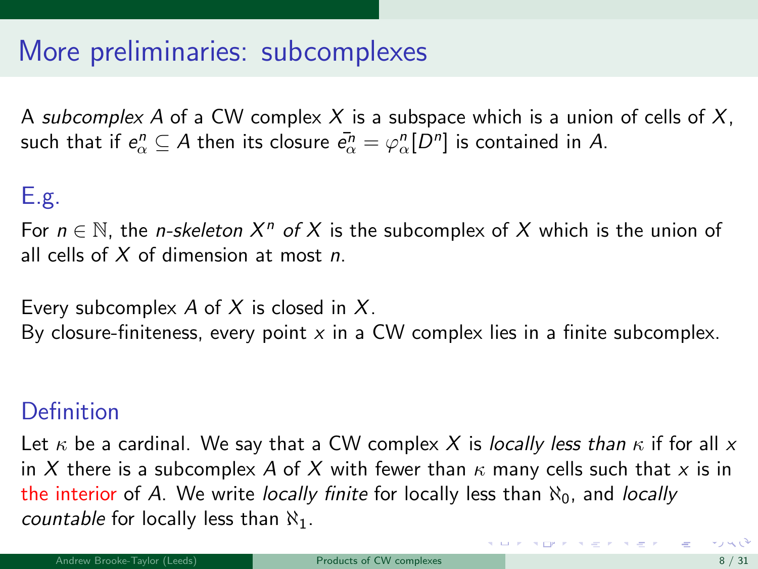# More preliminaries: subcomplexes

A *subcomplex* $A$ of a CW complex $X$ is a subspace which is a union of cells of $X$, such that if $e^n_\alpha \subseteq A$ then its closure $\bar{e^n_\alpha} = \varphi^n_\alpha[D^n]$ is contained in $A$.

## E.g.

For $n \in \mathbb{N}$, the *n-skeleton* $X^n$ *of* $X$ is the subcomplex of $X$ which is the union of all cells of $X$ of dimension at most $n$.

Every subcomplex $A$ of $X$ is closed in $X$.
By closure-finiteness, every point $x$ in a CW complex lies in a finite subcomplex.

## Definition

Let $\kappa$ be a cardinal. We say that a CW complex $X$ is *locally less than* $\kappa$ if for all $x$ in $X$ there is a subcomplex $A$ of $X$ with fewer than $\kappa$ many cells such that $x$ is in the interior of $A$. We write *locally finite* for locally less than $\aleph_0$, and *locally countable* for locally less than $\aleph_1$.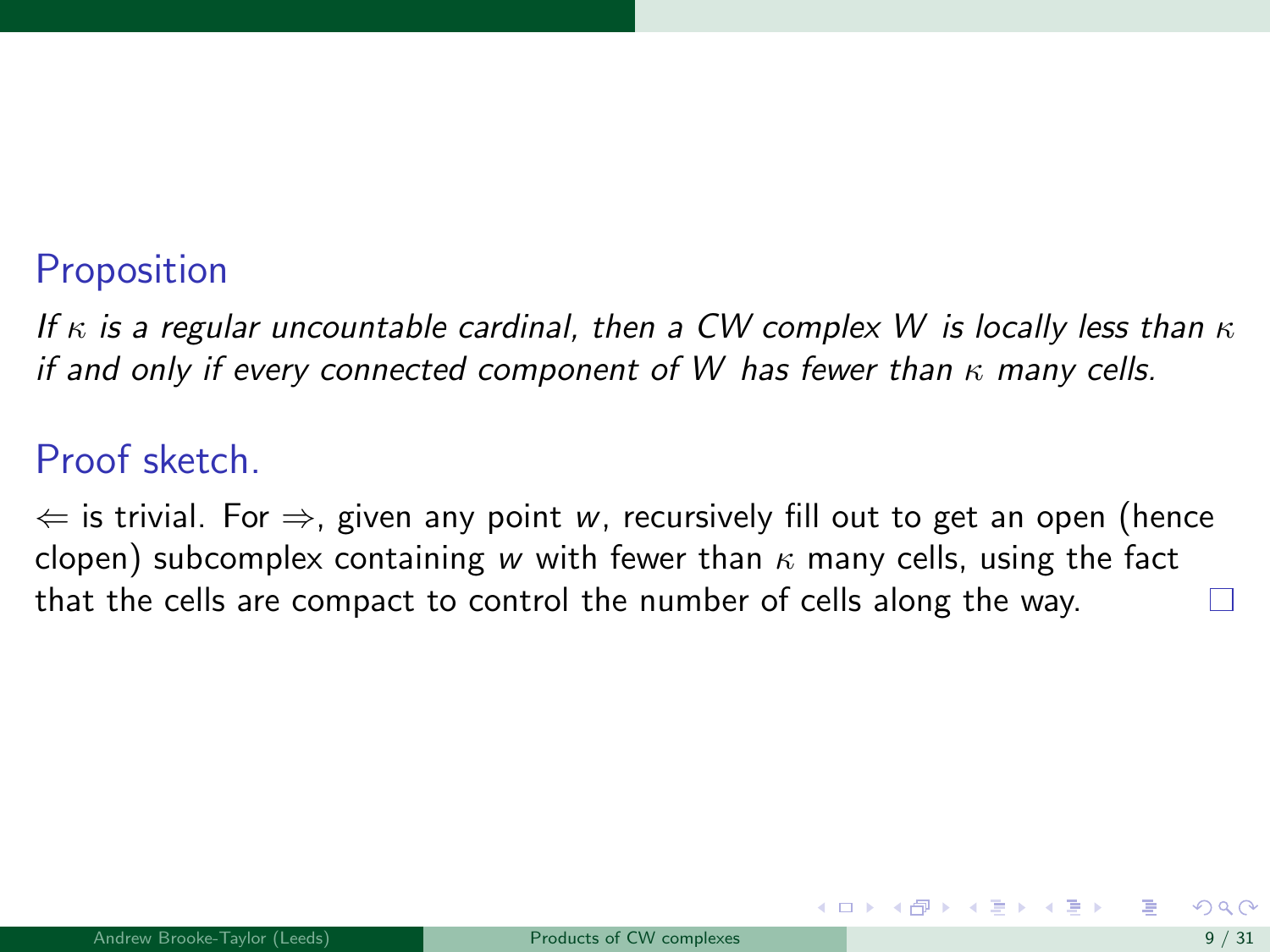### Proposition

*If $\kappa$ is a regular uncountable cardinal, then a CW complex $W$ is locally less than $\kappa$ if and only if every connected component of $W$ has fewer than $\kappa$ many cells.*

### Proof sketch.

$\Leftarrow$ is trivial. For $\Rightarrow$, given any point $w$, recursively fill out to get an open (hence clopen) subcomplex containing $w$ with fewer than $\kappa$ many cells, using the fact that the cells are compact to control the number of cells along the way. □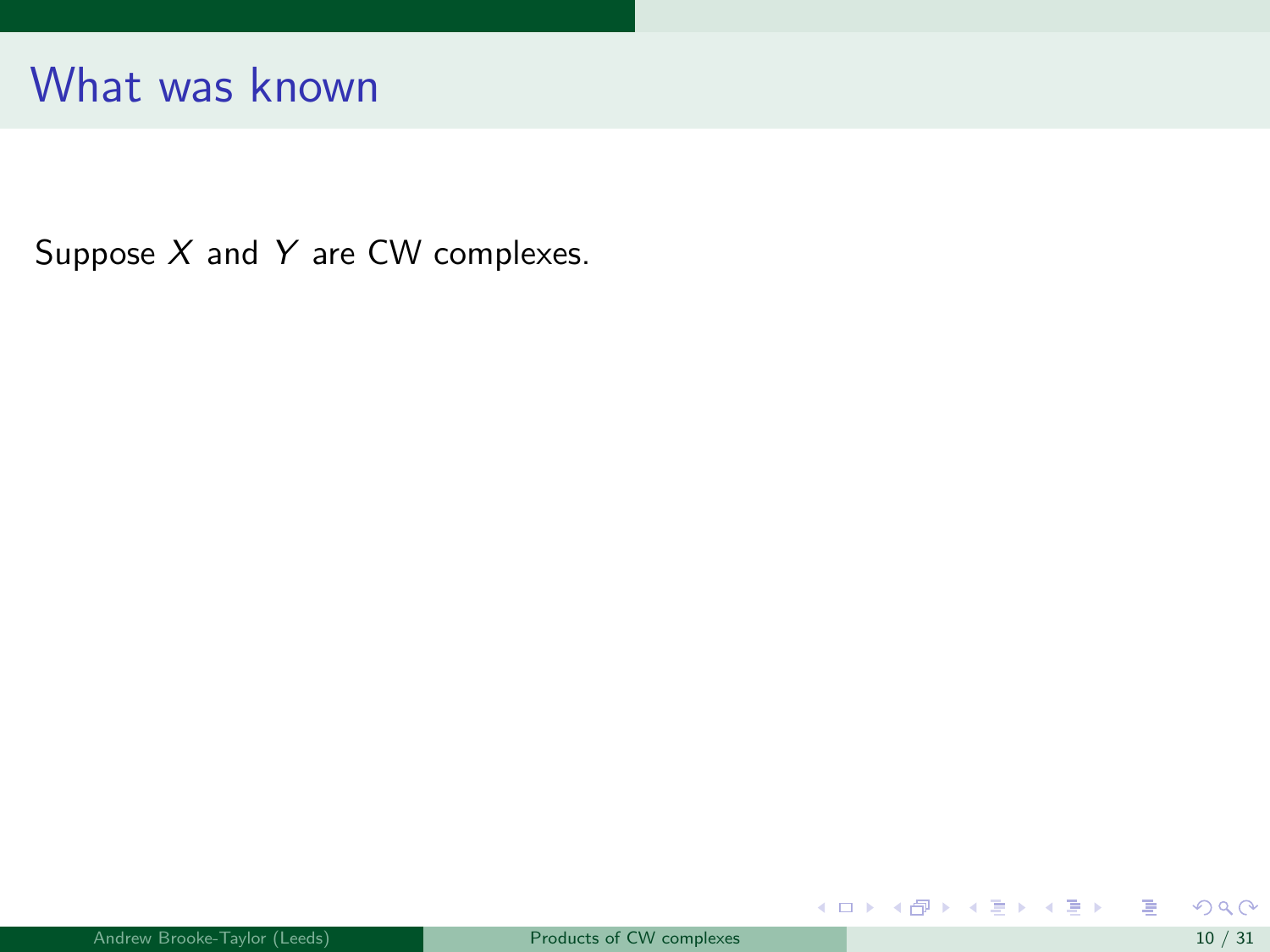# What was known

Suppose $X$ and $Y$ are CW complexes.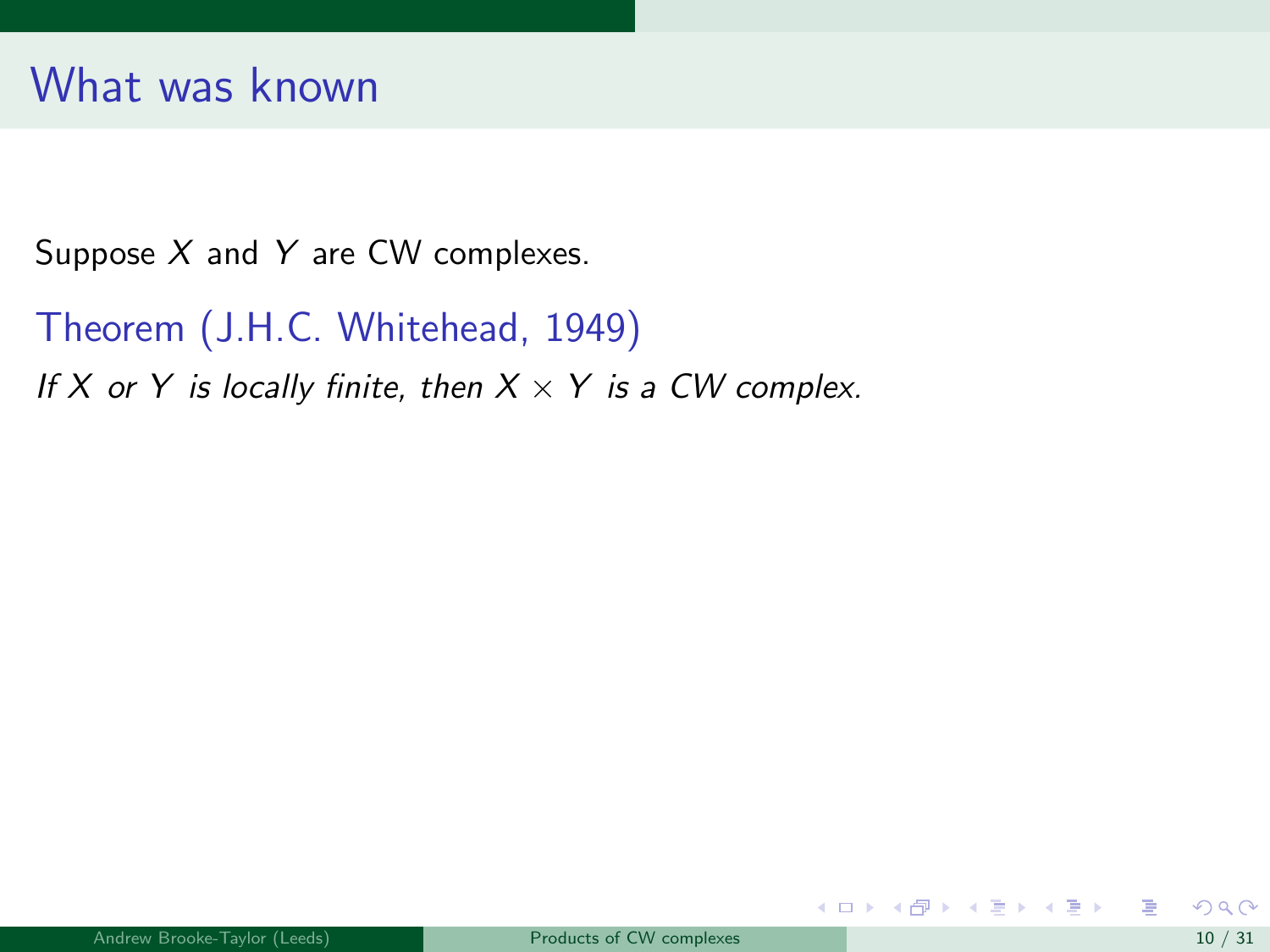# What was known

Suppose $X$ and $Y$ are CW complexes.

**Theorem (J.H.C. Whitehead, 1949)**

*If $X$ or $Y$ is locally finite, then $X \times Y$ is a CW complex.*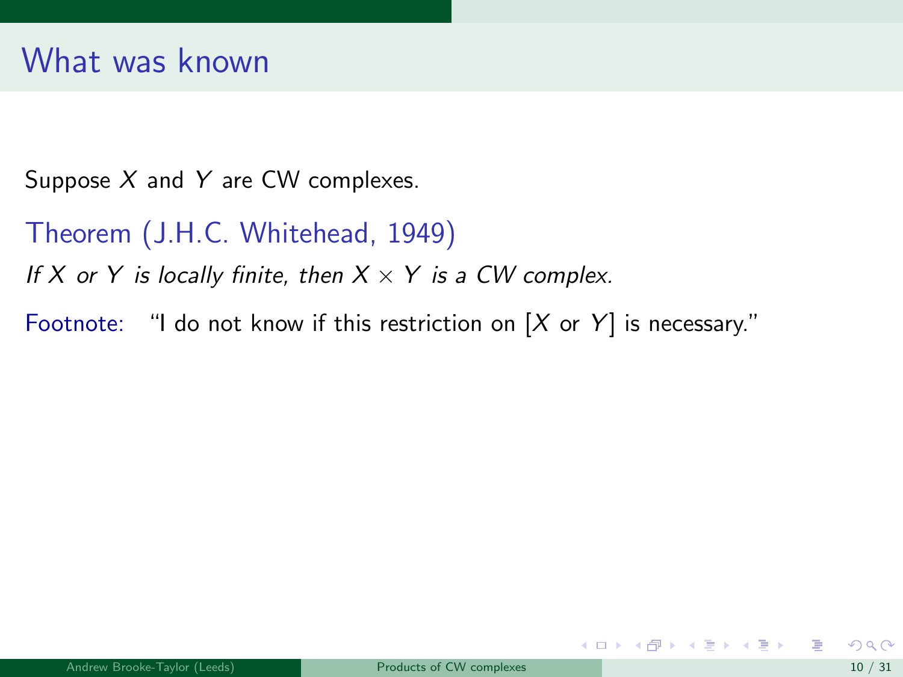# What was known

Suppose $X$ and $Y$ are CW complexes.

**Theorem (J.H.C. Whitehead, 1949)**

*If $X$ or $Y$ is locally finite, then $X \times Y$ is a CW complex.*

Footnote: "I do not know if this restriction on [$X$ or $Y$] is necessary."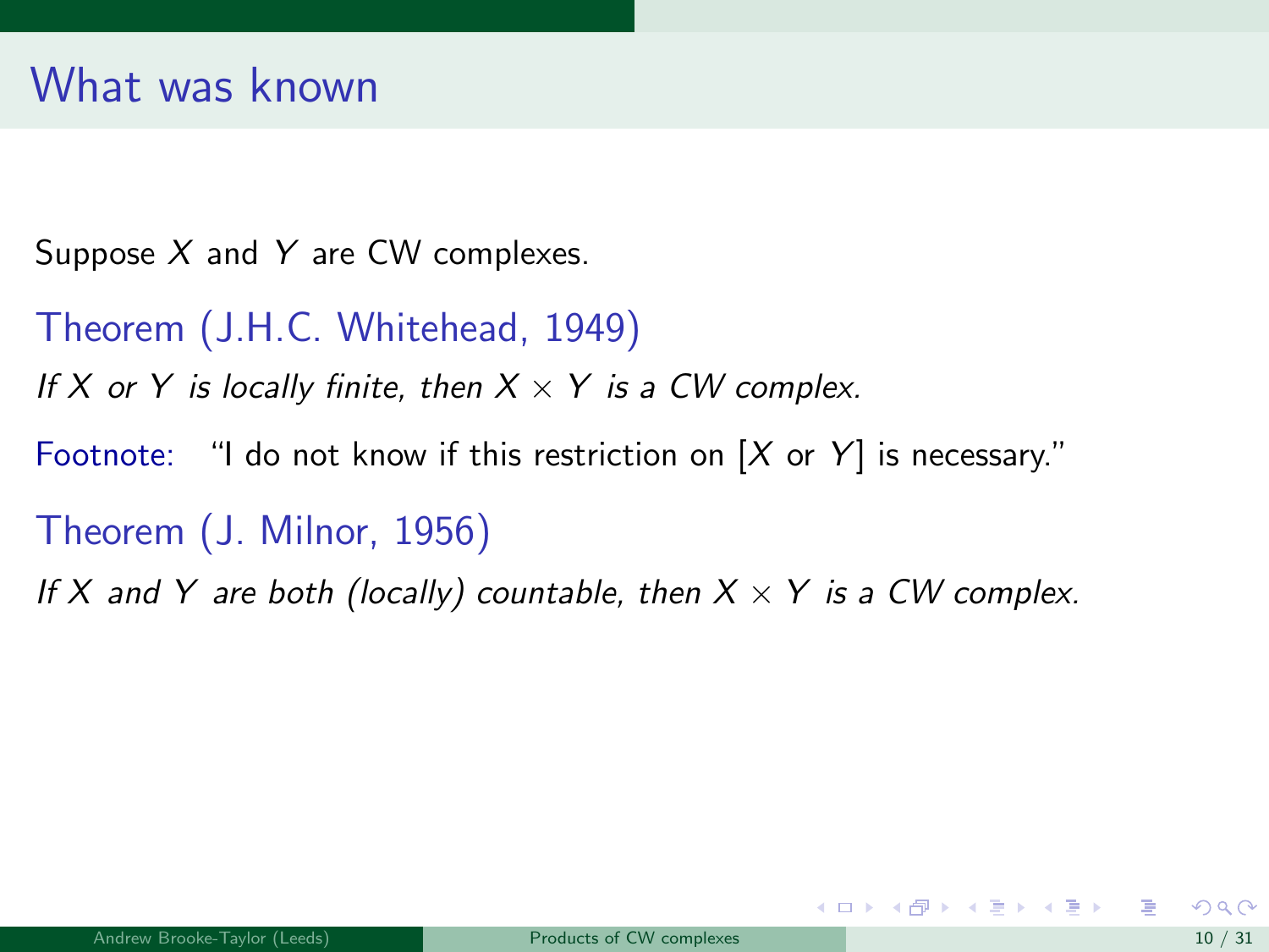# What was known

Suppose $X$ and $Y$ are CW complexes.

**Theorem (J.H.C. Whitehead, 1949)**

*If $X$ or $Y$ is locally finite, then $X \times Y$ is a CW complex.*

Footnote: "I do not know if this restriction on [$X$ or $Y$] is necessary."

**Theorem (J. Milnor, 1956)**

*If $X$ and $Y$ are both (locally) countable, then $X \times Y$ is a CW complex.*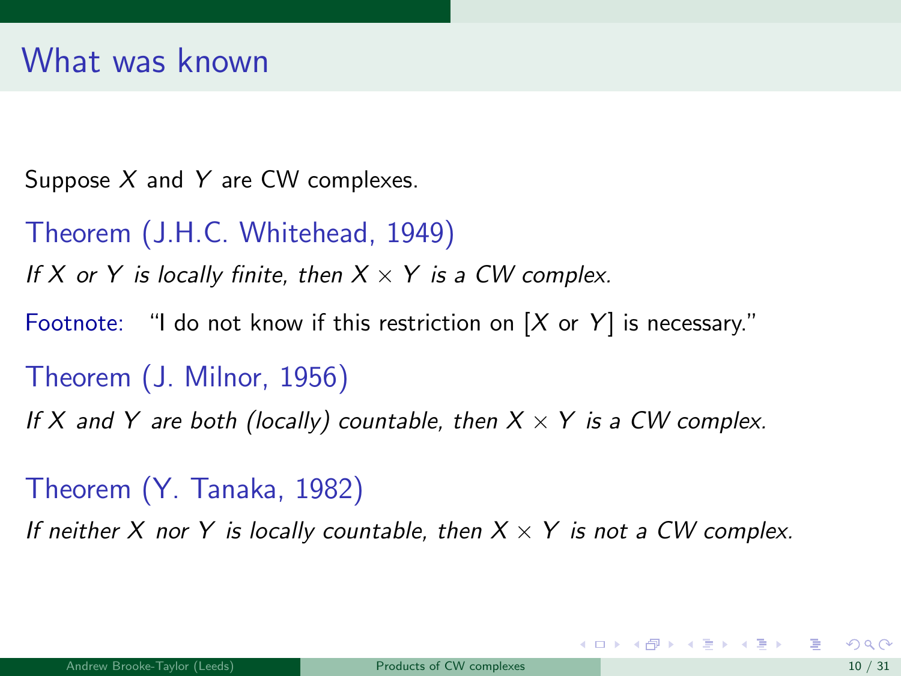# What was known

Suppose $X$ and $Y$ are CW complexes.

Theorem (J.H.C. Whitehead, 1949)

*If $X$ or $Y$ is locally finite, then $X \times Y$ is a CW complex.*

Footnote: "I do not know if this restriction on [$X$ or $Y$] is necessary."

Theorem (J. Milnor, 1956)

*If $X$ and $Y$ are both (locally) countable, then $X \times Y$ is a CW complex.*

Theorem (Y. Tanaka, 1982)

*If neither $X$ nor $Y$ is locally countable, then $X \times Y$ is not a CW complex.*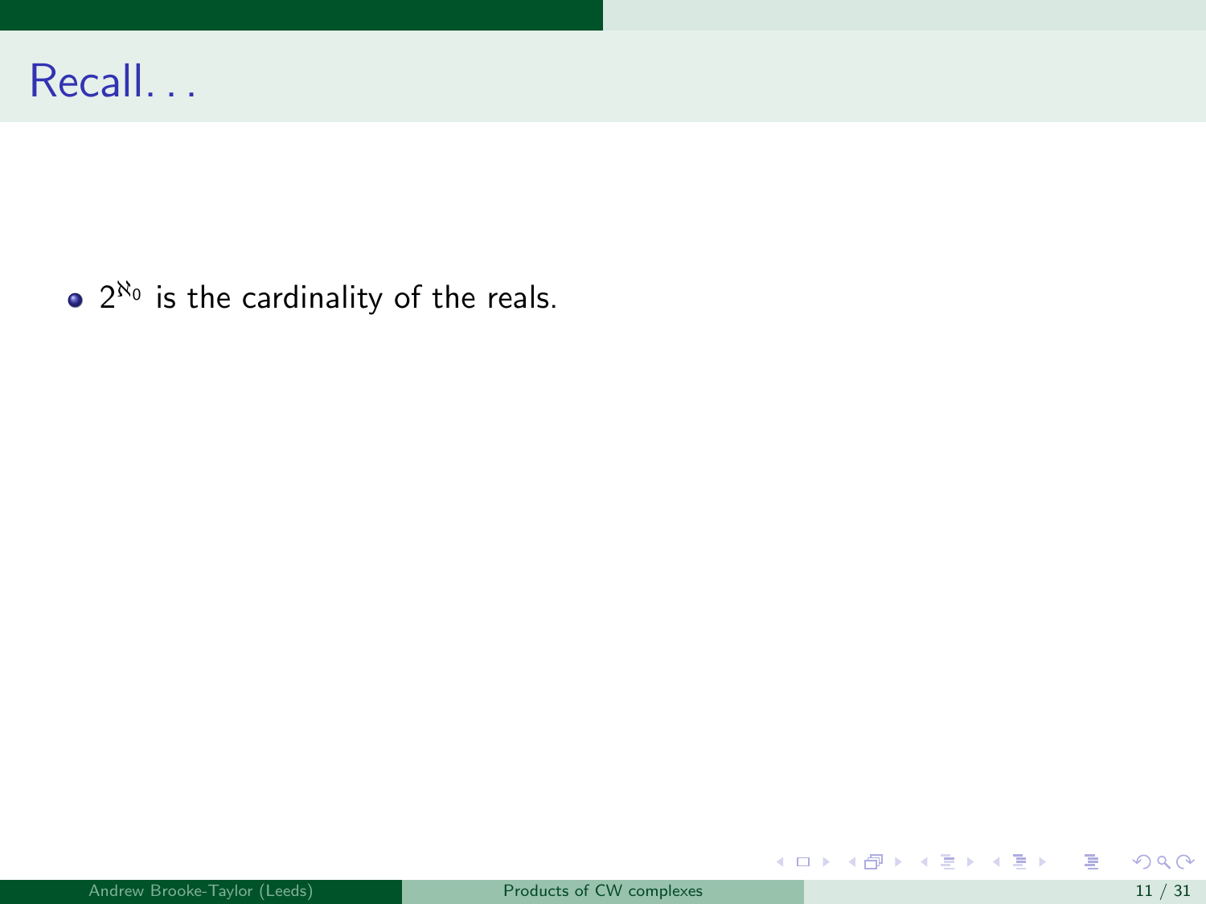# Recall. . .

- $2^{\aleph_0}$ is the cardinality of the reals.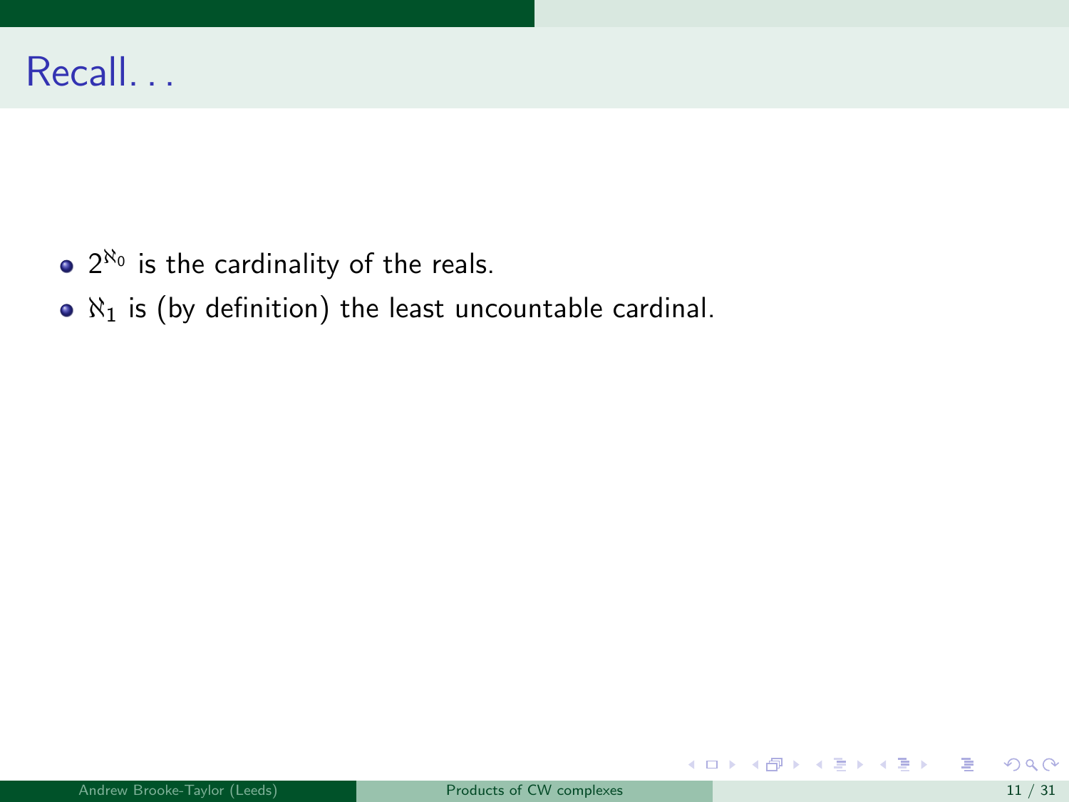# Recall...

- $2^{\aleph_0}$ is the cardinality of the reals.
- $\aleph_1$ is (by definition) the least uncountable cardinal.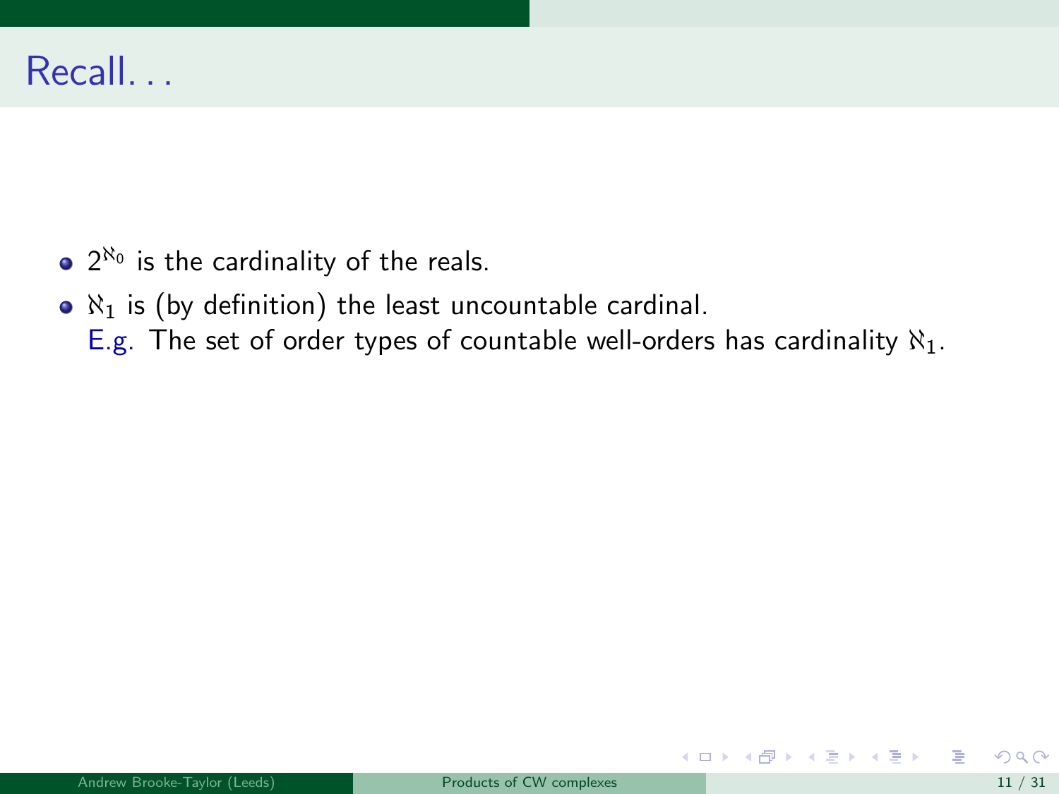# Recall. . .

- $2^{\aleph_0}$ is the cardinality of the reals.
- $\aleph_1$ is (by definition) the least uncountable cardinal.
  E.g. The set of order types of countable well-orders has cardinality $\aleph_1$.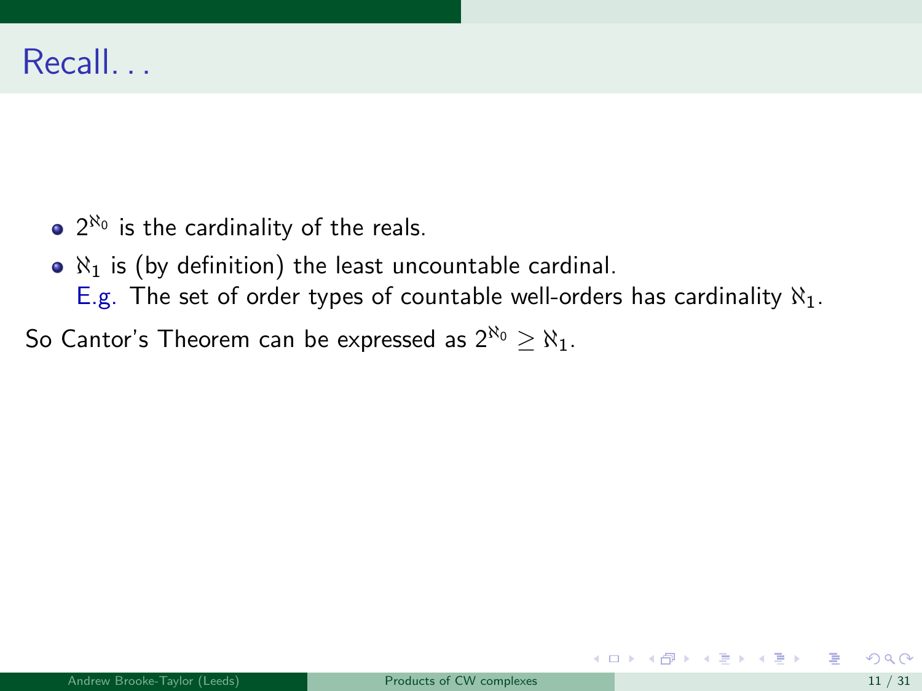# Recall. . .

- $2^{\aleph_0}$ is the cardinality of the reals.
- $\aleph_1$ is (by definition) the least uncountable cardinal.
  E.g. The set of order types of countable well-orders has cardinality $\aleph_1$.

So Cantor's Theorem can be expressed as $2^{\aleph_0} \geq \aleph_1$.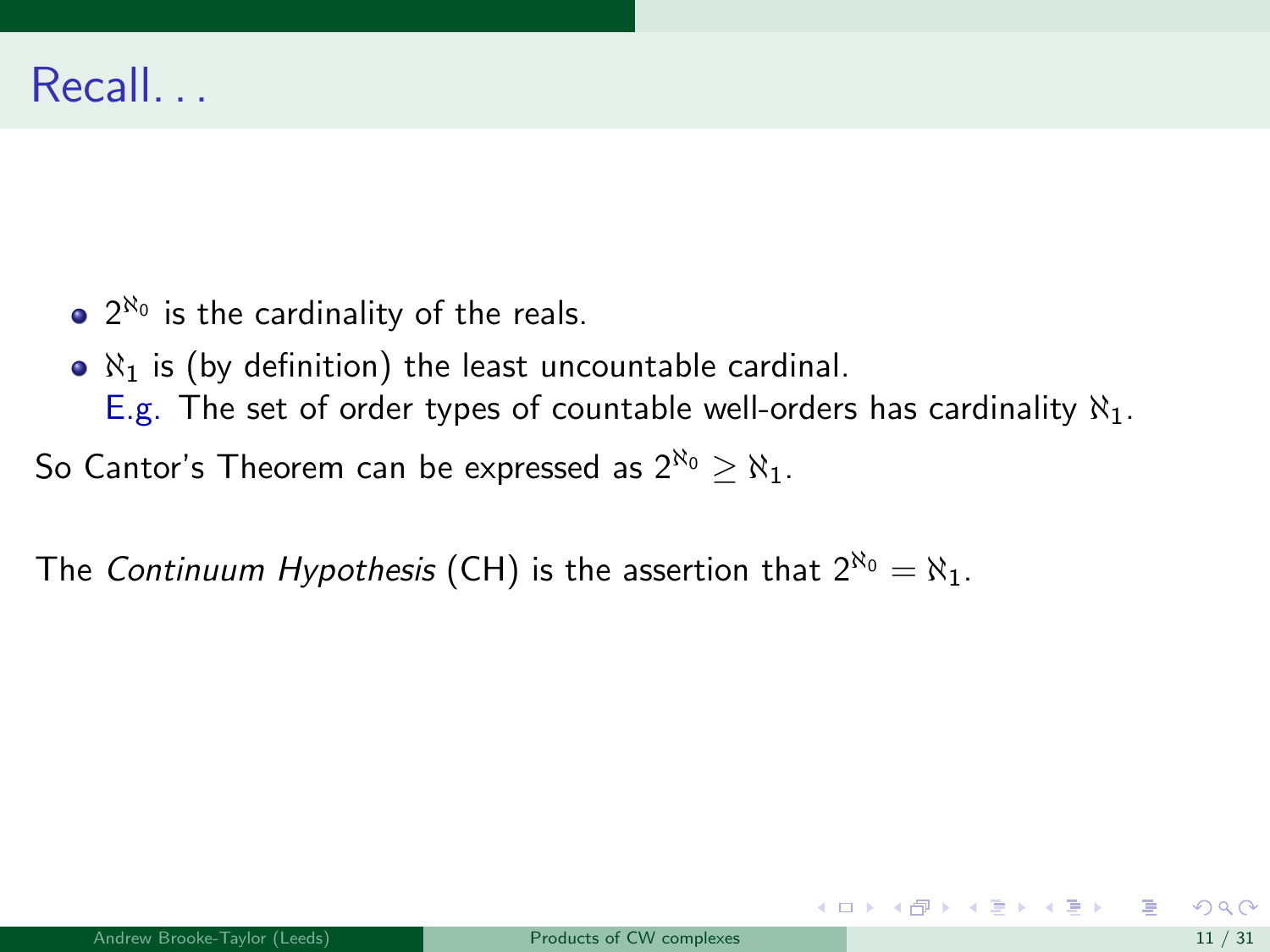# Recall...

- $2^{\aleph_0}$ is the cardinality of the reals.
- $\aleph_1$ is (by definition) the least uncountable cardinal.
  E.g. The set of order types of countable well-orders has cardinality $\aleph_1$.

So Cantor's Theorem can be expressed as $2^{\aleph_0} \geq \aleph_1$.

The *Continuum Hypothesis* (CH) is the assertion that $2^{\aleph_0} = \aleph_1$.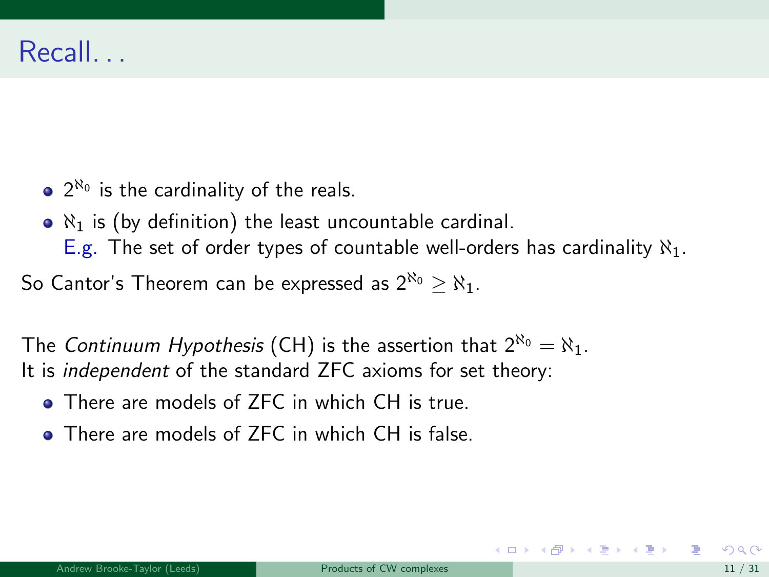# Recall...

- $2^{\aleph_0}$ is the cardinality of the reals.
- $\aleph_1$ is (by definition) the least uncountable cardinal.
  E.g. The set of order types of countable well-orders has cardinality $\aleph_1$.

So Cantor's Theorem can be expressed as $2^{\aleph_0} \geq \aleph_1$.

The *Continuum Hypothesis* (CH) is the assertion that $2^{\aleph_0} = \aleph_1$.
It is *independent* of the standard ZFC axioms for set theory:

- There are models of ZFC in which CH is true.
- There are models of ZFC in which CH is false.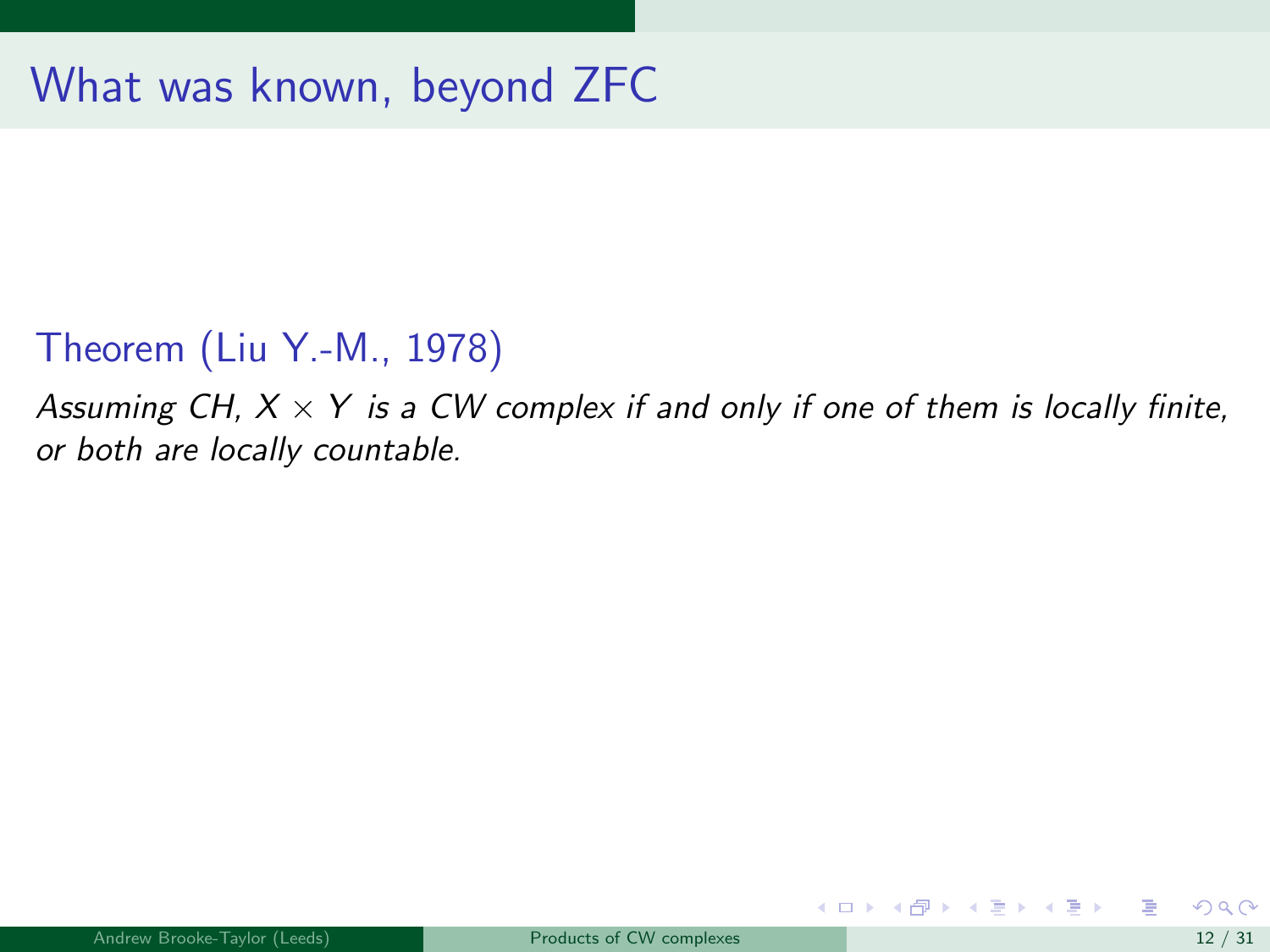# What was known, beyond ZFC

**Theorem (Liu Y.-M., 1978)**

*Assuming CH, $X \times Y$ is a CW complex if and only if one of them is locally finite, or both are locally countable.*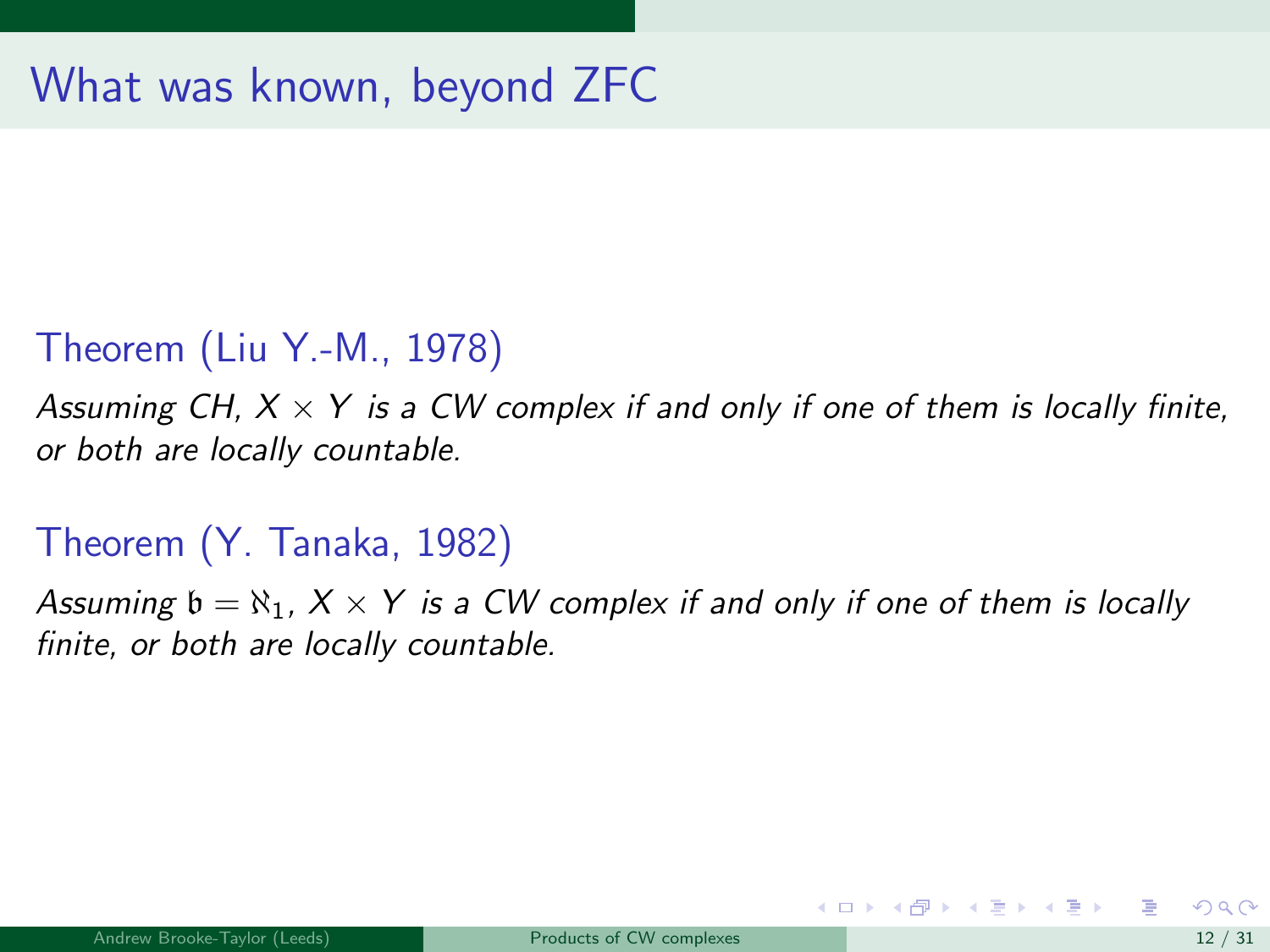# What was known, beyond ZFC

**Theorem (Liu Y.-M., 1978)**

*Assuming CH, $X \times Y$ is a CW complex if and only if one of them is locally finite, or both are locally countable.*

**Theorem (Y. Tanaka, 1982)**

*Assuming $\mathfrak{b} = \aleph_1$, $X \times Y$ is a CW complex if and only if one of them is locally finite, or both are locally countable.*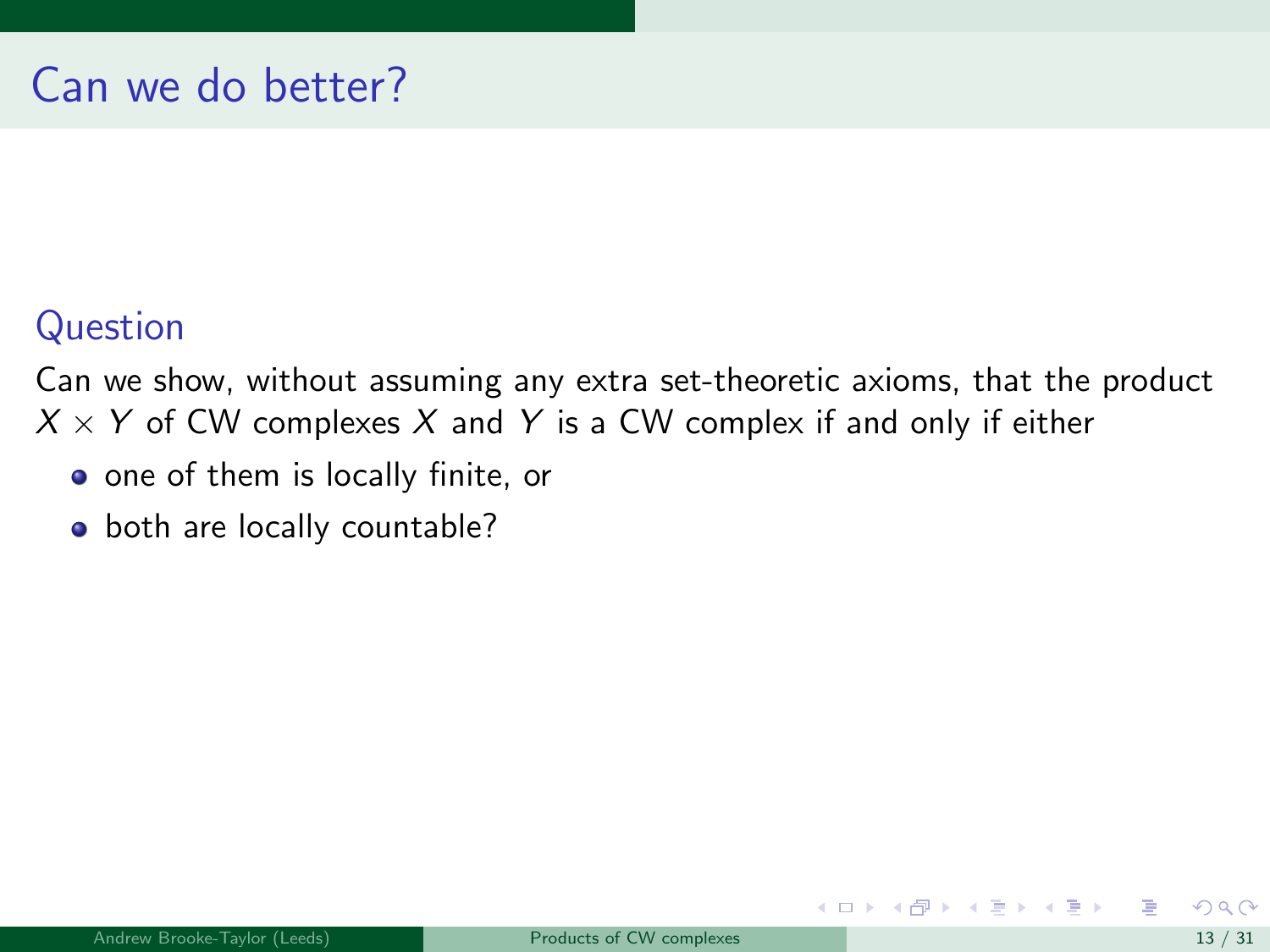# Can we do better?

### Question

Can we show, without assuming any extra set-theoretic axioms, that the product $X \times Y$ of CW complexes $X$ and $Y$ is a CW complex if and only if either

- one of them is locally finite, or
- both are locally countable?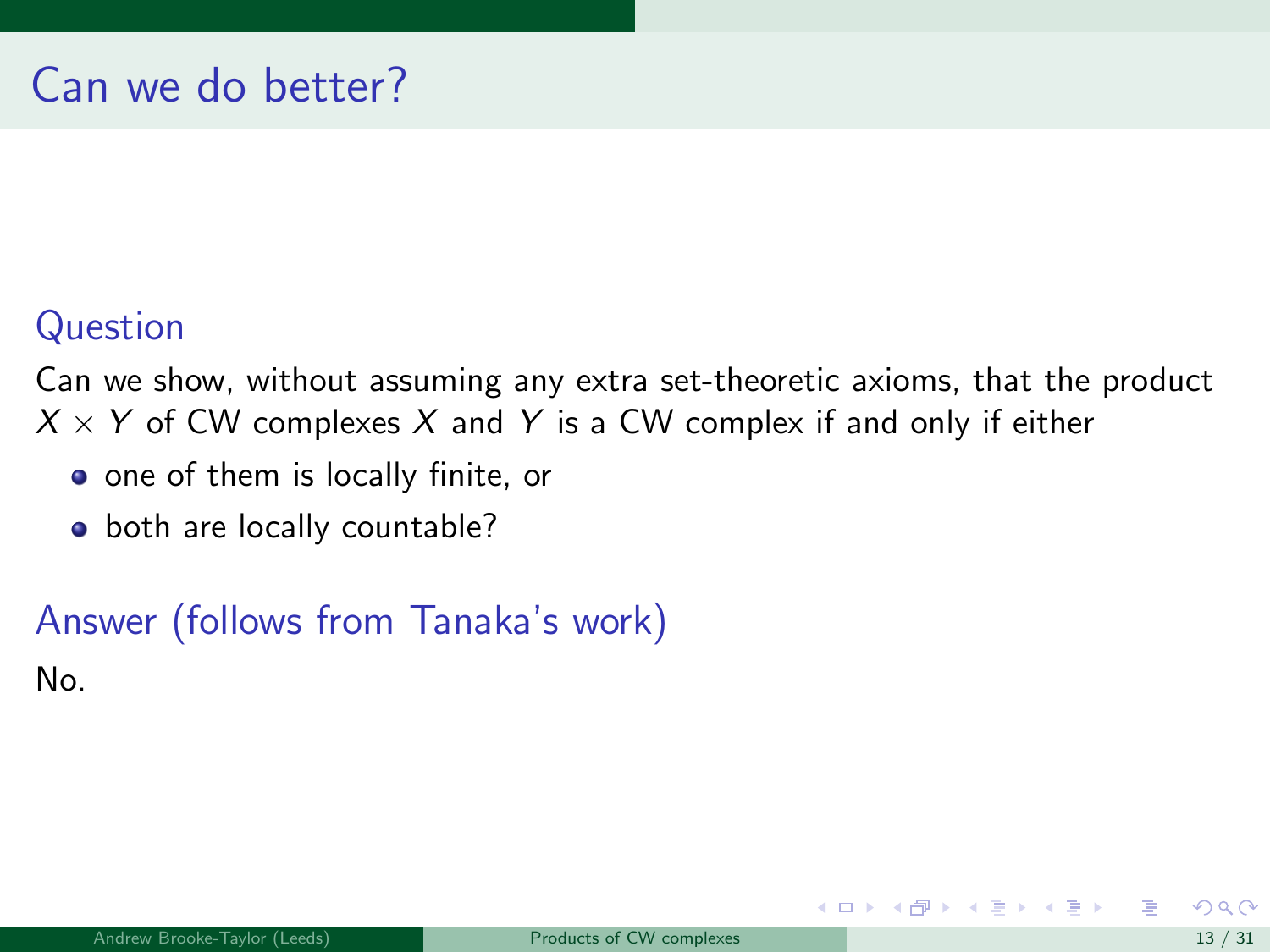# Can we do better?

### Question

Can we show, without assuming any extra set-theoretic axioms, that the product $X \times Y$ of CW complexes $X$ and $Y$ is a CW complex if and only if either

- one of them is locally finite, or
- both are locally countable?

### Answer (follows from Tanaka's work)

No.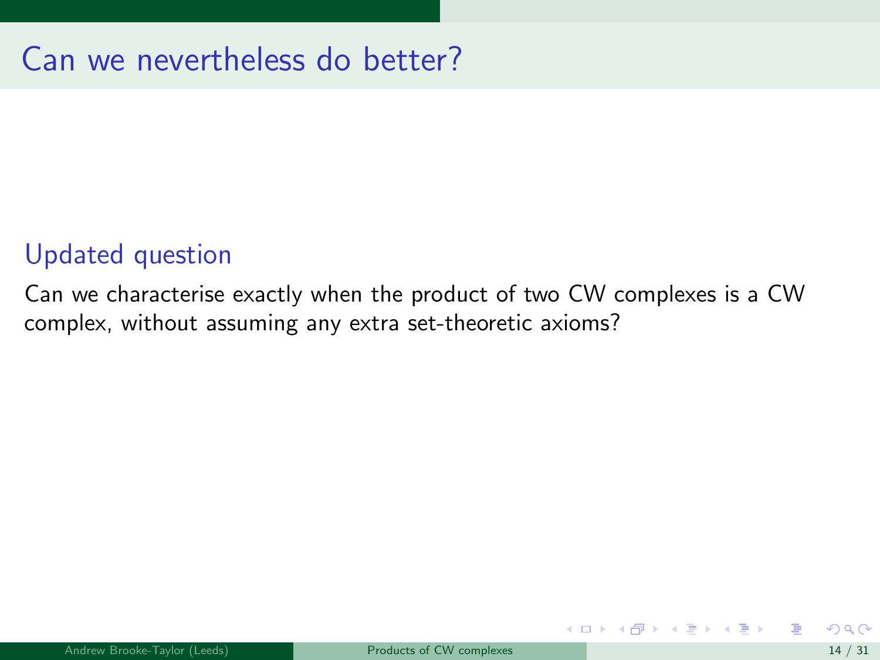# Can we nevertheless do better?

### Updated question

Can we characterise exactly when the product of two CW complexes is a CW complex, without assuming any extra set-theoretic axioms?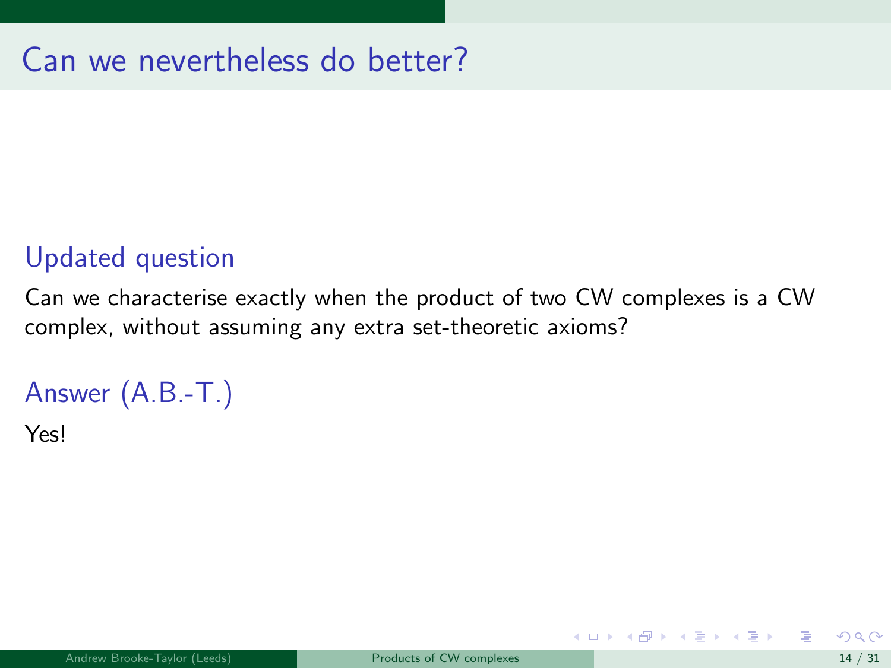# Can we nevertheless do better?

### Updated question

Can we characterise exactly when the product of two CW complexes is a CW complex, without assuming any extra set-theoretic axioms?

### Answer (A.B.-T.)

Yes!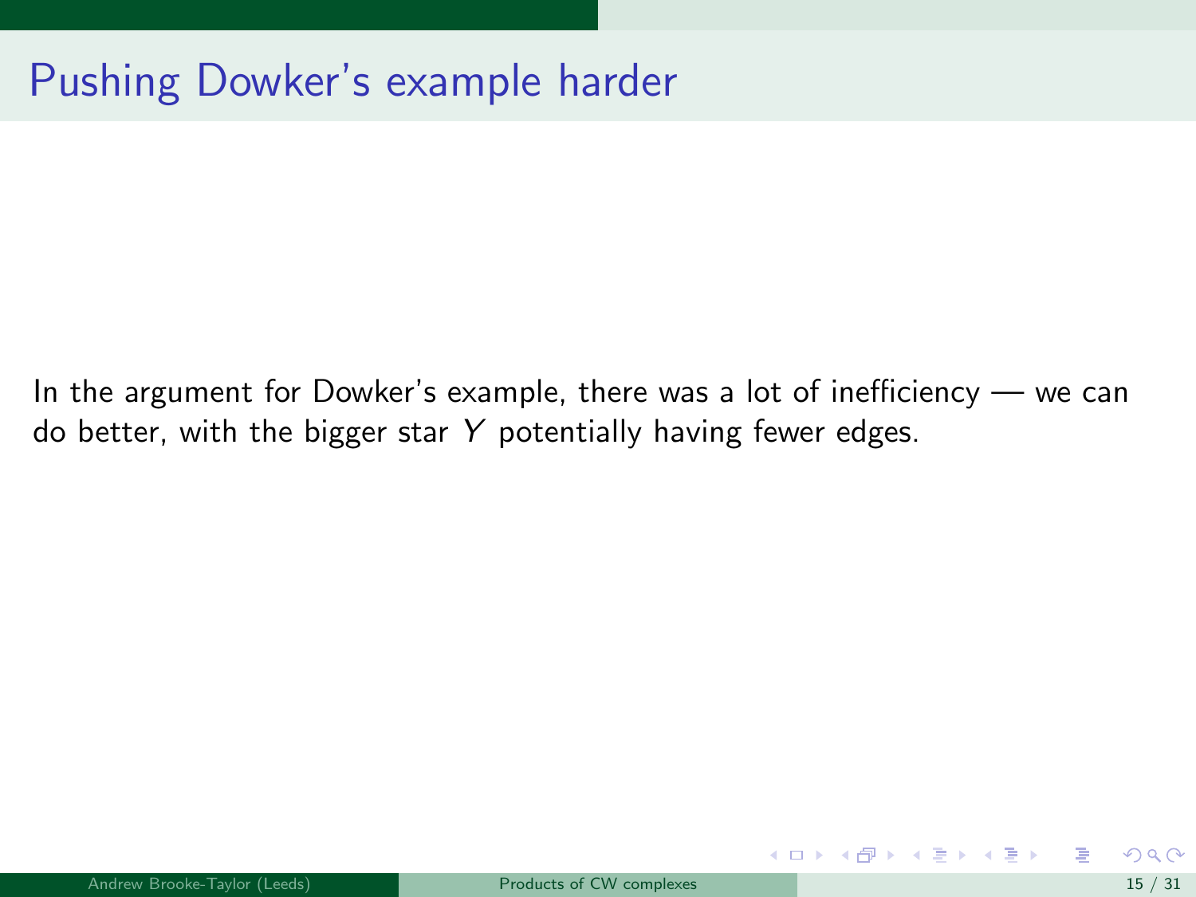# Pushing Dowker's example harder

In the argument for Dowker's example, there was a lot of inefficiency — we can do better, with the bigger star $Y$ potentially having fewer edges.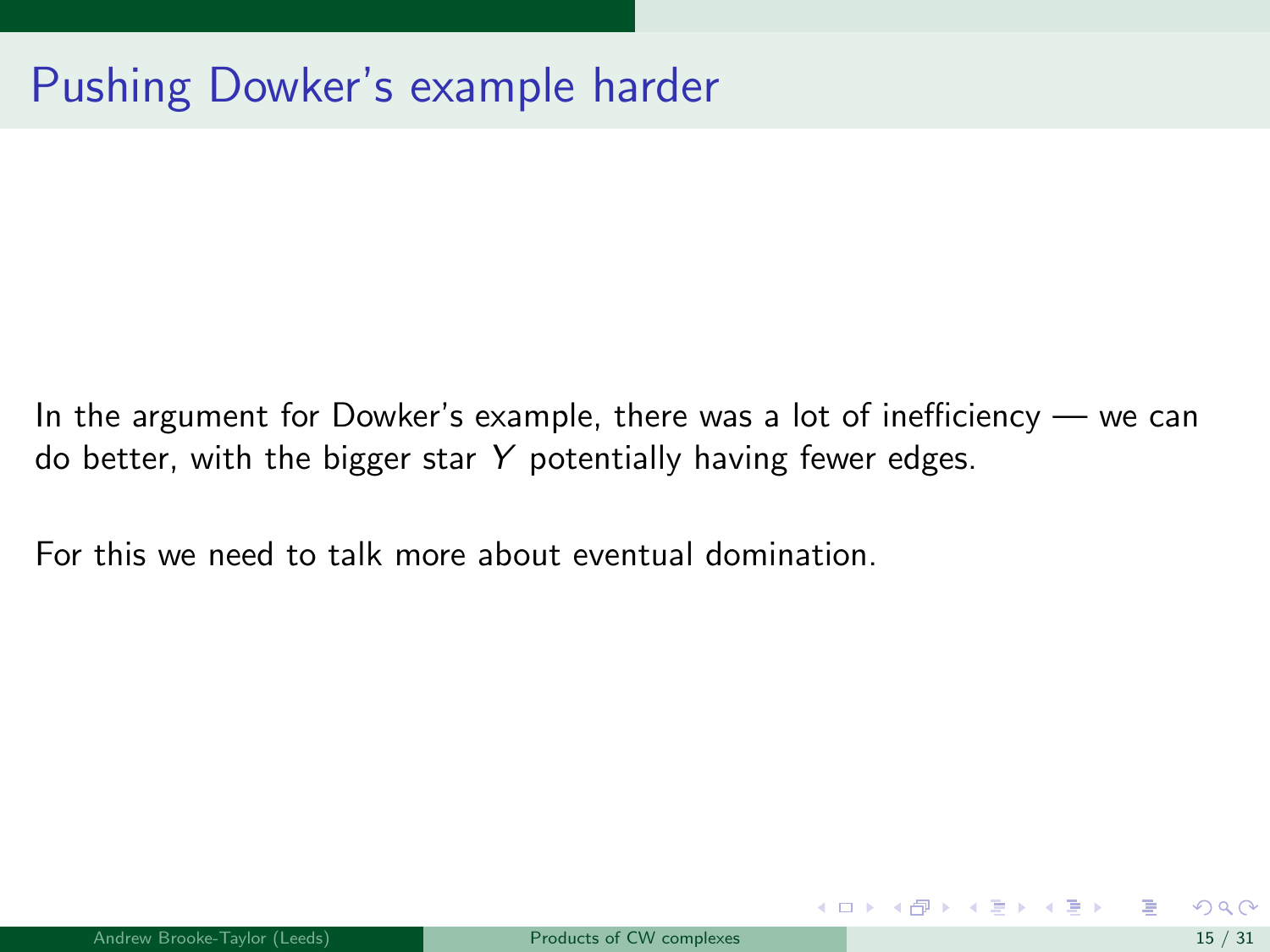# Pushing Dowker's example harder

In the argument for Dowker's example, there was a lot of inefficiency — we can do better, with the bigger star $Y$ potentially having fewer edges.

For this we need to talk more about eventual domination.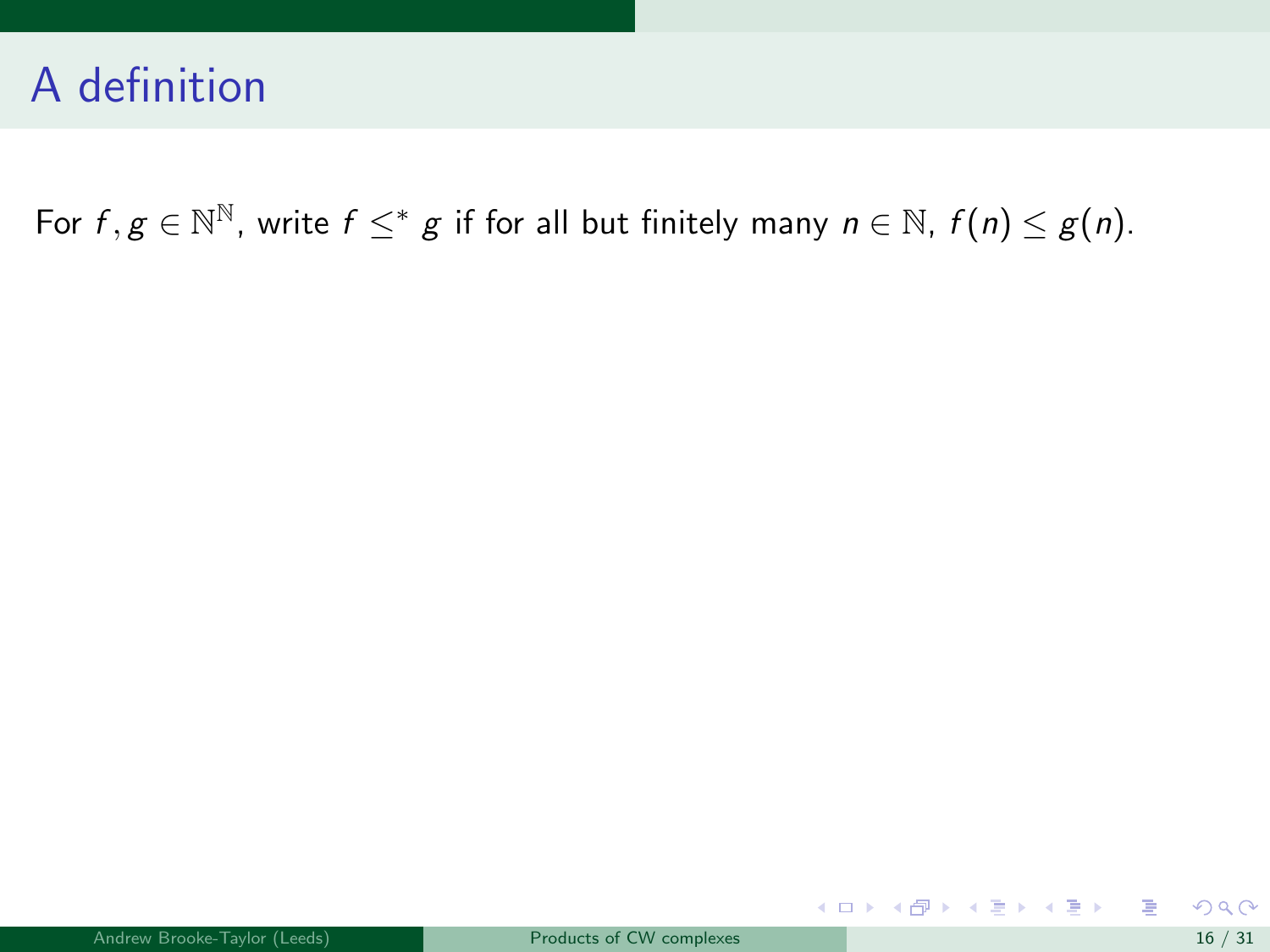# A definition

For $f, g \in \mathbb{N}^{\mathbb{N}}$, write $f \leq^* g$ if for all but finitely many $n \in \mathbb{N}$, $f(n) \leq g(n)$.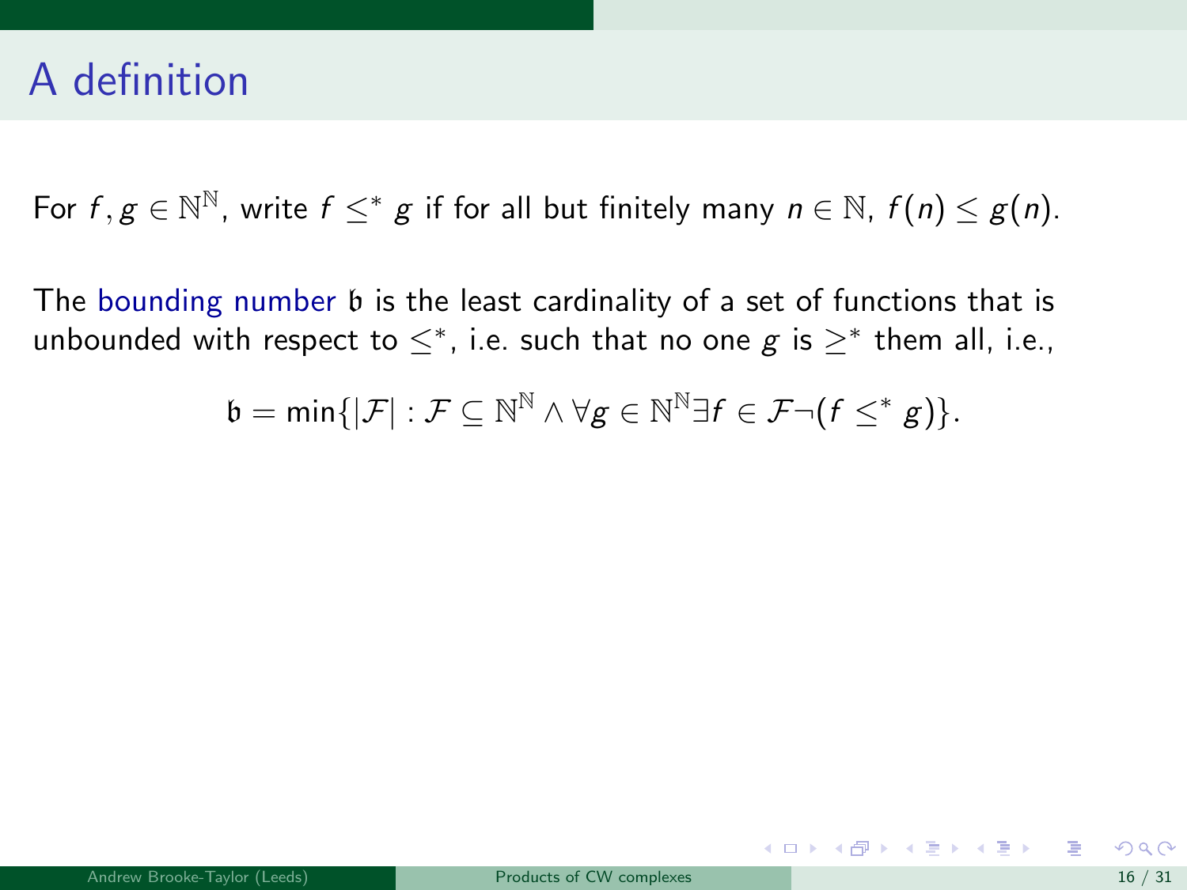# A definition

For $f, g \in \mathbb{N}^{\mathbb{N}}$, write $f \leq^* g$ if for all but finitely many $n \in \mathbb{N}$, $f(n) \leq g(n)$.

The bounding number $\mathfrak{b}$ is the least cardinality of a set of functions that is unbounded with respect to $\leq^*$, i.e. such that no one $g$ is $\geq^*$ them all, i.e.,

$$\mathfrak{b} = \min\{|\mathcal{F}| : \mathcal{F} \subseteq \mathbb{N}^{\mathbb{N}} \wedge \forall g \in \mathbb{N}^{\mathbb{N}} \exists f \in \mathcal{F} \neg (f \leq^* g)\}.$$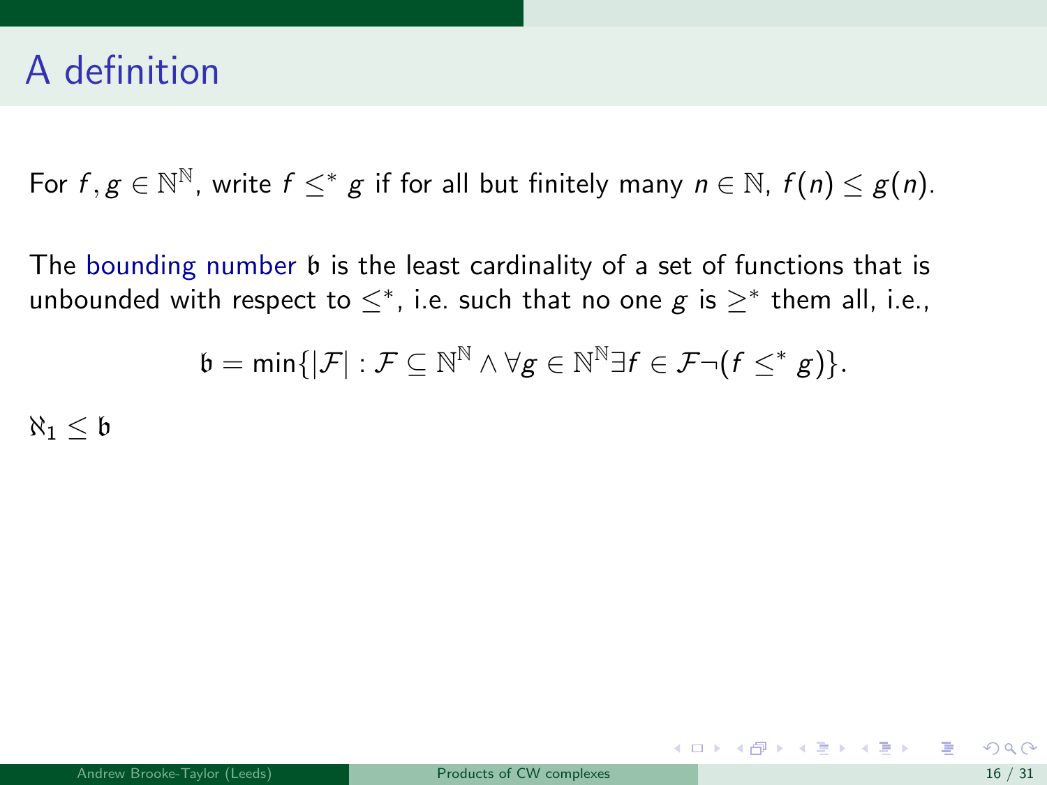# A definition

For $f, g \in \mathbb{N}^{\mathbb{N}}$, write $f \leq^* g$ if for all but finitely many $n \in \mathbb{N}$, $f(n) \leq g(n)$.

The bounding number $\mathfrak{b}$ is the least cardinality of a set of functions that is unbounded with respect to $\leq^*$, i.e. such that no one $g$ is $\geq^*$ them all, i.e.,

$$\mathfrak{b} = \min\{|\mathcal{F}| : \mathcal{F} \subseteq \mathbb{N}^{\mathbb{N}} \wedge \forall g \in \mathbb{N}^{\mathbb{N}} \exists f \in \mathcal{F} \neg(f \leq^* g)\}.$$

$\aleph_1 \leq \mathfrak{b}$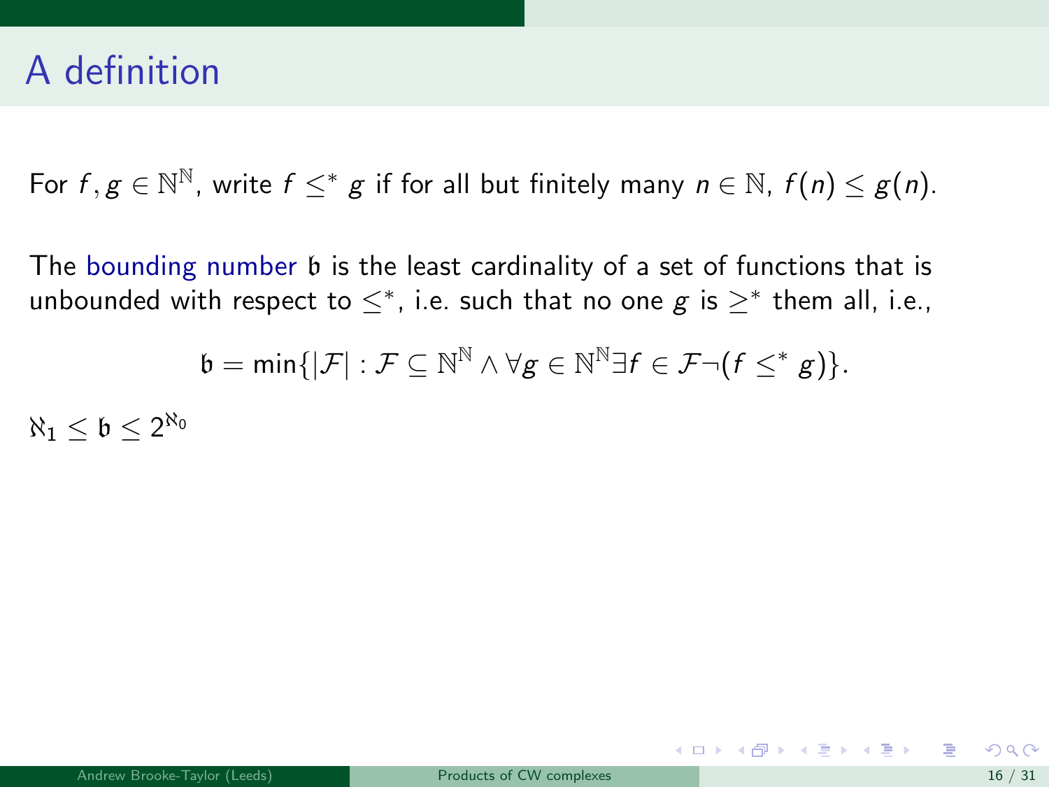# A definition

For $f, g \in \mathbb{N}^{\mathbb{N}}$, write $f \leq^* g$ if for all but finitely many $n \in \mathbb{N}$, $f(n) \leq g(n)$.

The bounding number $\mathfrak{b}$ is the least cardinality of a set of functions that is unbounded with respect to $\leq^*$, i.e. such that no one $g$ is $\geq^*$ them all, i.e.,

$$\mathfrak{b} = \min\{|\mathcal{F}| : \mathcal{F} \subseteq \mathbb{N}^{\mathbb{N}} \wedge \forall g \in \mathbb{N}^{\mathbb{N}} \exists f \in \mathcal{F} \neg(f \leq^* g)\}.$$

$\aleph_1 \leq \mathfrak{b} \leq 2^{\aleph_0}$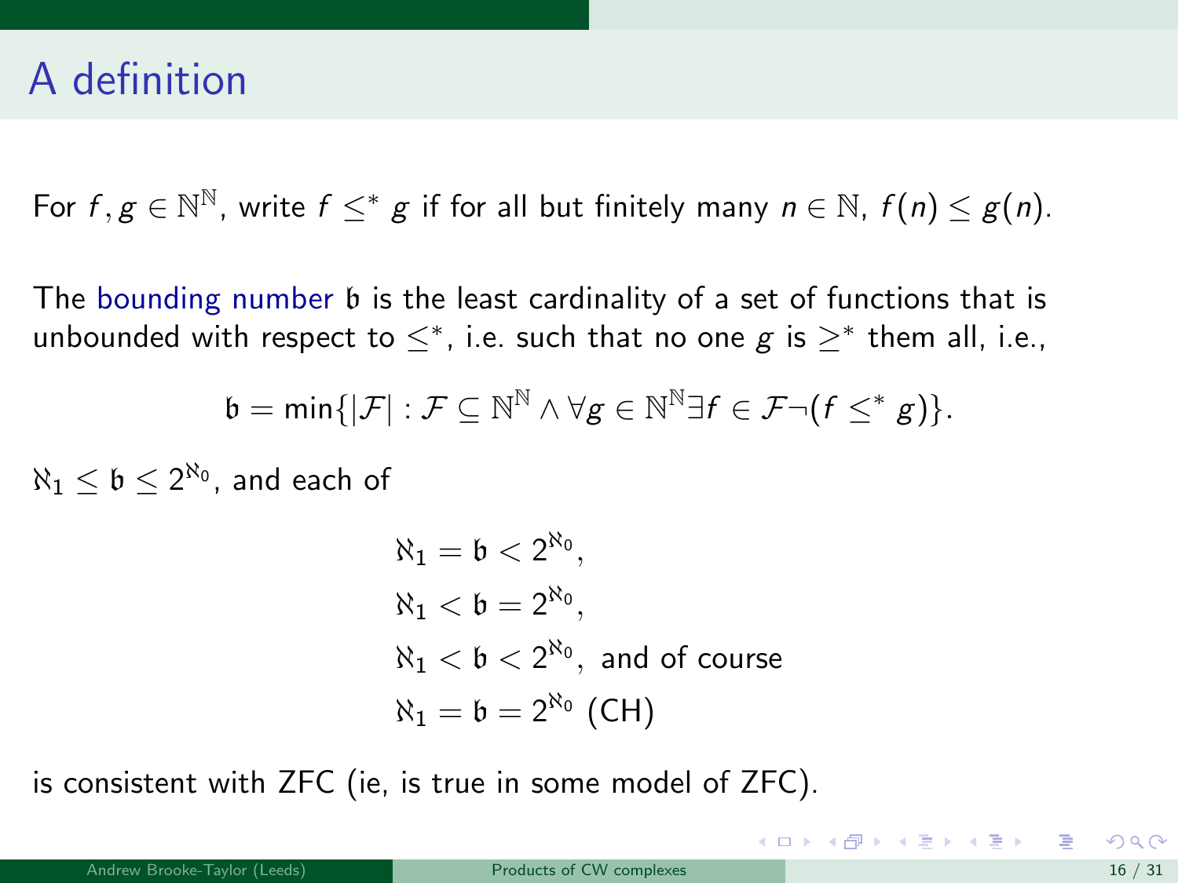# A definition

For $f, g \in \mathbb{N}^{\mathbb{N}}$, write $f \leq^* g$ if for all but finitely many $n \in \mathbb{N}$, $f(n) \leq g(n)$.

The bounding number $\mathfrak{b}$ is the least cardinality of a set of functions that is unbounded with respect to $\leq^*$, i.e. such that no one $g$ is $\geq^*$ them all, i.e.,

$$\mathfrak{b} = \min\{|\mathcal{F}| : \mathcal{F} \subseteq \mathbb{N}^{\mathbb{N}} \wedge \forall g \in \mathbb{N}^{\mathbb{N}} \exists f \in \mathcal{F} \neg(f \leq^* g)\}.$$

$\aleph_1 \leq \mathfrak{b} \leq 2^{\aleph_0}$, and each of

$$\aleph_1 = \mathfrak{b} < 2^{\aleph_0},$$

$$\aleph_1 < \mathfrak{b} = 2^{\aleph_0},$$

$$\aleph_1 < \mathfrak{b} < 2^{\aleph_0}, \text{ and of course}$$

$$\aleph_1 = \mathfrak{b} = 2^{\aleph_0} \text{ (CH)}$$

is consistent with ZFC (ie, is true in some model of ZFC).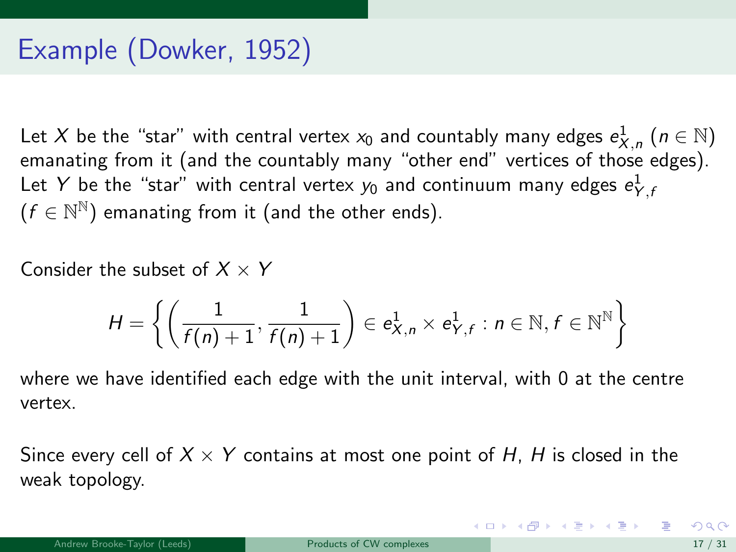# Example (Dowker, 1952)

Let $X$ be the "star" with central vertex $x_0$ and countably many edges $e^1_{X,n}$ ($n \in \mathbb{N}$) emanating from it (and the countably many "other end" vertices of those edges). Let $Y$ be the "star" with central vertex $y_0$ and continuum many edges $e^1_{Y,f}$ ($f \in \mathbb{N}^{\mathbb{N}}$) emanating from it (and the other ends).

Consider the subset of $X \times Y$

$$H = \left\{ \left( \frac{1}{f(n)+1}, \frac{1}{f(n)+1} \right) \in e^1_{X,n} \times e^1_{Y,f} : n \in \mathbb{N}, f \in \mathbb{N}^{\mathbb{N}} \right\}$$

where we have identified each edge with the unit interval, with 0 at the centre vertex.

Since every cell of $X \times Y$ contains at most one point of $H$, $H$ is closed in the weak topology.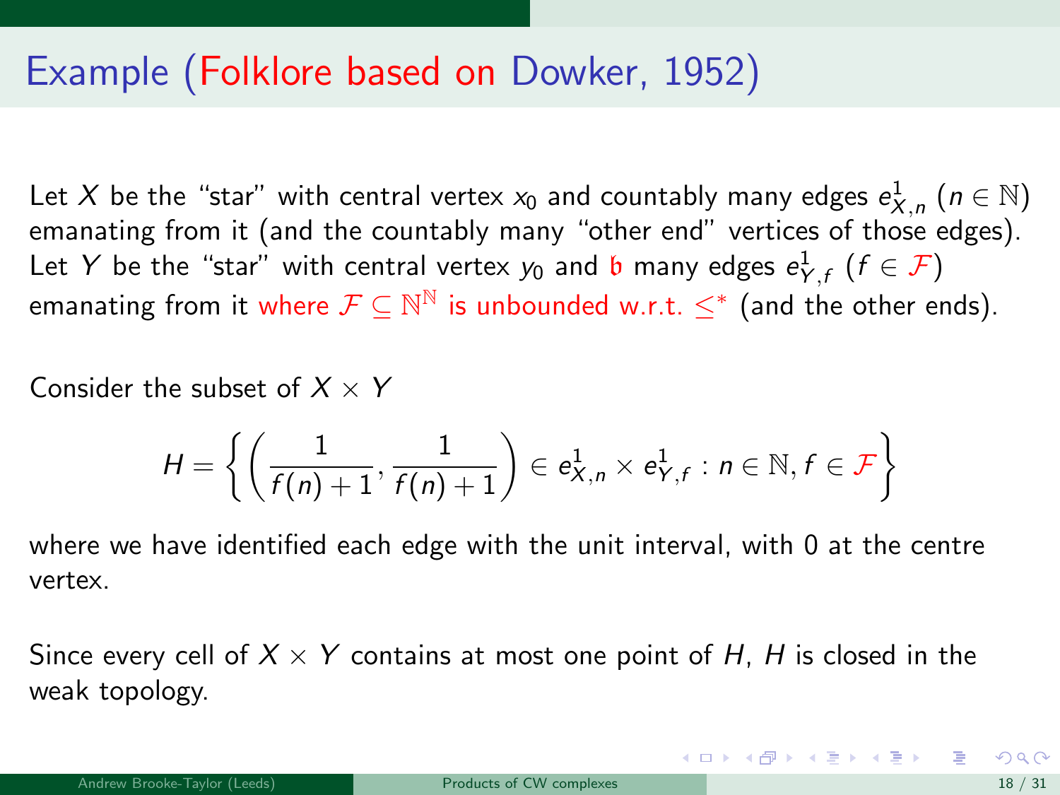# Example (Folklore based on Dowker, 1952)

Let $X$ be the "star" with central vertex $x_0$ and countably many edges $e^1_{X,n}$ ($n \in \mathbb{N}$) emanating from it (and the countably many "other end" vertices of those edges). Let $Y$ be the "star" with central vertex $y_0$ and $\mathfrak{b}$ many edges $e^1_{Y,f}$ ($f \in \mathcal{F}$) emanating from it where $\mathcal{F} \subseteq \mathbb{N}^{\mathbb{N}}$ is unbounded w.r.t. $\leq^*$ (and the other ends).

Consider the subset of $X \times Y$

$$H = \left\{ \left( \frac{1}{f(n)+1}, \frac{1}{f(n)+1} \right) \in e^1_{X,n} \times e^1_{Y,f} : n \in \mathbb{N}, f \in \mathcal{F} \right\}$$

where we have identified each edge with the unit interval, with 0 at the centre vertex.

Since every cell of $X \times Y$ contains at most one point of $H$, $H$ is closed in the weak topology.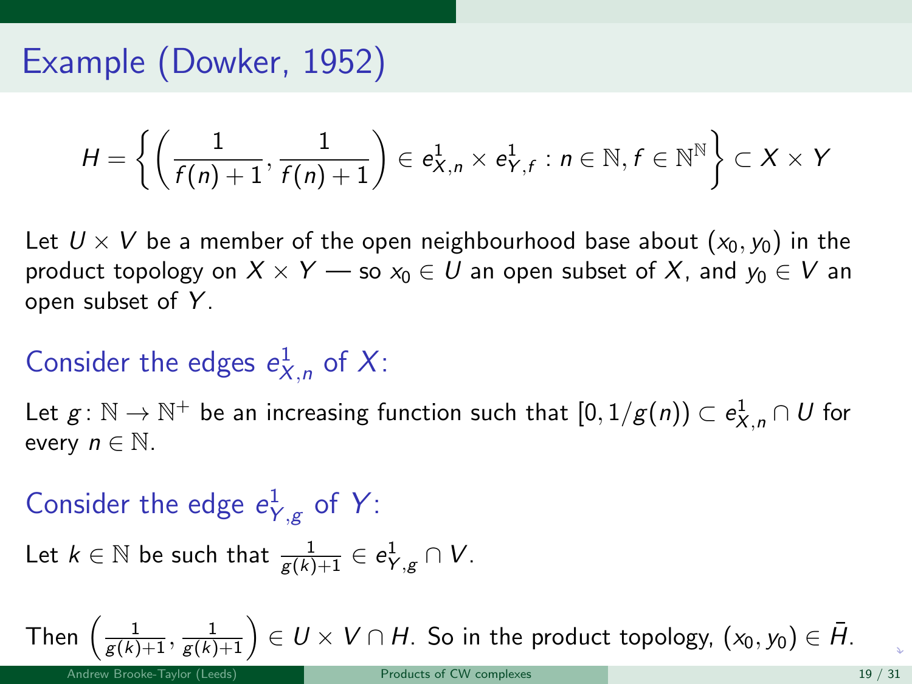# Example (Dowker, 1952)

$$H = \left\{ \left( \frac{1}{f(n)+1}, \frac{1}{f(n)+1} \right) \in e^1_{X,n} \times e^1_{Y,f} : n \in \mathbb{N}, f \in \mathbb{N}^{\mathbb{N}} \right\} \subset X \times Y$$

Let $U \times V$ be a member of the open neighbourhood base about $(x_0, y_0)$ in the product topology on $X \times Y$ — so $x_0 \in U$ an open subset of $X$, and $y_0 \in V$ an open subset of $Y$.

## Consider the edges $e^1_{X,n}$ of $X$:

Let $g \colon \mathbb{N} \to \mathbb{N}^+$ be an increasing function such that $[0, 1/g(n)) \subset e^1_{X,n} \cap U$ for every $n \in \mathbb{N}$.

## Consider the edge $e^1_{Y,g}$ of $Y$:

Let $k \in \mathbb{N}$ be such that $\frac{1}{g(k)+1} \in e^1_{Y,g} \cap V$.

Then $\left( \frac{1}{g(k)+1}, \frac{1}{g(k)+1} \right) \in U \times V \cap H$. So in the product topology, $(x_0, y_0) \in \bar{H}$.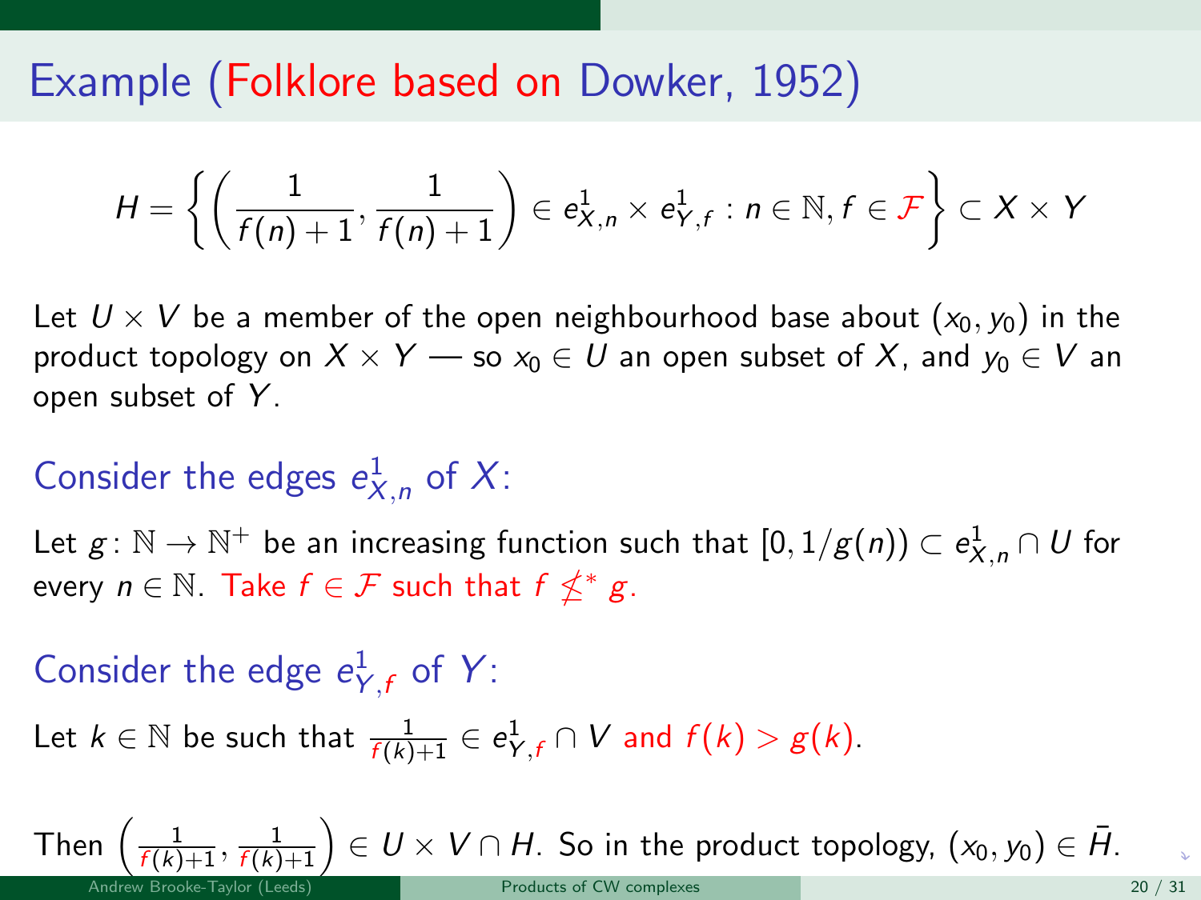# Example (Folklore based on Dowker, 1952)

$$H = \left\{ \left( \frac{1}{f(n)+1}, \frac{1}{f(n)+1} \right) \in e^1_{X,n} \times e^1_{Y,f} : n \in \mathbb{N}, f \in \mathcal{F} \right\} \subset X \times Y$$

Let $U \times V$ be a member of the open neighbourhood base about $(x_0, y_0)$ in the product topology on $X \times Y$ — so $x_0 \in U$ an open subset of $X$, and $y_0 \in V$ an open subset of $Y$.

## Consider the edges $e^1_{X,n}$ of $X$:

Let $g \colon \mathbb{N} \to \mathbb{N}^+$ be an increasing function such that $[0, 1/g(n)) \subset e^1_{X,n} \cap U$ for every $n \in \mathbb{N}$. Take $f \in \mathcal{F}$ such that $f \not\leq^* g$.

## Consider the edge $e^1_{Y,f}$ of $Y$:

Let $k \in \mathbb{N}$ be such that $\frac{1}{f(k)+1} \in e^1_{Y,f} \cap V$ and $f(k) > g(k)$.

Then $\left( \frac{1}{f(k)+1}, \frac{1}{f(k)+1} \right) \in U \times V \cap H$. So in the product topology, $(x_0, y_0) \in \bar{H}$.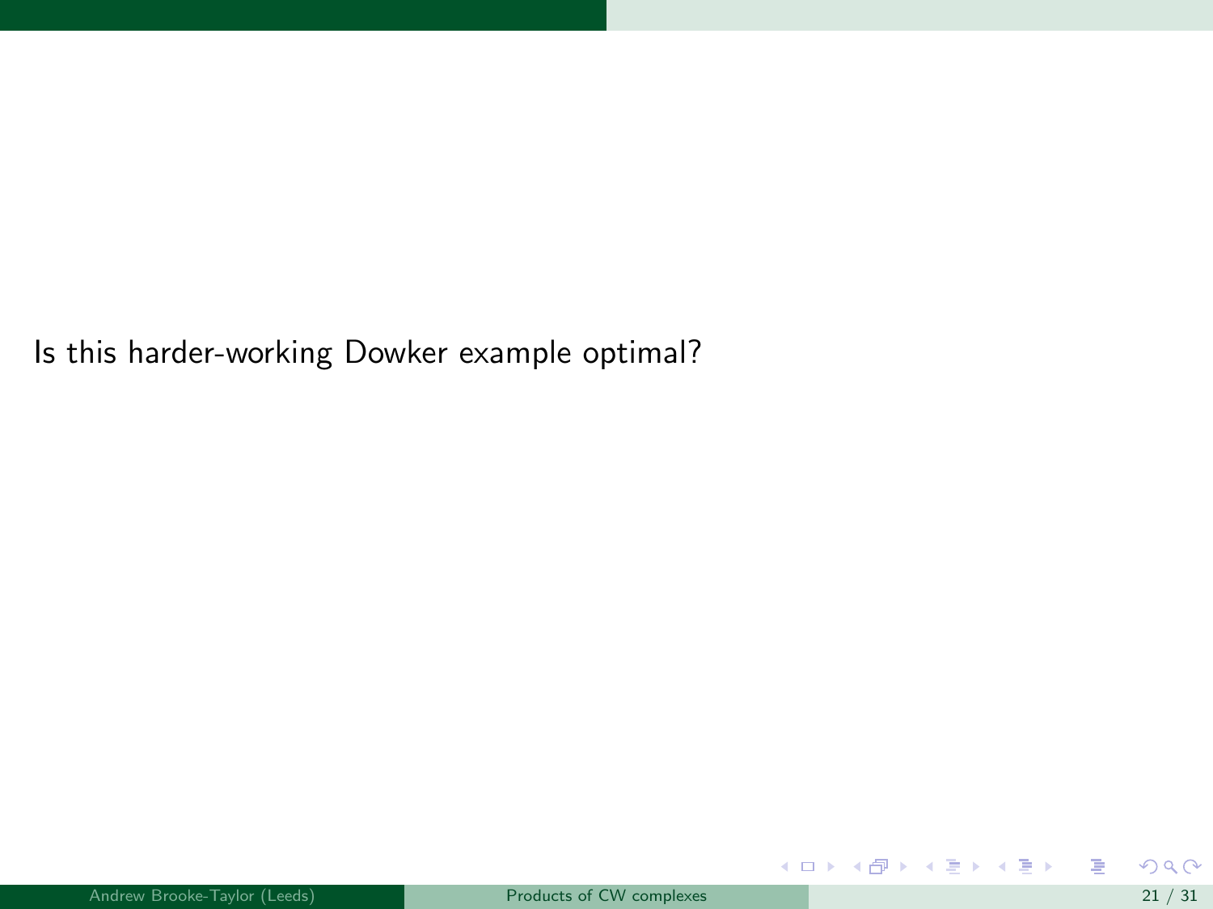Is this harder-working Dowker example optimal?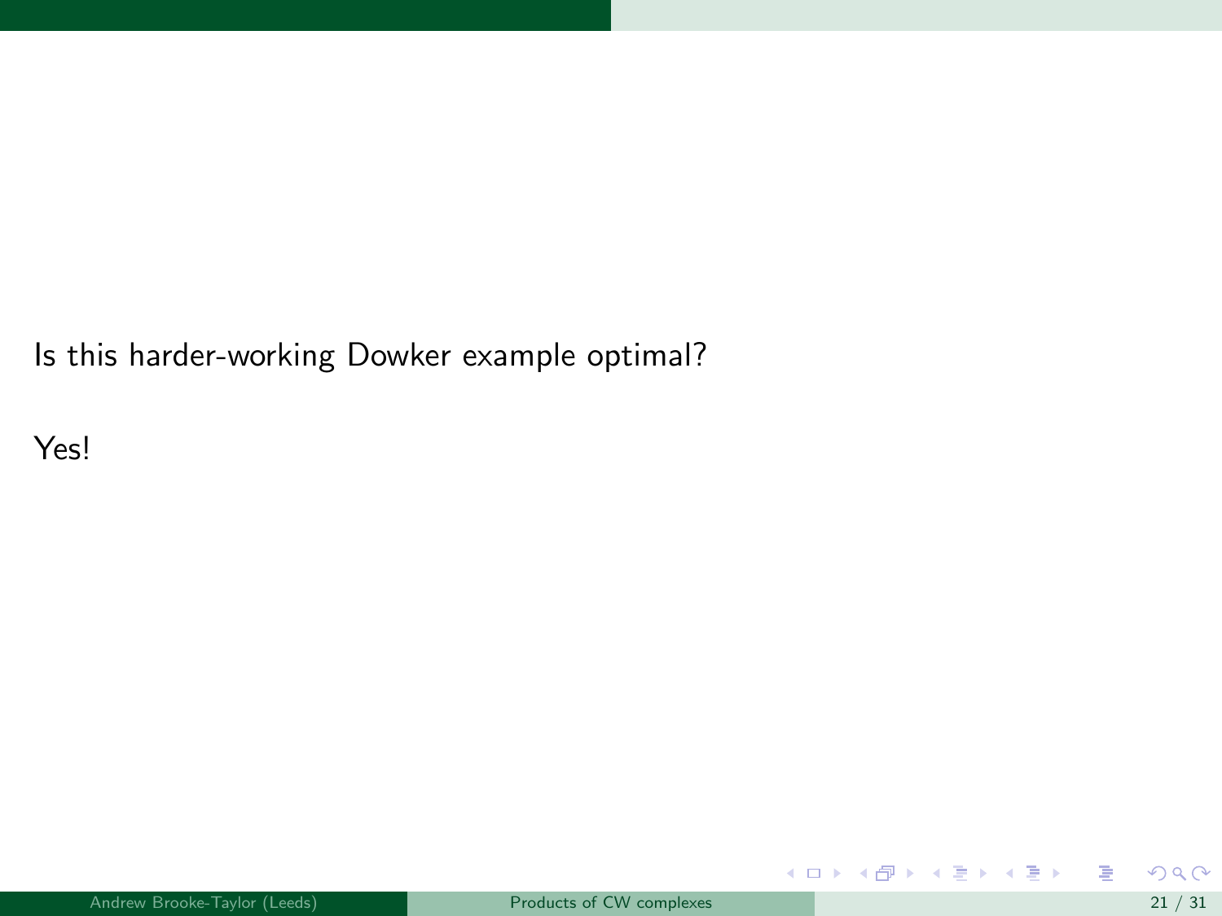Is this harder-working Dowker example optimal?

Yes!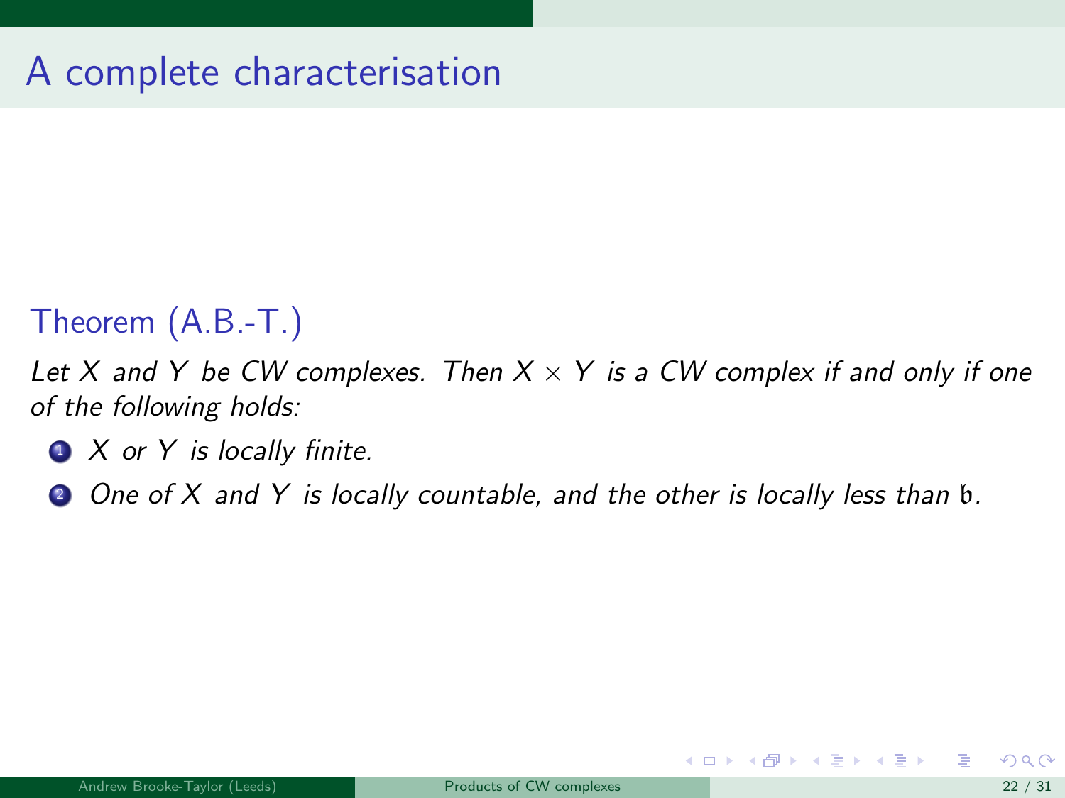# A complete characterisation

**Theorem (A.B.-T.)**

*Let $X$ and $Y$ be CW complexes. Then $X \times Y$ is a CW complex if and only if one of the following holds:*

1. *$X$ or $Y$ is locally finite.*
2. *One of $X$ and $Y$ is locally countable, and the other is locally less than $\mathfrak{b}$.*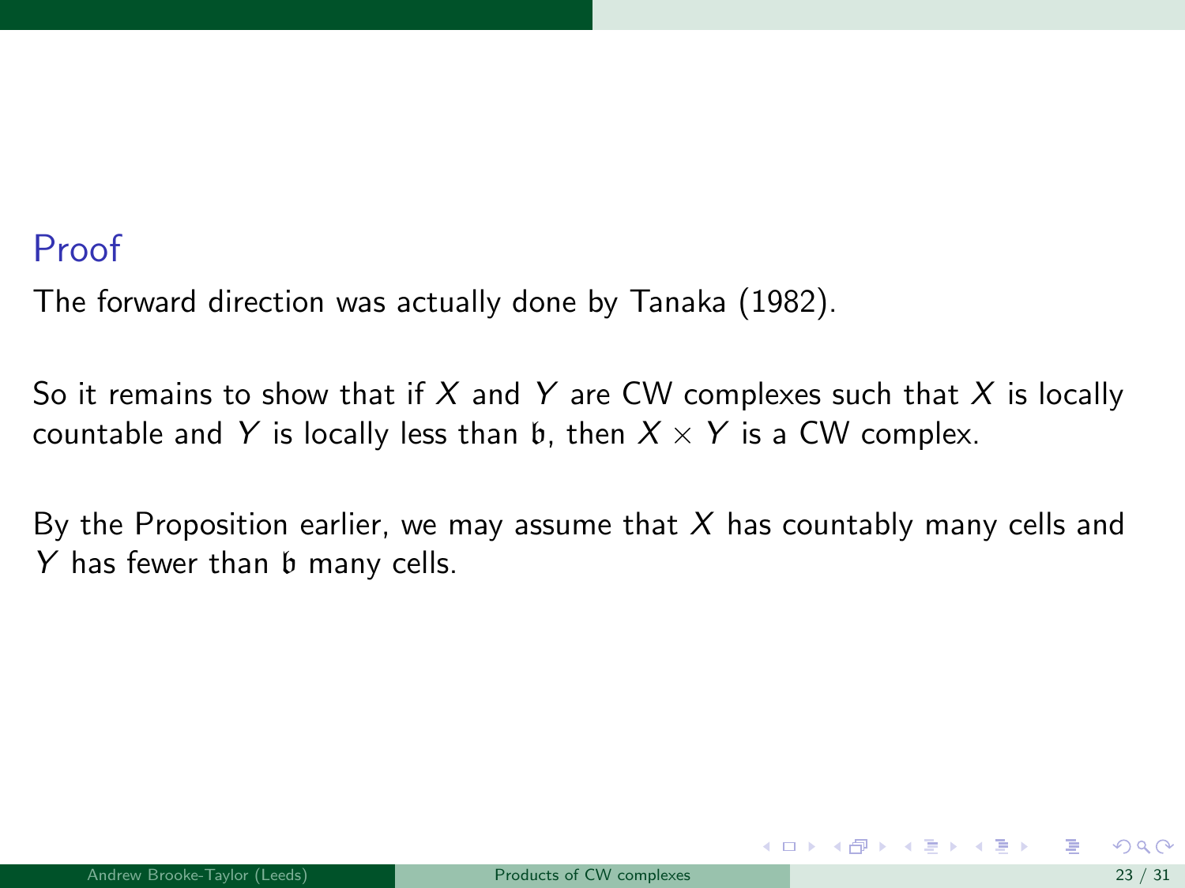## Proof

The forward direction was actually done by Tanaka (1982).

So it remains to show that if $X$ and $Y$ are CW complexes such that $X$ is locally countable and $Y$ is locally less than $\mathfrak{b}$, then $X \times Y$ is a CW complex.

By the Proposition earlier, we may assume that $X$ has countably many cells and $Y$ has fewer than $\mathfrak{b}$ many cells.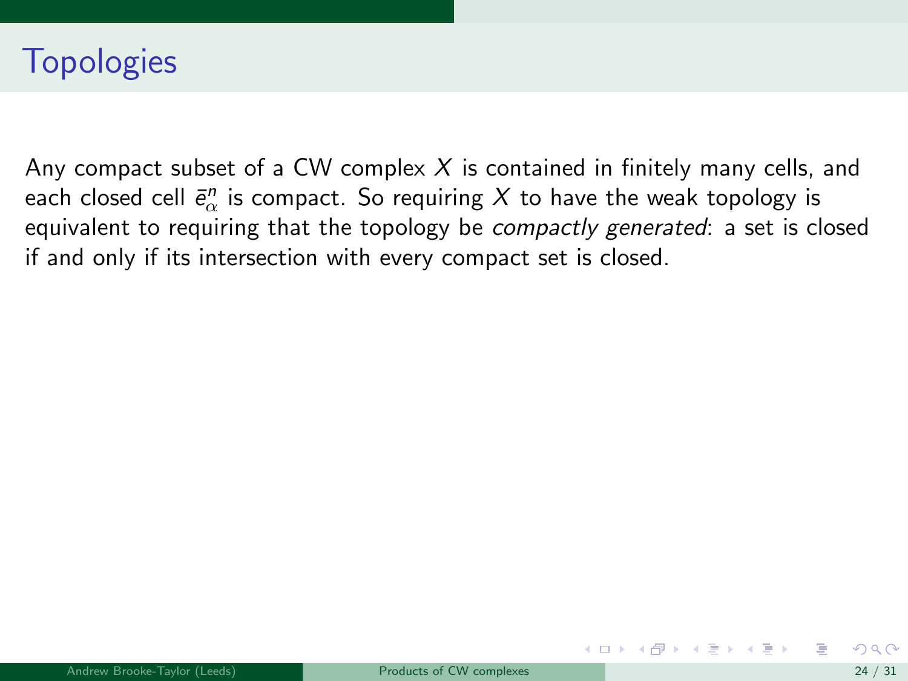# Topologies

Any compact subset of a CW complex $X$ is contained in finitely many cells, and each closed cell $\bar{e}^n_\alpha$ is compact. So requiring $X$ to have the weak topology is equivalent to requiring that the topology be *compactly generated*: a set is closed if and only if its intersection with every compact set is closed.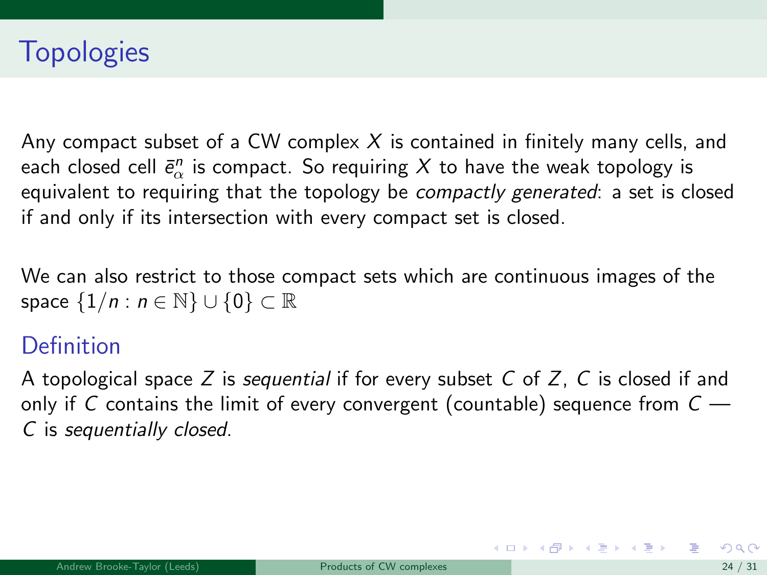# Topologies

Any compact subset of a CW complex $X$ is contained in finitely many cells, and each closed cell $\bar{e}^n_\alpha$ is compact. So requiring $X$ to have the weak topology is equivalent to requiring that the topology be *compactly generated*: a set is closed if and only if its intersection with every compact set is closed.

We can also restrict to those compact sets which are continuous images of the space $\{1/n : n \in \mathbb{N}\} \cup \{0\} \subset \mathbb{R}$

## Definition

A topological space $Z$ is *sequential* if for every subset $C$ of $Z$, $C$ is closed if and only if $C$ contains the limit of every convergent (countable) sequence from $C$ — $C$ is *sequentially closed*.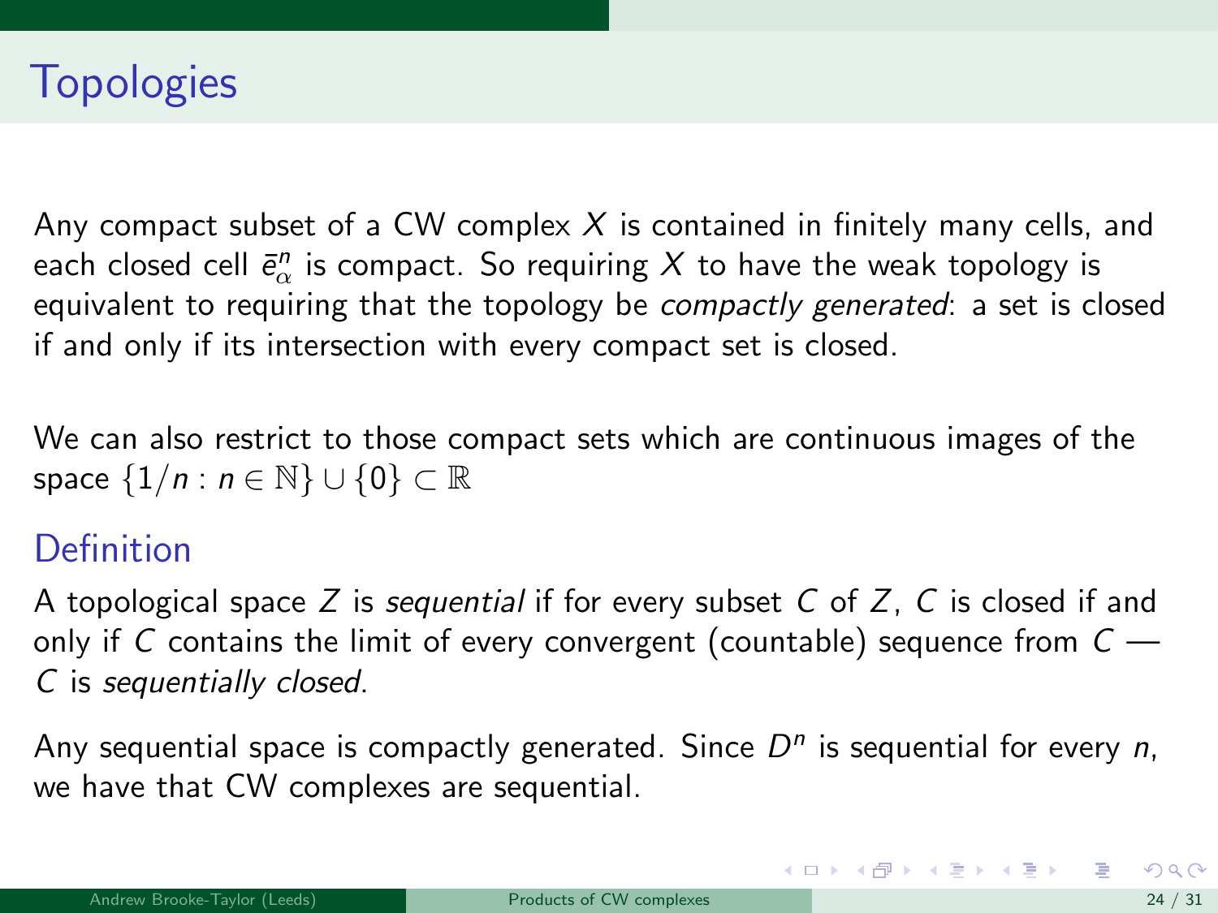# Topologies

Any compact subset of a CW complex $X$ is contained in finitely many cells, and each closed cell $\bar{e}^n_\alpha$ is compact. So requiring $X$ to have the weak topology is equivalent to requiring that the topology be *compactly generated*: a set is closed if and only if its intersection with every compact set is closed.

We can also restrict to those compact sets which are continuous images of the space $\{1/n : n \in \mathbb{N}\} \cup \{0\} \subset \mathbb{R}$

## Definition

A topological space $Z$ is *sequential* if for every subset $C$ of $Z$, $C$ is closed if and only if $C$ contains the limit of every convergent (countable) sequence from $C$ — $C$ is *sequentially closed*.

Any sequential space is compactly generated. Since $D^n$ is sequential for every $n$, we have that CW complexes are sequential.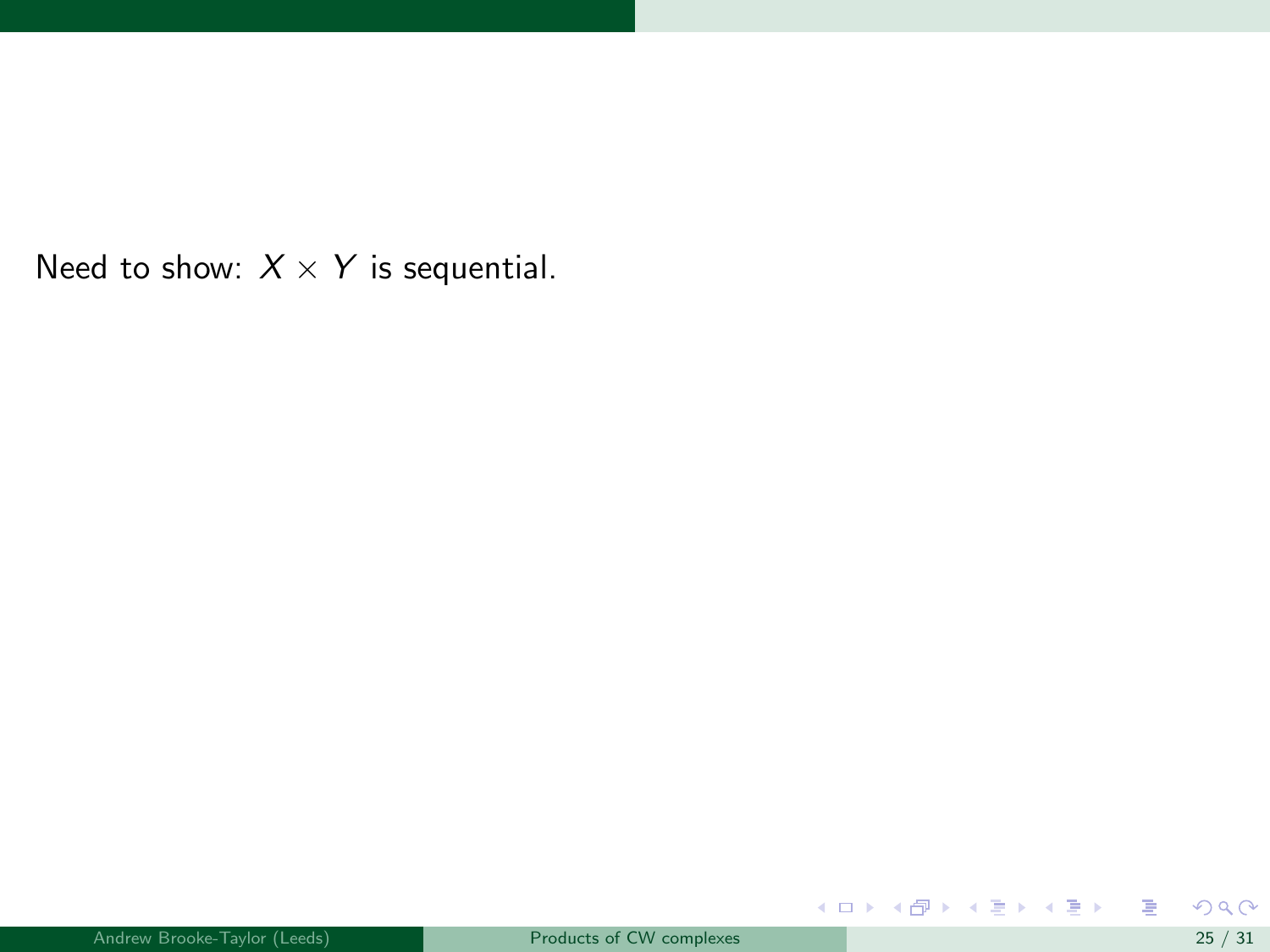Need to show: $X \times Y$ is sequential.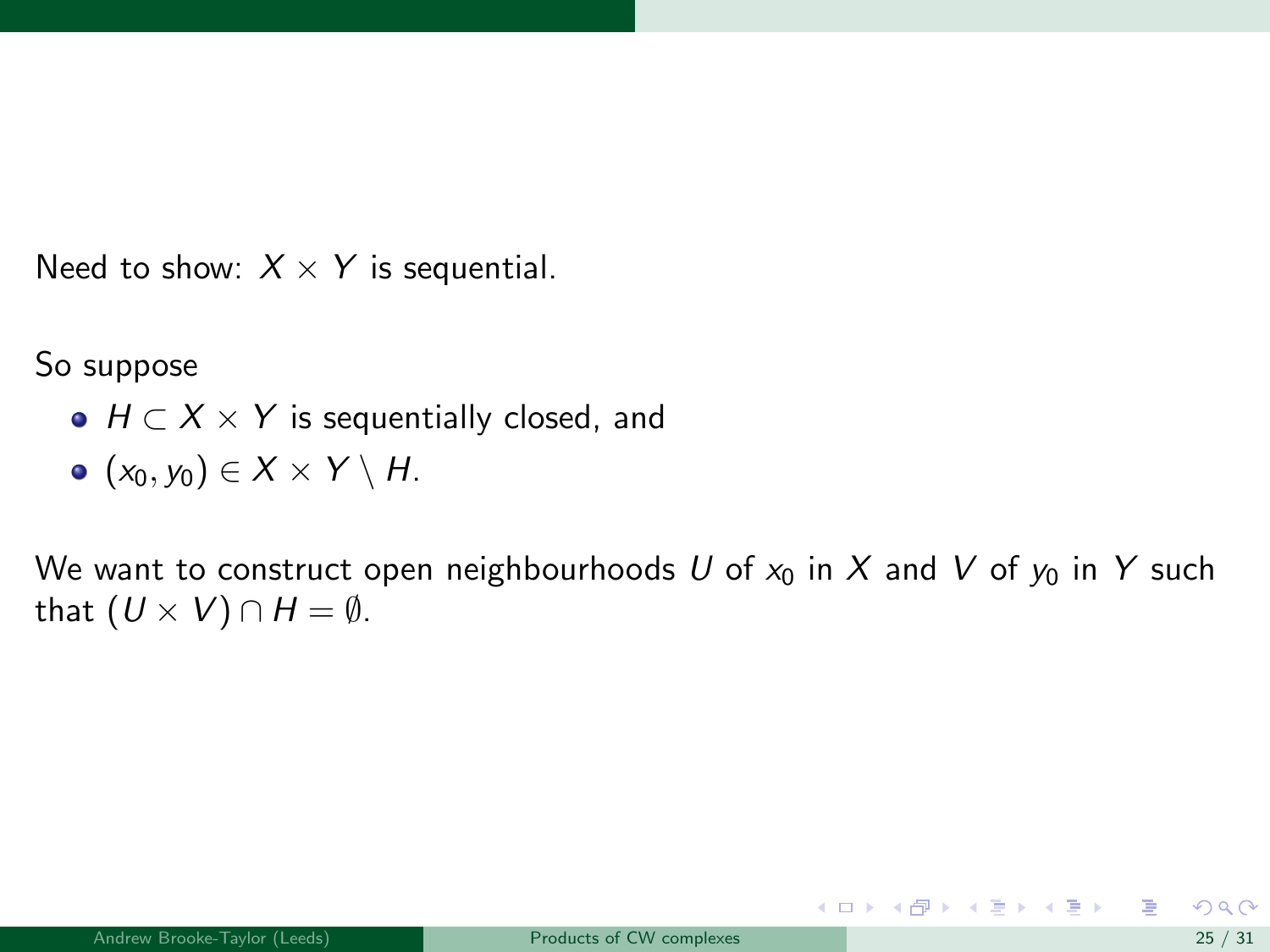Need to show: $X \times Y$ is sequential.

So suppose

- $H \subset X \times Y$ is sequentially closed, and
- $(x_0, y_0) \in X \times Y \setminus H$.

We want to construct open neighbourhoods $U$ of $x_0$ in $X$ and $V$ of $y_0$ in $Y$ such that $(U \times V) \cap H = \emptyset$.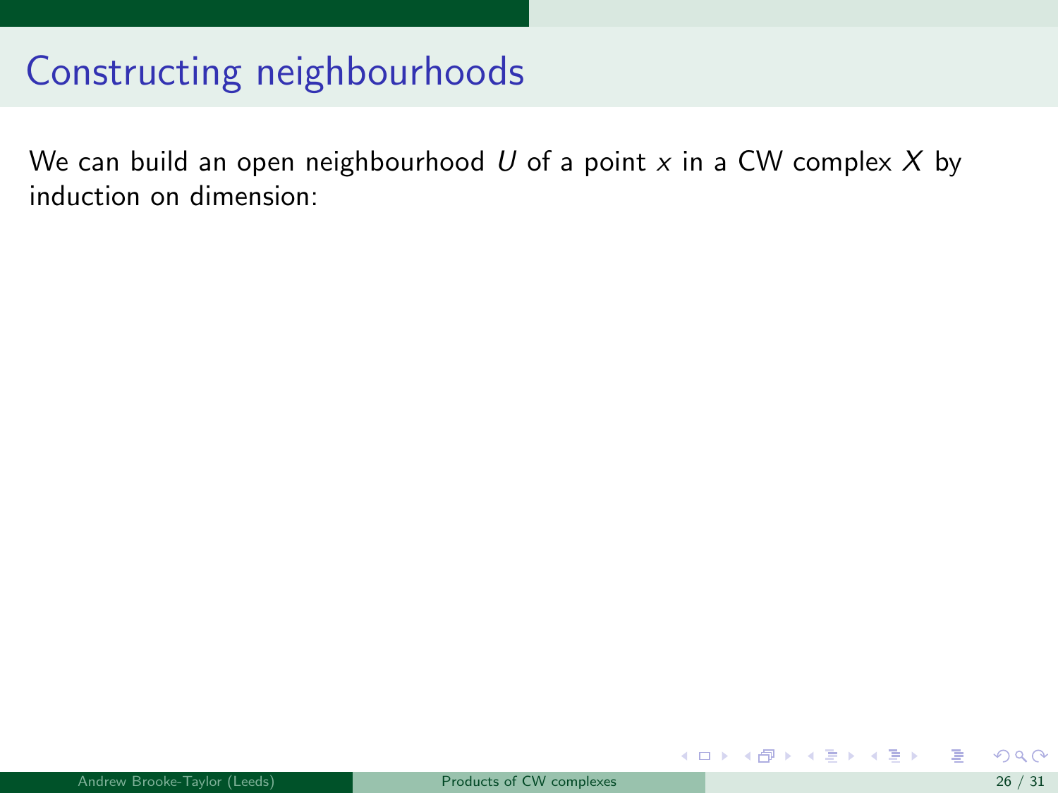# Constructing neighbourhoods

We can build an open neighbourhood $U$ of a point $x$ in a CW complex $X$ by induction on dimension: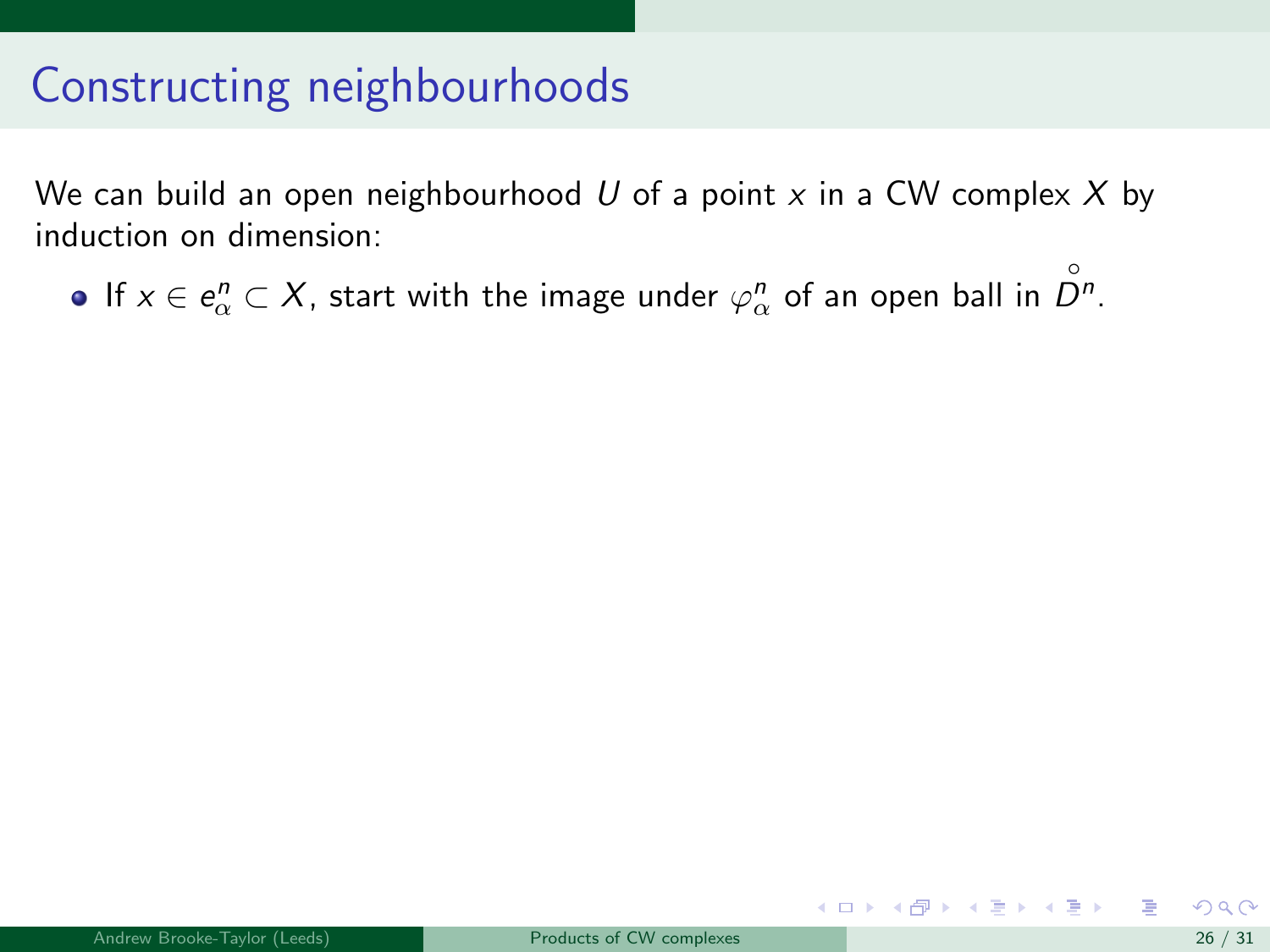# Constructing neighbourhoods

We can build an open neighbourhood $U$ of a point $x$ in a CW complex $X$ by induction on dimension:

- If $x \in e^n_\alpha \subset X$, start with the image under $\varphi^n_\alpha$ of an open ball in $\mathring{D}^n$.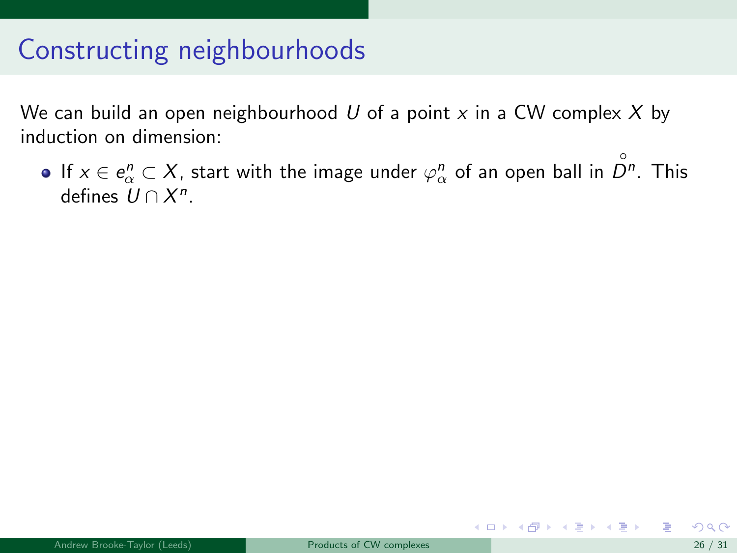# Constructing neighbourhoods

We can build an open neighbourhood $U$ of a point $x$ in a CW complex $X$ by induction on dimension:

- If $x \in e_\alpha^n \subset X$, start with the image under $\varphi_\alpha^n$ of an open ball in $\overset{\circ}{D}{}^n$. This defines $U \cap X^n$.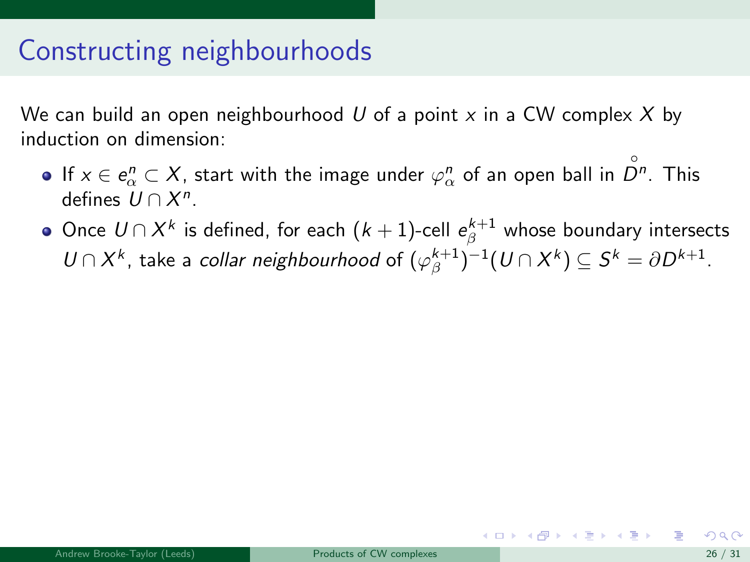# Constructing neighbourhoods

We can build an open neighbourhood $U$ of a point $x$ in a CW complex $X$ by induction on dimension:

- If $x \in e^n_\alpha \subset X$, start with the image under $\varphi^n_\alpha$ of an open ball in $\mathring{D}^n$. This defines $U \cap X^n$.
- Once $U \cap X^k$ is defined, for each $(k+1)$-cell $e^{k+1}_\beta$ whose boundary intersects $U \cap X^k$, take a *collar neighbourhood* of $(\varphi^{k+1}_\beta)^{-1}(U \cap X^k) \subseteq S^k = \partial D^{k+1}$.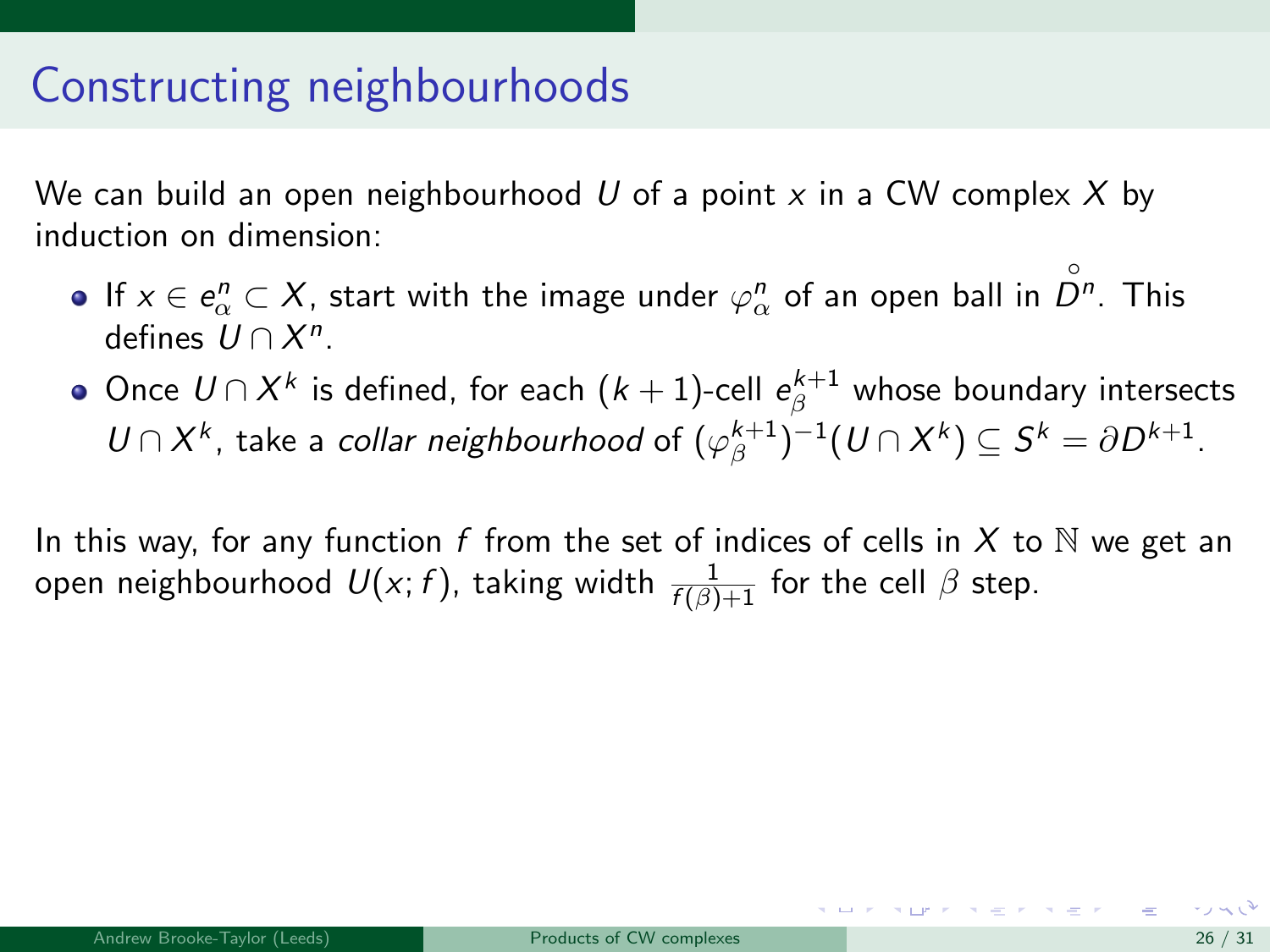# Constructing neighbourhoods

We can build an open neighbourhood $U$ of a point $x$ in a CW complex $X$ by induction on dimension:

- If $x \in e^n_\alpha \subset X$, start with the image under $\varphi^n_\alpha$ of an open ball in $\overset{\circ}{D}{}^n$. This defines $U \cap X^n$.
- Once $U \cap X^k$ is defined, for each $(k+1)$-cell $e^{k+1}_\beta$ whose boundary intersects $U \cap X^k$, take a *collar neighbourhood* of $(\varphi^{k+1}_\beta)^{-1}(U \cap X^k) \subseteq S^k = \partial D^{k+1}$.

In this way, for any function $f$ from the set of indices of cells in $X$ to $\mathbb{N}$ we get an open neighbourhood $U(x; f)$, taking width $\frac{1}{f(\beta)+1}$ for the cell $\beta$ step.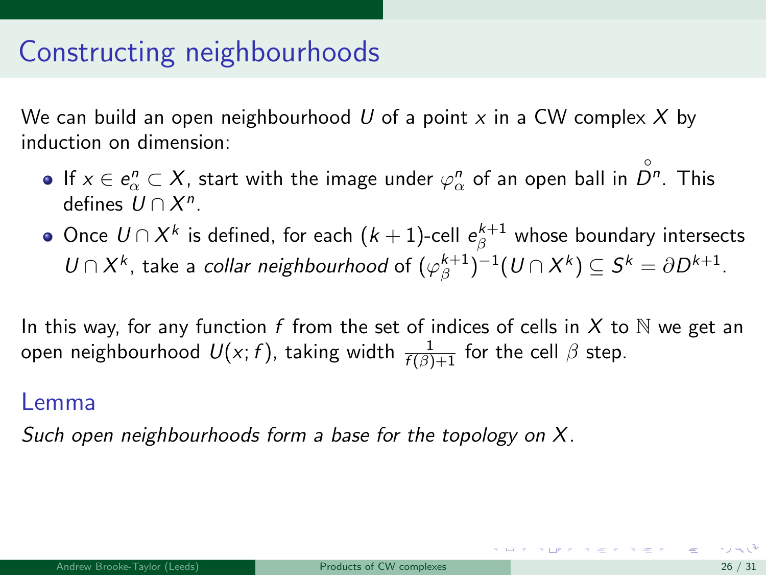# Constructing neighbourhoods

We can build an open neighbourhood $U$ of a point $x$ in a CW complex $X$ by induction on dimension:

- If $x \in e^n_\alpha \subset X$, start with the image under $\varphi^n_\alpha$ of an open ball in $\mathring{D}^n$. This defines $U \cap X^n$.
- Once $U \cap X^k$ is defined, for each $(k+1)$-cell $e^{k+1}_\beta$ whose boundary intersects $U \cap X^k$, take a *collar neighbourhood* of $(\varphi^{k+1}_\beta)^{-1}(U \cap X^k) \subseteq S^k = \partial D^{k+1}$.

In this way, for any function $f$ from the set of indices of cells in $X$ to $\mathbb{N}$ we get an open neighbourhood $U(x; f)$, taking width $\frac{1}{f(\beta)+1}$ for the cell $\beta$ step.

## Lemma

*Such open neighbourhoods form a base for the topology on $X$.*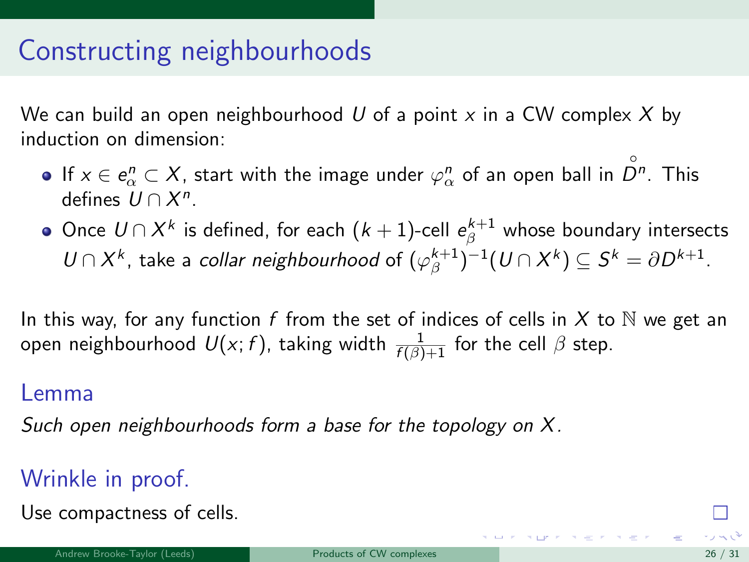# Constructing neighbourhoods

We can build an open neighbourhood $U$ of a point $x$ in a CW complex $X$ by induction on dimension:

- If $x \in e^n_\alpha \subset X$, start with the image under $\varphi^n_\alpha$ of an open ball in $\overset{\circ}{D}{}^n$. This defines $U \cap X^n$.
- Once $U \cap X^k$ is defined, for each $(k+1)$-cell $e^{k+1}_\beta$ whose boundary intersects $U \cap X^k$, take a *collar neighbourhood* of $(\varphi^{k+1}_\beta)^{-1}(U \cap X^k) \subseteq S^k = \partial D^{k+1}$.

In this way, for any function $f$ from the set of indices of cells in $X$ to $\mathbb{N}$ we get an open neighbourhood $U(x; f)$, taking width $\frac{1}{f(\beta)+1}$ for the cell $\beta$ step.

## Lemma

*Such open neighbourhoods form a base for the topology on $X$.*

## Wrinkle in proof.

Use compactness of cells. □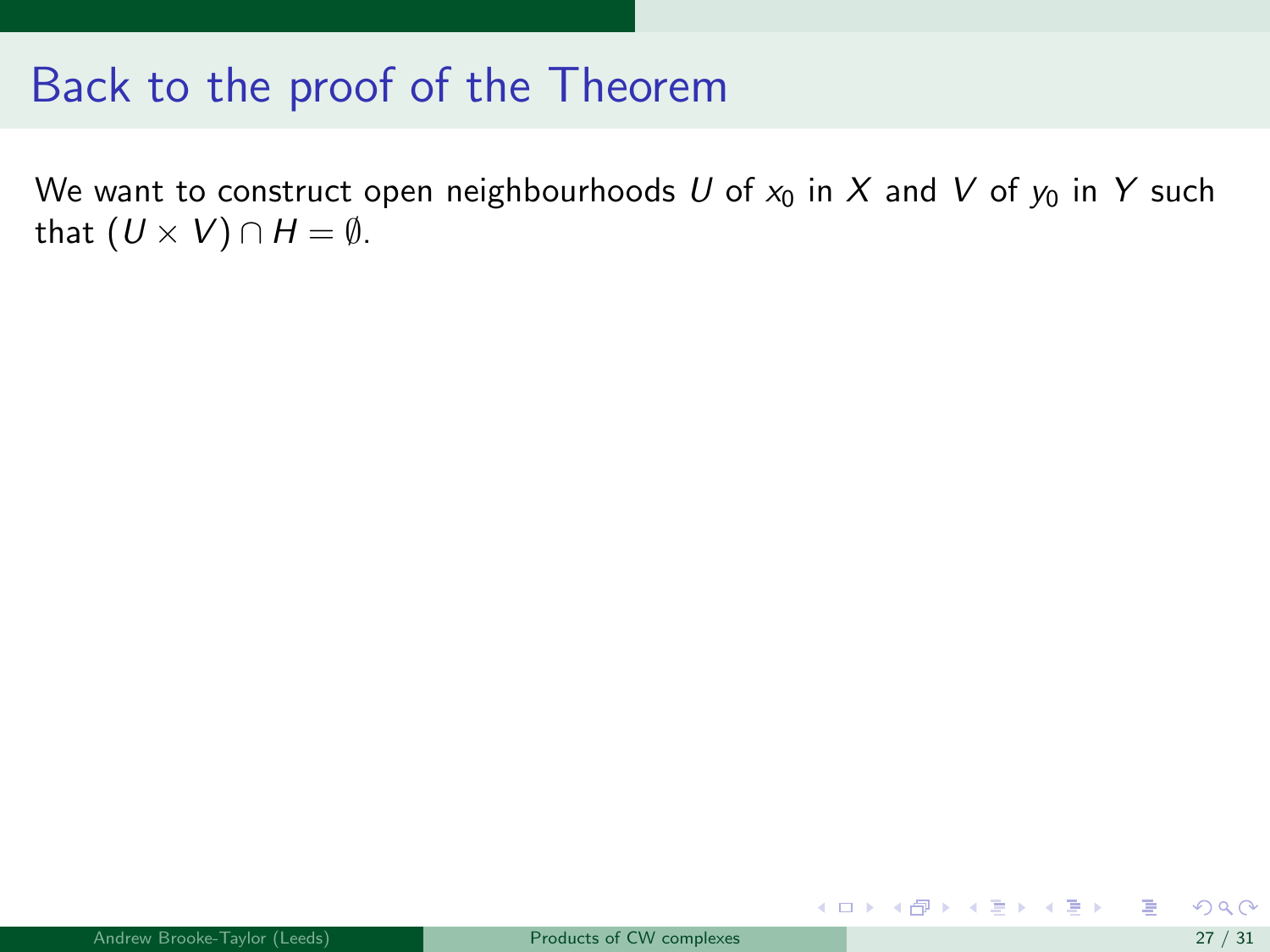# Back to the proof of the Theorem

We want to construct open neighbourhoods $U$ of $x_0$ in $X$ and $V$ of $y_0$ in $Y$ such that $(U \times V) \cap H = \emptyset$.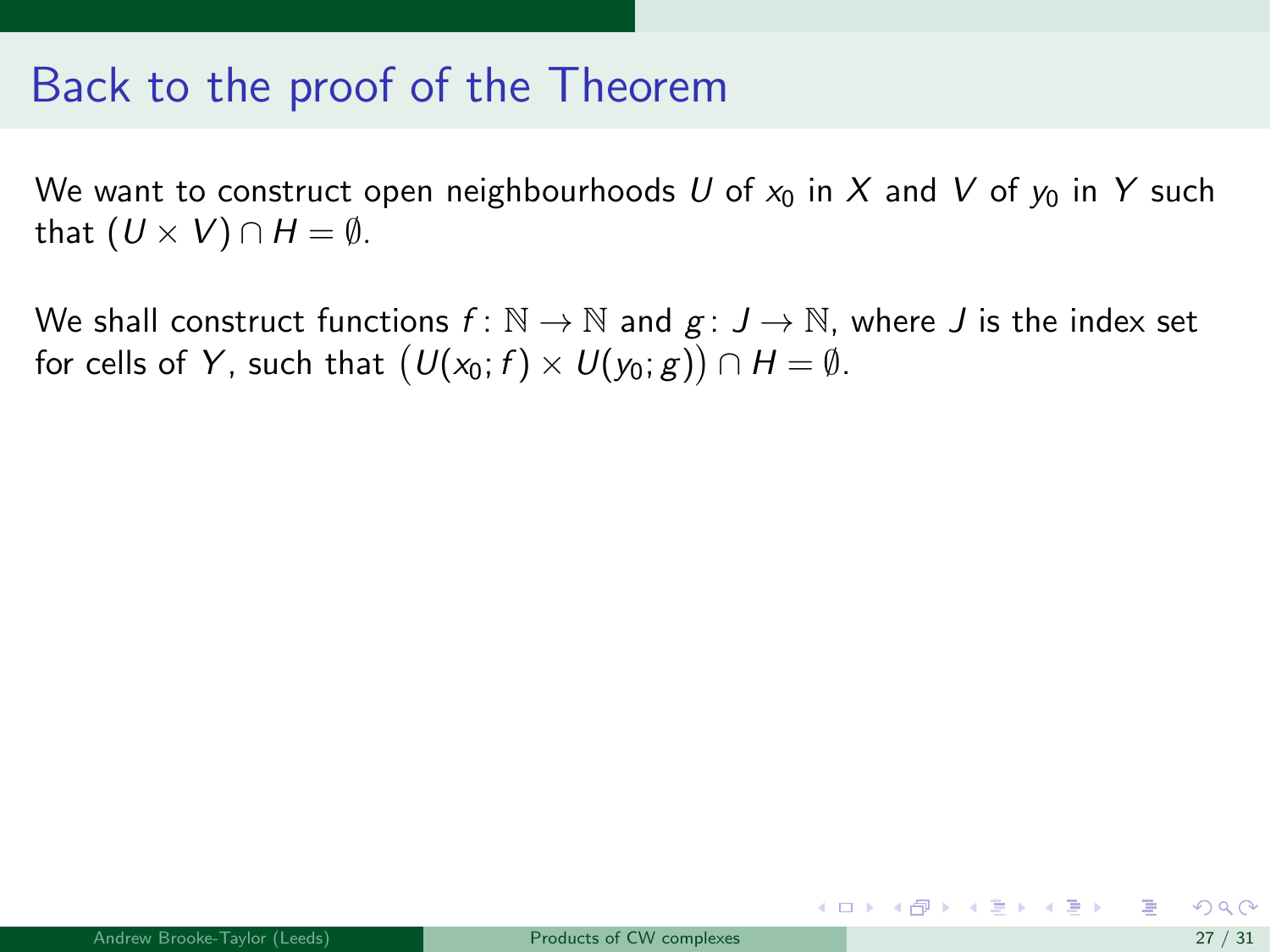# Back to the proof of the Theorem

We want to construct open neighbourhoods $U$ of $x_0$ in $X$ and $V$ of $y_0$ in $Y$ such that $(U \times V) \cap H = \emptyset$.

We shall construct functions $f\colon \mathbb{N} \to \mathbb{N}$ and $g\colon J \to \mathbb{N}$, where $J$ is the index set for cells of $Y$, such that $\big(U(x_0; f) \times U(y_0; g)\big) \cap H = \emptyset$.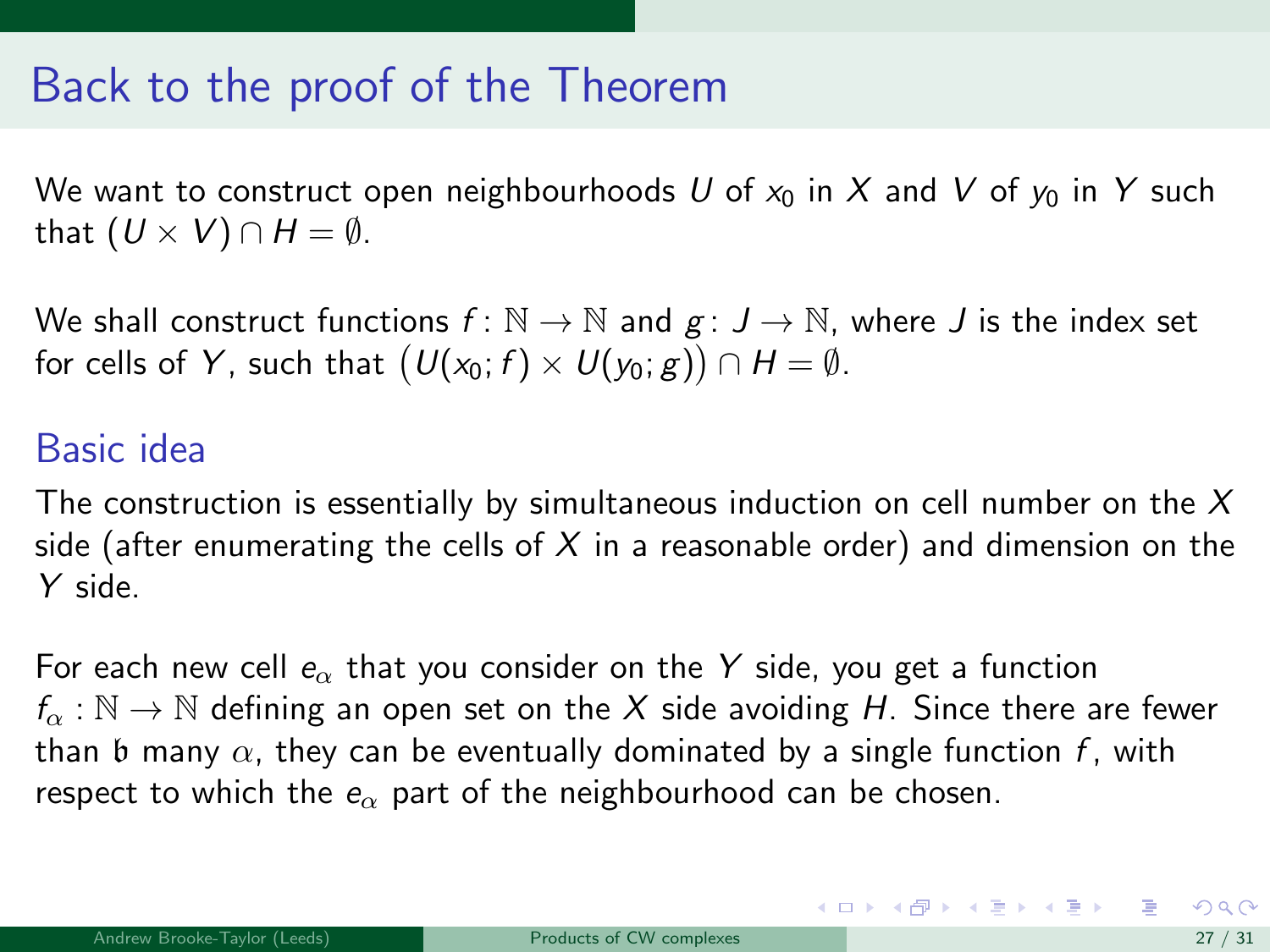# Back to the proof of the Theorem

We want to construct open neighbourhoods $U$ of $x_0$ in $X$ and $V$ of $y_0$ in $Y$ such that $(U \times V) \cap H = \emptyset$.

We shall construct functions $f\colon \mathbb{N} \to \mathbb{N}$ and $g\colon J \to \mathbb{N}$, where $J$ is the index set for cells of $Y$, such that $\big(U(x_0; f) \times U(y_0; g)\big) \cap H = \emptyset$.

## Basic idea

The construction is essentially by simultaneous induction on cell number on the $X$ side (after enumerating the cells of $X$ in a reasonable order) and dimension on the $Y$ side.

For each new cell $e_\alpha$ that you consider on the $Y$ side, you get a function $f_\alpha : \mathbb{N} \to \mathbb{N}$ defining an open set on the $X$ side avoiding $H$. Since there are fewer than $\mathfrak{b}$ many $\alpha$, they can be eventually dominated by a single function $f$, with respect to which the $e_\alpha$ part of the neighbourhood can be chosen.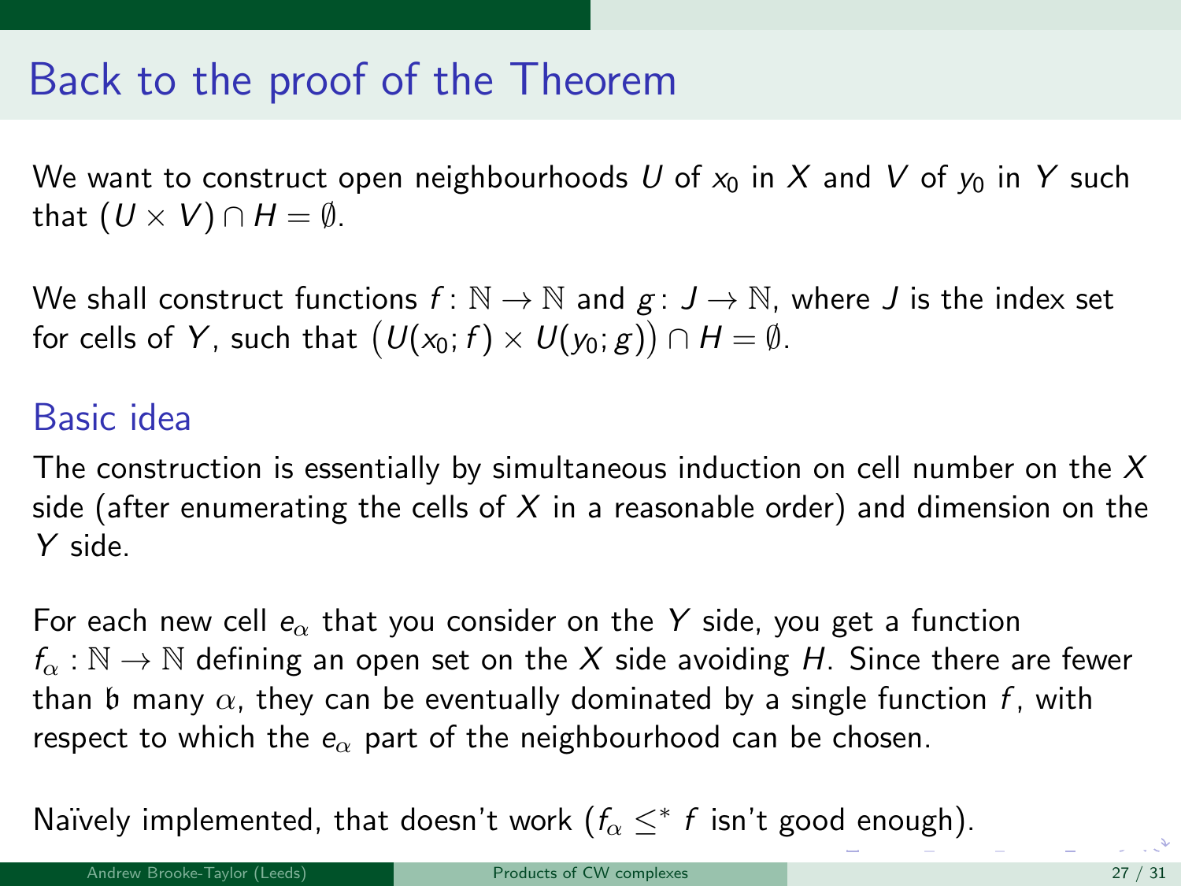# Back to the proof of the Theorem

We want to construct open neighbourhoods $U$ of $x_0$ in $X$ and $V$ of $y_0$ in $Y$ such that $(U \times V) \cap H = \emptyset$.

We shall construct functions $f\colon \mathbb{N} \to \mathbb{N}$ and $g\colon J \to \mathbb{N}$, where $J$ is the index set for cells of $Y$, such that $\big(U(x_0; f) \times U(y_0; g)\big) \cap H = \emptyset$.

## Basic idea

The construction is essentially by simultaneous induction on cell number on the $X$ side (after enumerating the cells of $X$ in a reasonable order) and dimension on the $Y$ side.

For each new cell $e_\alpha$ that you consider on the $Y$ side, you get a function $f_\alpha : \mathbb{N} \to \mathbb{N}$ defining an open set on the $X$ side avoiding $H$. Since there are fewer than $\mathfrak{b}$ many $\alpha$, they can be eventually dominated by a single function $f$, with respect to which the $e_\alpha$ part of the neighbourhood can be chosen.

Naïvely implemented, that doesn't work ($f_\alpha \leq^* f$ isn't good enough).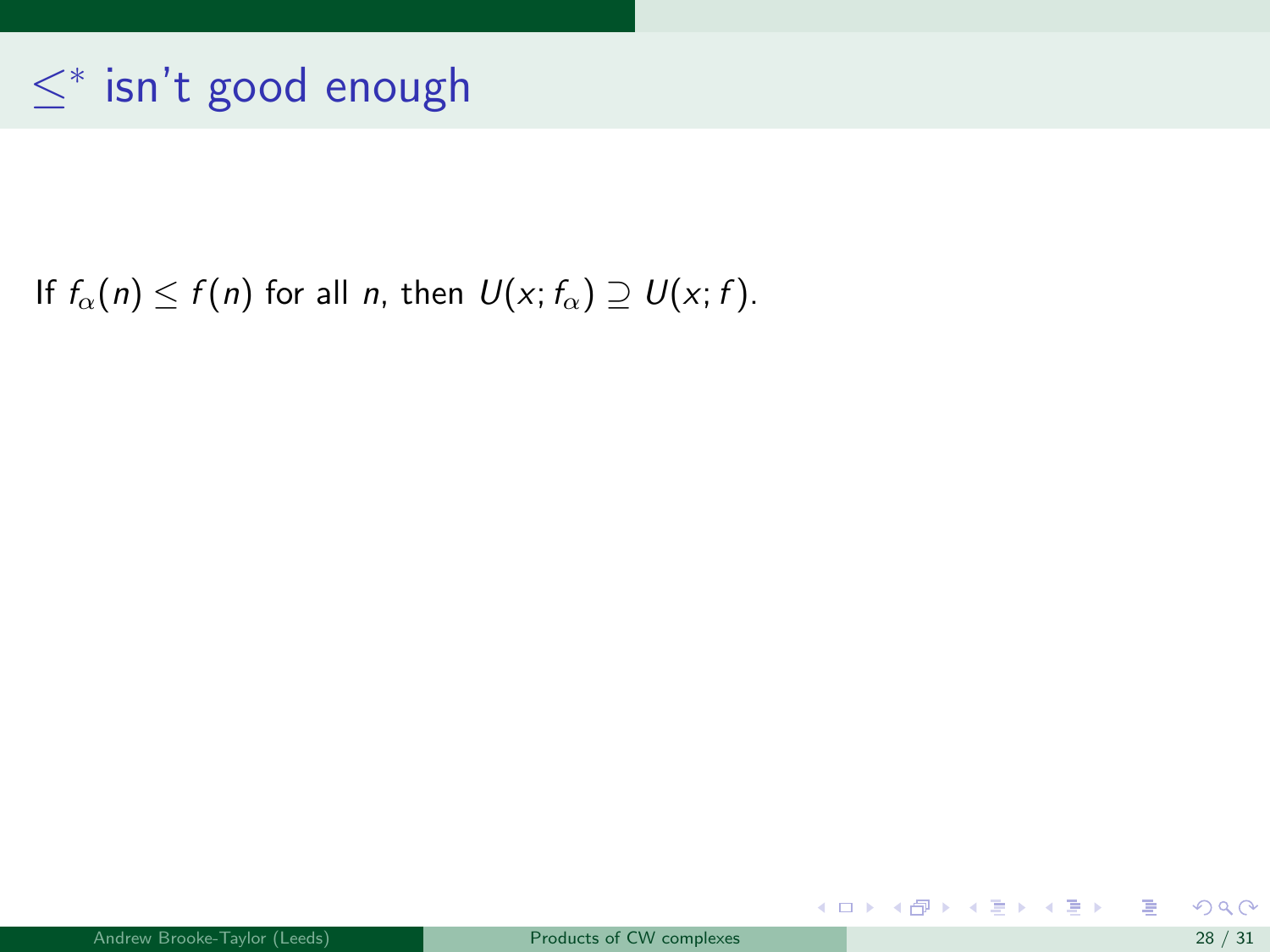# $\leq^*$ isn't good enough

If $f_\alpha(n) \leq f(n)$ for all $n$, then $U(x; f_\alpha) \supseteq U(x; f)$.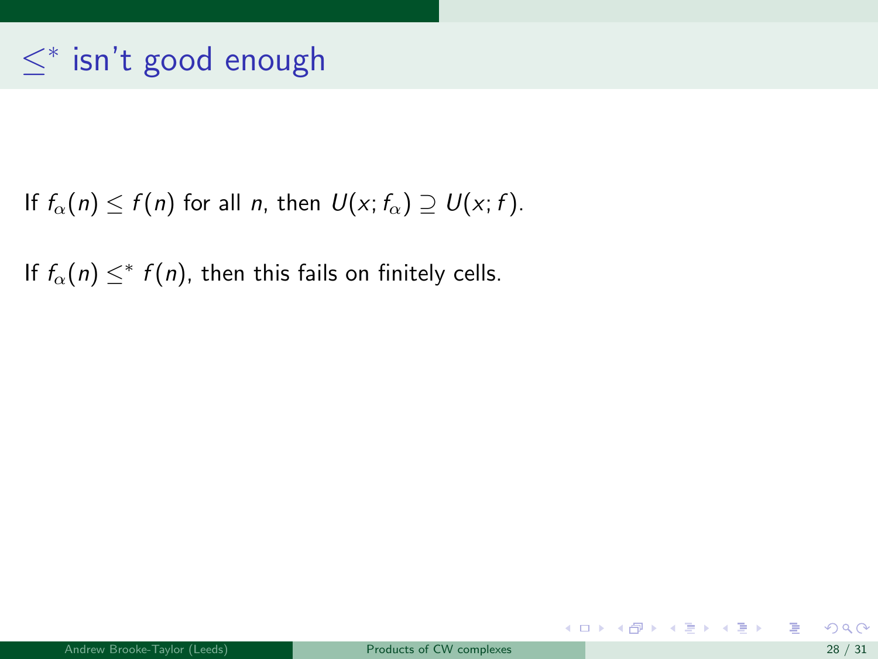# $\leq^*$ isn't good enough

If $f_\alpha(n) \leq f(n)$ for all $n$, then $U(x; f_\alpha) \supseteq U(x; f)$.

If $f_\alpha(n) \leq^* f(n)$, then this fails on finitely cells.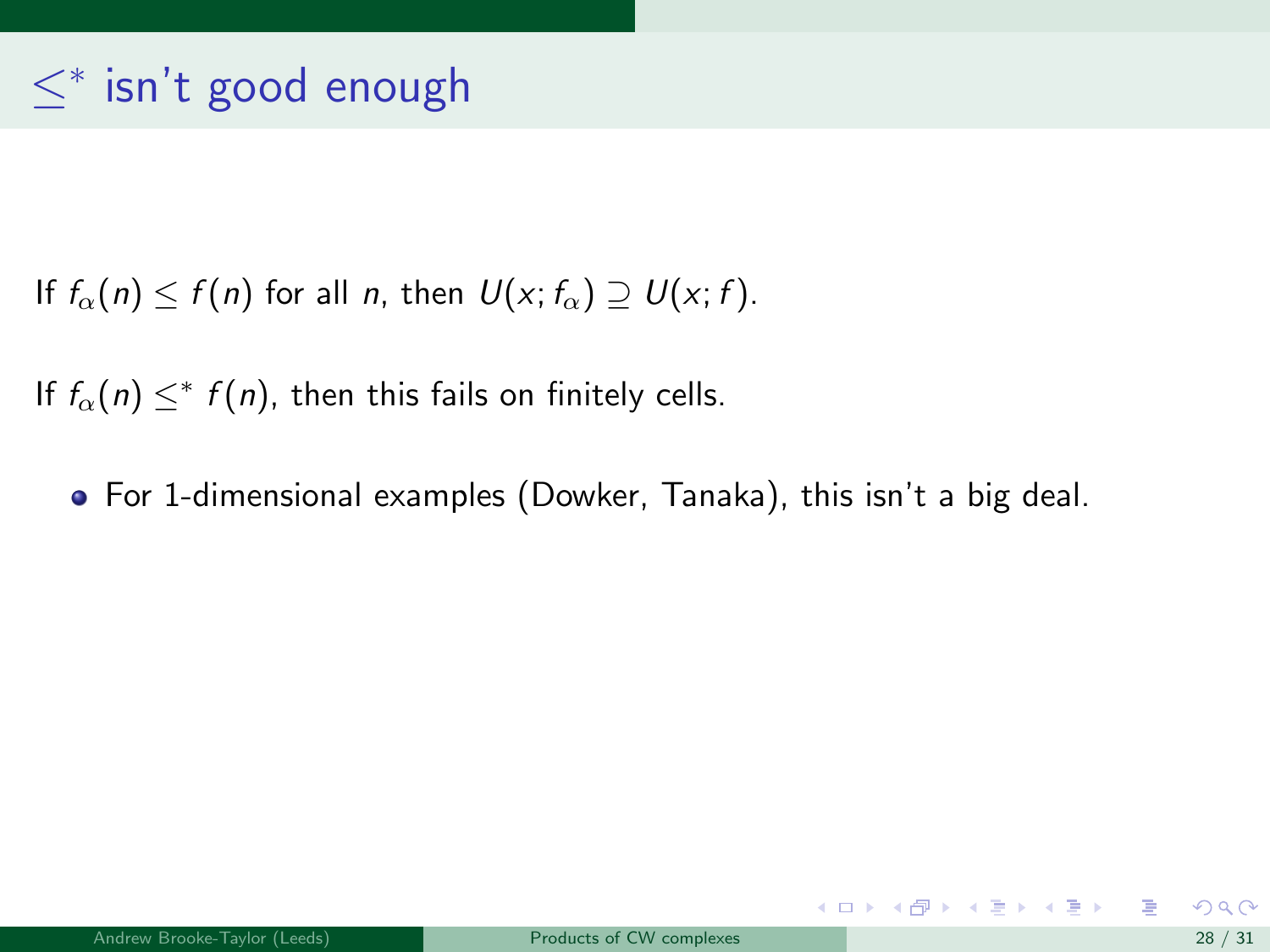# $\leq^*$ isn't good enough

If $f_\alpha(n) \leq f(n)$ for all $n$, then $U(x; f_\alpha) \supseteq U(x; f)$.

If $f_\alpha(n) \leq^* f(n)$, then this fails on finitely cells.

- For 1-dimensional examples (Dowker, Tanaka), this isn't a big deal.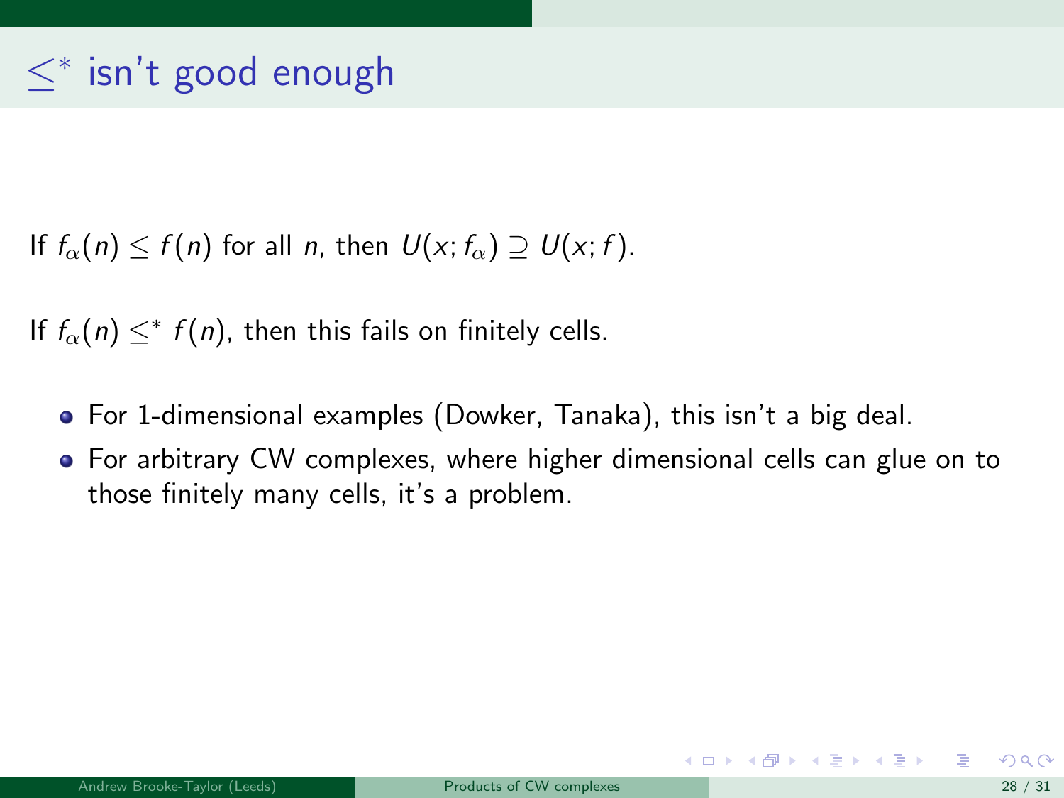# $\leq^*$ isn't good enough

If $f_\alpha(n) \leq f(n)$ for all $n$, then $U(x; f_\alpha) \supseteq U(x; f)$.

If $f_\alpha(n) \leq^* f(n)$, then this fails on finitely cells.

- For 1-dimensional examples (Dowker, Tanaka), this isn't a big deal.
- For arbitrary CW complexes, where higher dimensional cells can glue on to those finitely many cells, it's a problem.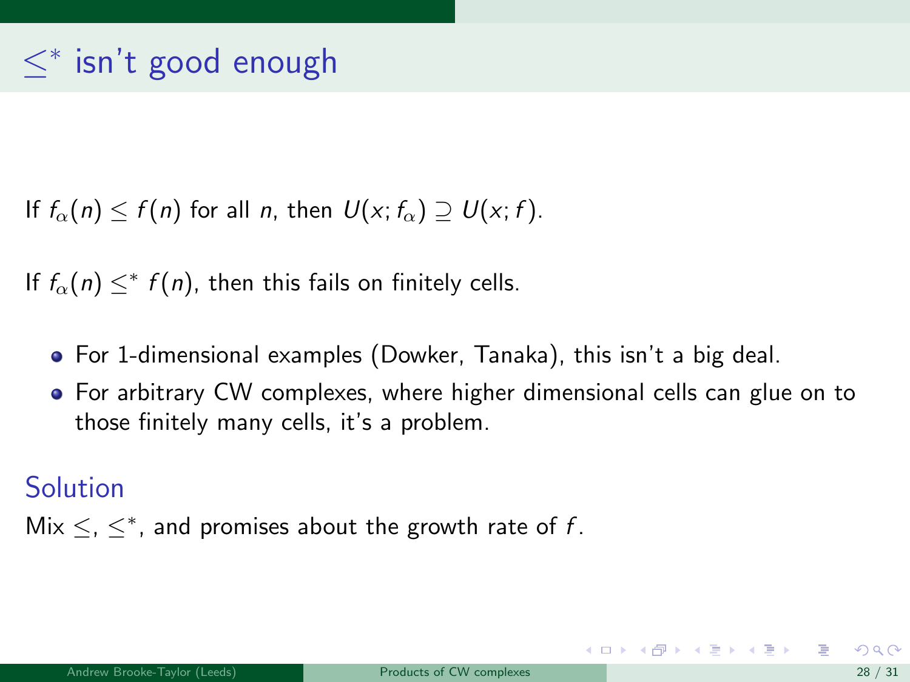# $\leq^*$ isn't good enough

If $f_\alpha(n) \leq f(n)$ for all $n$, then $U(x; f_\alpha) \supseteq U(x; f)$.

If $f_\alpha(n) \leq^* f(n)$, then this fails on finitely cells.

- For 1-dimensional examples (Dowker, Tanaka), this isn't a big deal.
- For arbitrary CW complexes, where higher dimensional cells can glue on to those finitely many cells, it's a problem.

## Solution

Mix $\leq$, $\leq^*$, and promises about the growth rate of $f$.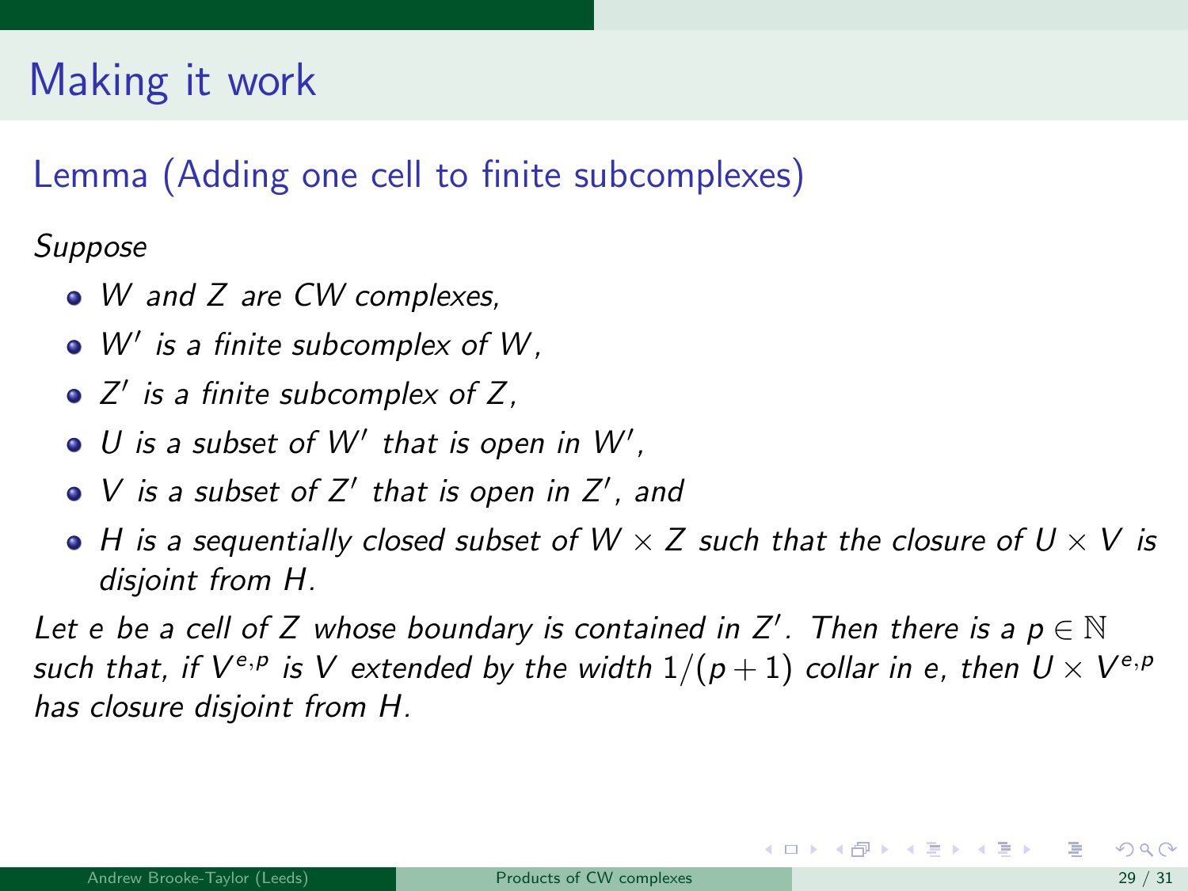# Making it work

## Lemma (Adding one cell to finite subcomplexes)

*Suppose*

- *$W$ and $Z$ are CW complexes,*
- *$W'$ is a finite subcomplex of $W$,*
- *$Z'$ is a finite subcomplex of $Z$,*
- *$U$ is a subset of $W'$ that is open in $W'$,*
- *$V$ is a subset of $Z'$ that is open in $Z'$, and*
- *$H$ is a sequentially closed subset of $W \times Z$ such that the closure of $U \times V$ is disjoint from $H$.*

*Let $e$ be a cell of $Z$ whose boundary is contained in $Z'$. Then there is a $p \in \mathbb{N}$ such that, if $V^{e,p}$ is $V$ extended by the width $1/(p+1)$ collar in $e$, then $U \times V^{e,p}$ has closure disjoint from $H$.*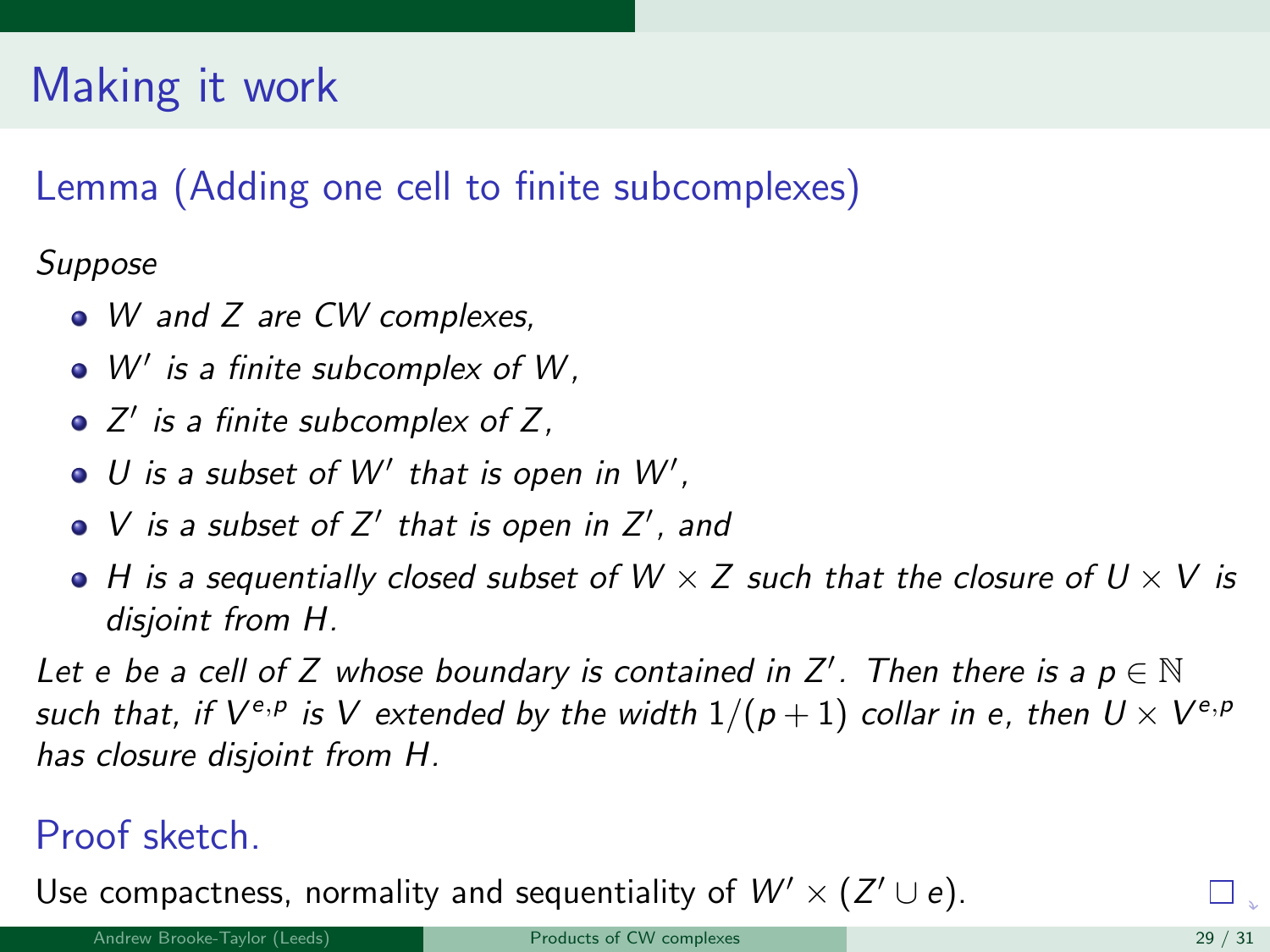# Making it work

## Lemma (Adding one cell to finite subcomplexes)

*Suppose*

- *$W$ and $Z$ are CW complexes,*
- *$W'$ is a finite subcomplex of $W$,*
- *$Z'$ is a finite subcomplex of $Z$,*
- *$U$ is a subset of $W'$ that is open in $W'$,*
- *$V$ is a subset of $Z'$ that is open in $Z'$, and*
- *$H$ is a sequentially closed subset of $W \times Z$ such that the closure of $U \times V$ is disjoint from $H$.*

*Let $e$ be a cell of $Z$ whose boundary is contained in $Z'$. Then there is a $p \in \mathbb{N}$ such that, if $V^{e,p}$ is $V$ extended by the width $1/(p+1)$ collar in $e$, then $U \times V^{e,p}$ has closure disjoint from $H$.*

## Proof sketch.

Use compactness, normality and sequentiality of $W' \times (Z' \cup e)$. □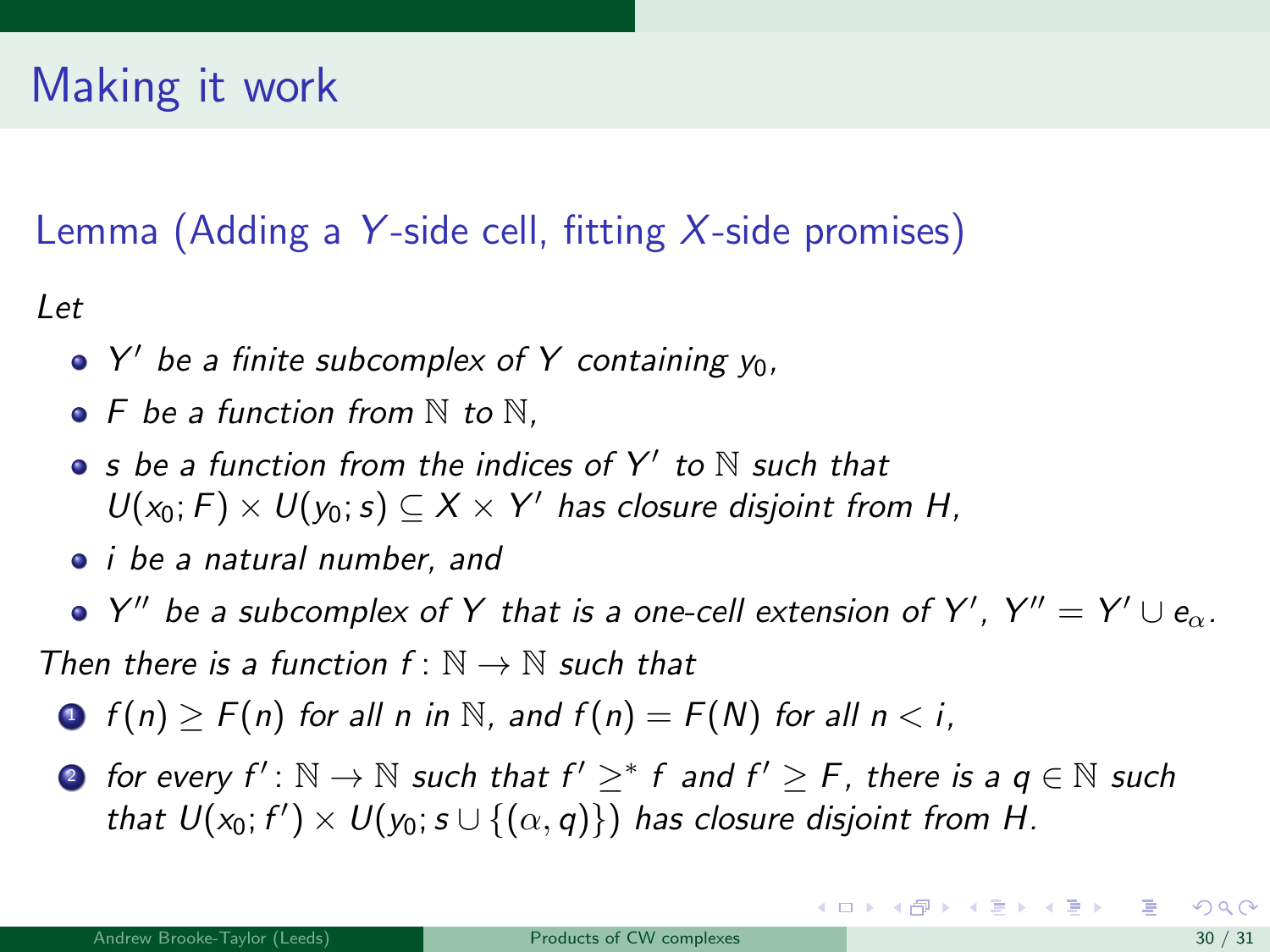# Making it work

## Lemma (Adding a $Y$-side cell, fitting $X$-side promises)

*Let*

- $Y'$ *be a finite subcomplex of* $Y$ *containing* $y_0$*,*
- $F$ *be a function from* $\mathbb{N}$ *to* $\mathbb{N}$*,*
- $s$ *be a function from the indices of* $Y'$ *to* $\mathbb{N}$ *such that* $U(x_0; F) \times U(y_0; s) \subseteq X \times Y'$ *has closure disjoint from* $H$*,*
- $i$ *be a natural number, and*
- $Y''$ *be a subcomplex of* $Y$ *that is a one-cell extension of* $Y'$*,* $Y'' = Y' \cup e_\alpha$*.*

*Then there is a function* $f \colon \mathbb{N} \to \mathbb{N}$ *such that*

1. $f(n) \geq F(n)$ *for all* $n$ *in* $\mathbb{N}$*, and* $f(n) = F(N)$ *for all* $n < i$*,*
2. *for every* $f' \colon \mathbb{N} \to \mathbb{N}$ *such that* $f' \geq^* f$ *and* $f' \geq F$*, there is a* $q \in \mathbb{N}$ *such that* $U(x_0; f') \times U(y_0; s \cup \{(\alpha, q)\})$ *has closure disjoint from* $H$*.*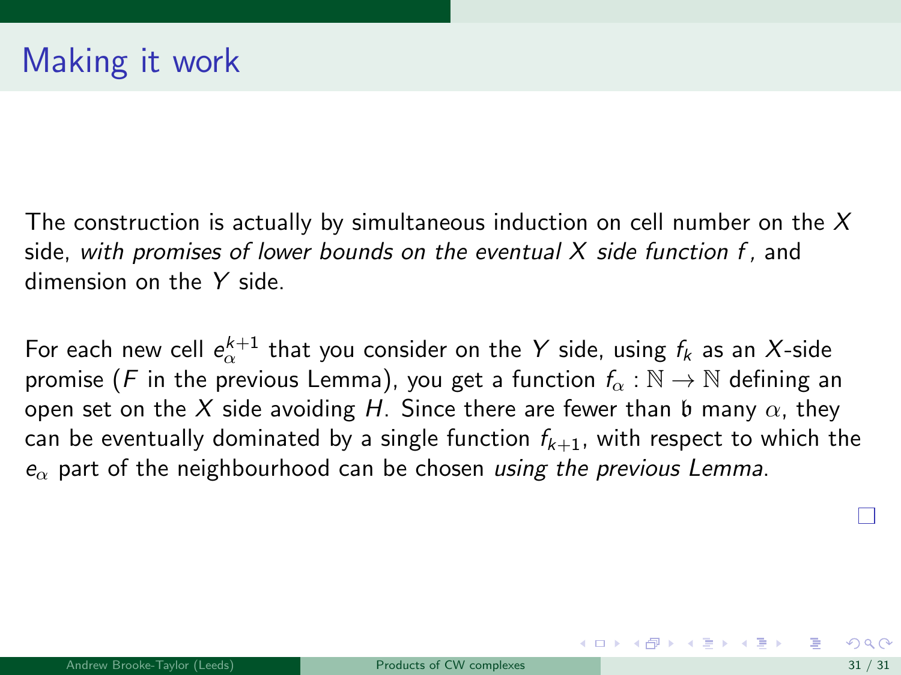# Making it work

The construction is actually by simultaneous induction on cell number on the $X$ side, *with promises of lower bounds on the eventual $X$ side function $f$*, and dimension on the $Y$ side.

For each new cell $e_\alpha^{k+1}$ that you consider on the $Y$ side, using $f_k$ as an $X$-side promise ($F$ in the previous Lemma), you get a function $f_\alpha : \mathbb{N} \to \mathbb{N}$ defining an open set on the $X$ side avoiding $H$. Since there are fewer than $\mathfrak{b}$ many $\alpha$, they can be eventually dominated by a single function $f_{k+1}$, with respect to which the $e_\alpha$ part of the neighbourhood can be chosen *using the previous Lemma*.

□